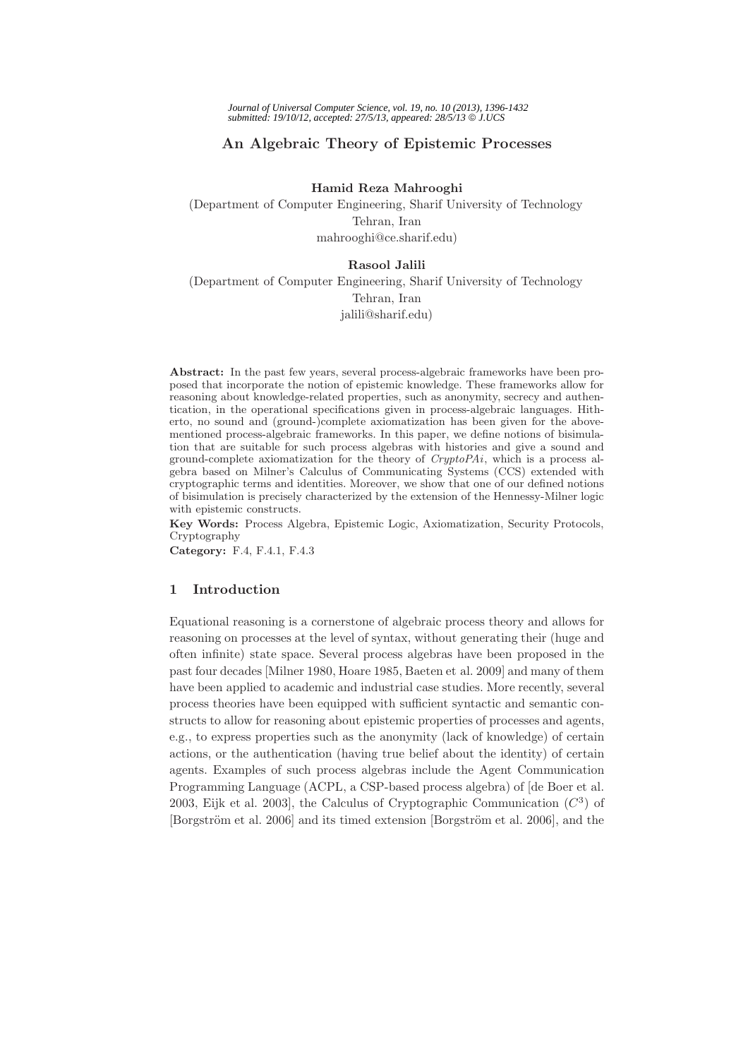# An Algebraic Theory of Epistemic Processes

**Hamid Reza Mahrooghi**

(Department of Computer Engineering, Sharif University of Technology
Tehran, Iran
mahrooghi@ce.sharif.edu)

**Rasool Jalili**

(Department of Computer Engineering, Sharif University of Technology
Tehran, Iran
jalili@sharif.edu)

**Abstract:** In the past few years, several process-algebraic frameworks have been proposed that incorporate the notion of epistemic knowledge. These frameworks allow for reasoning about knowledge-related properties, such as anonymity, secrecy and authentication, in the operational specifications given in process-algebraic languages. Hitherto, no sound and (ground-)complete axiomatization has been given for the above-mentioned process-algebraic frameworks. In this paper, we define notions of bisimulation that are suitable for such process algebras with histories and give a sound and ground-complete axiomatization for the theory of *CryptoPAi*, which is a process algebra based on Milner's Calculus of Communicating Systems (CCS) extended with cryptographic terms and identities. Moreover, we show that one of our defined notions of bisimulation is precisely characterized by the extension of the Hennessy-Milner logic with epistemic constructs.

**Key Words:** Process Algebra, Epistemic Logic, Axiomatization, Security Protocols, Cryptography

**Category:** F.4, F.4.1, F.4.3

## 1 Introduction

Equational reasoning is a cornerstone of algebraic process theory and allows for reasoning on processes at the level of syntax, without generating their (huge and often infinite) state space. Several process algebras have been proposed in the past four decades [Milner 1980, Hoare 1985, Baeten et al. 2009] and many of them have been applied to academic and industrial case studies. More recently, several process theories have been equipped with sufficient syntactic and semantic constructs to allow for reasoning about epistemic properties of processes and agents, e.g., to express properties such as the anonymity (lack of knowledge) of certain actions, or the authentication (having true belief about the identity) of certain agents. Examples of such process algebras include the Agent Communication Programming Language (ACPL, a CSP-based process algebra) of [de Boer et al. 2003, Eijk et al. 2003], the Calculus of Cryptographic Communication ($C^3$) of [Borgström et al. 2006] and its timed extension [Borgström et al. 2006], and the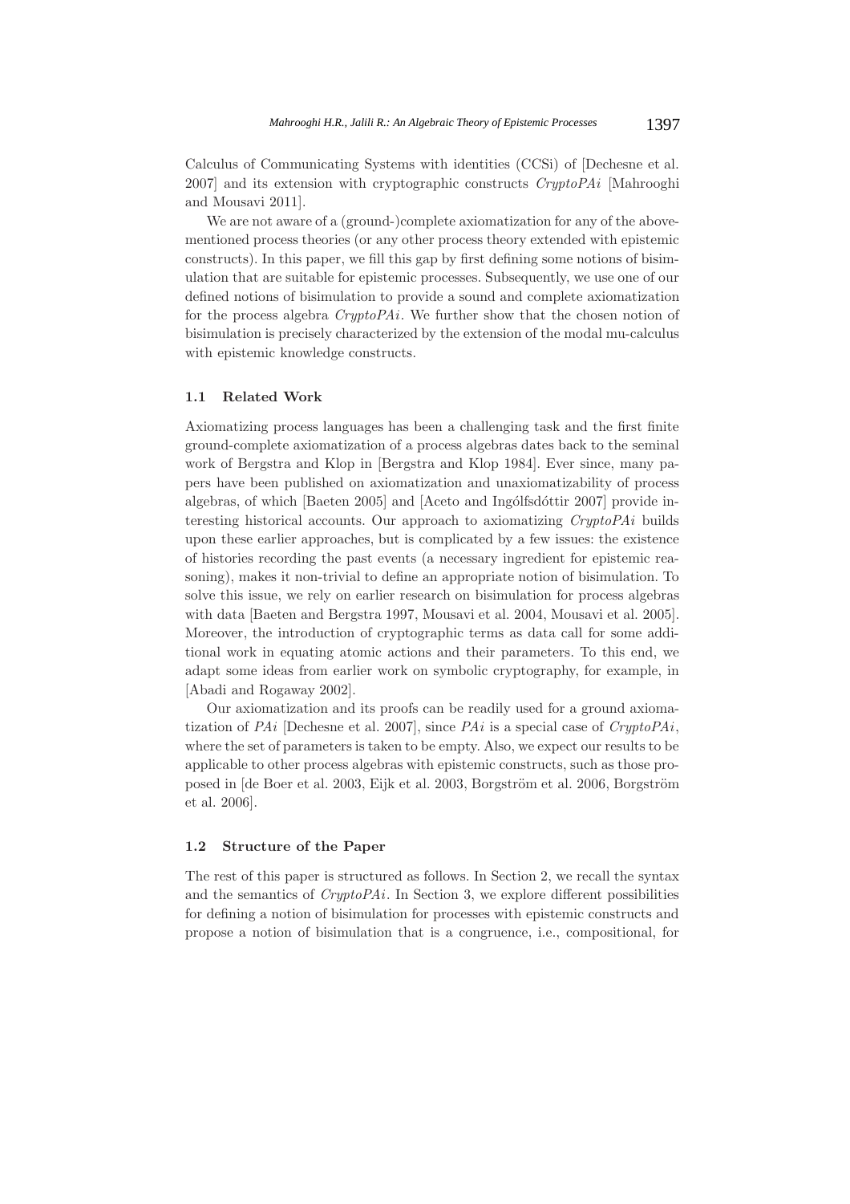Calculus of Communicating Systems with identities (CCSi) of [Dechesne et al. 2007] and its extension with cryptographic constructs *CryptoPAi* [Mahrooghi and Mousavi 2011].

We are not aware of a (ground-)complete axiomatization for any of the above-mentioned process theories (or any other process theory extended with epistemic constructs). In this paper, we fill this gap by first defining some notions of bisimulation that are suitable for epistemic processes. Subsequently, we use one of our defined notions of bisimulation to provide a sound and complete axiomatization for the process algebra *CryptoPAi*. We further show that the chosen notion of bisimulation is precisely characterized by the extension of the modal mu-calculus with epistemic knowledge constructs.

### 1.1 Related Work

Axiomatizing process languages has been a challenging task and the first finite ground-complete axiomatization of a process algebras dates back to the seminal work of Bergstra and Klop in [Bergstra and Klop 1984]. Ever since, many papers have been published on axiomatization and unaxiomatizability of process algebras, of which [Baeten 2005] and [Aceto and Ingólfsdóttir 2007] provide interesting historical accounts. Our approach to axiomatizing *CryptoPAi* builds upon these earlier approaches, but is complicated by a few issues: the existence of histories recording the past events (a necessary ingredient for epistemic reasoning), makes it non-trivial to define an appropriate notion of bisimulation. To solve this issue, we rely on earlier research on bisimulation for process algebras with data [Baeten and Bergstra 1997, Mousavi et al. 2004, Mousavi et al. 2005]. Moreover, the introduction of cryptographic terms as data call for some additional work in equating atomic actions and their parameters. To this end, we adapt some ideas from earlier work on symbolic cryptography, for example, in [Abadi and Rogaway 2002].

Our axiomatization and its proofs can be readily used for a ground axiomatization of *PAi* [Dechesne et al. 2007], since *PAi* is a special case of *CryptoPAi*, where the set of parameters is taken to be empty. Also, we expect our results to be applicable to other process algebras with epistemic constructs, such as those proposed in [de Boer et al. 2003, Eijk et al. 2003, Borgström et al. 2006, Borgström et al. 2006].

### 1.2 Structure of the Paper

The rest of this paper is structured as follows. In Section 2, we recall the syntax and the semantics of *CryptoPAi*. In Section 3, we explore different possibilities for defining a notion of bisimulation for processes with epistemic constructs and propose a notion of bisimulation that is a congruence, i.e., compositional, for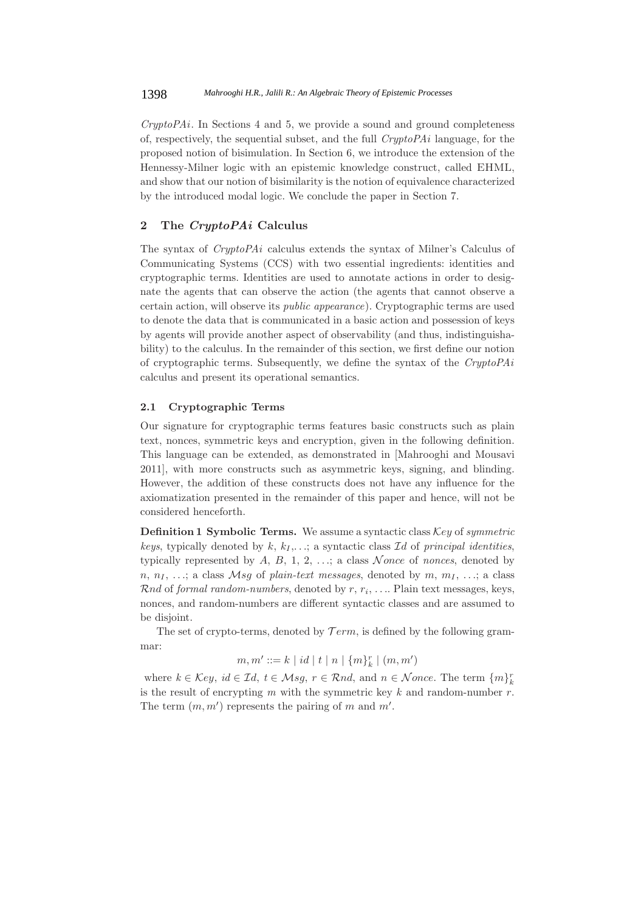*CryptoPAi*. In Sections 4 and 5, we provide a sound and ground completeness of, respectively, the sequential subset, and the full *CryptoPAi* language, for the proposed notion of bisimulation. In Section 6, we introduce the extension of the Hennessy-Milner logic with an epistemic knowledge construct, called EHML, and show that our notion of bisimilarity is the notion of equivalence characterized by the introduced modal logic. We conclude the paper in Section 7.

## 2 The *CryptoPAi* Calculus

The syntax of *CryptoPAi* calculus extends the syntax of Milner's Calculus of Communicating Systems (CCS) with two essential ingredients: identities and cryptographic terms. Identities are used to annotate actions in order to designate the agents that can observe the action (the agents that cannot observe a certain action, will observe its *public appearance*). Cryptographic terms are used to denote the data that is communicated in a basic action and possession of keys by agents will provide another aspect of observability (and thus, indistinguishability) to the calculus. In the remainder of this section, we first define our notion of cryptographic terms. Subsequently, we define the syntax of the *CryptoPAi* calculus and present its operational semantics.

### 2.1 Cryptographic Terms

Our signature for cryptographic terms features basic constructs such as plain text, nonces, symmetric keys and encryption, given in the following definition. This language can be extended, as demonstrated in [Mahrooghi and Mousavi 2011], with more constructs such as asymmetric keys, signing, and blinding. However, the addition of these constructs does not have any influence for the axiomatization presented in the remainder of this paper and hence, will not be considered henceforth.

**Definition 1 Symbolic Terms.** We assume a syntactic class $\mathcal{K}ey$ of *symmetric keys*, typically denoted by $k$, $k_I$,...; a syntactic class $\mathcal{I}d$ of *principal identities*, typically represented by $A$, $B$, 1, 2, ...; a class $\mathcal{N}once$ of *nonces*, denoted by $n$, $n_I$, ...; a class $\mathcal{M}sg$ of *plain-text messages*, denoted by $m$, $m_I$, ...; a class $\mathcal{R}nd$ of *formal random-numbers*, denoted by $r$, $r_i$, .... Plain text messages, keys, nonces, and random-numbers are different syntactic classes and are assumed to be disjoint.

The set of crypto-terms, denoted by $\mathcal{T}erm$, is defined by the following grammar:

$$m, m' ::= k \mid id \mid t \mid n \mid \{m\}_k^r \mid (m, m')$$

where $k \in \mathcal{K}ey$, $id \in \mathcal{I}d$, $t \in \mathcal{M}sg$, $r \in \mathcal{R}nd$, and $n \in \mathcal{N}once$. The term $\{m\}_k^r$ is the result of encrypting $m$ with the symmetric key $k$ and random-number $r$. The term $(m, m')$ represents the pairing of $m$ and $m'$.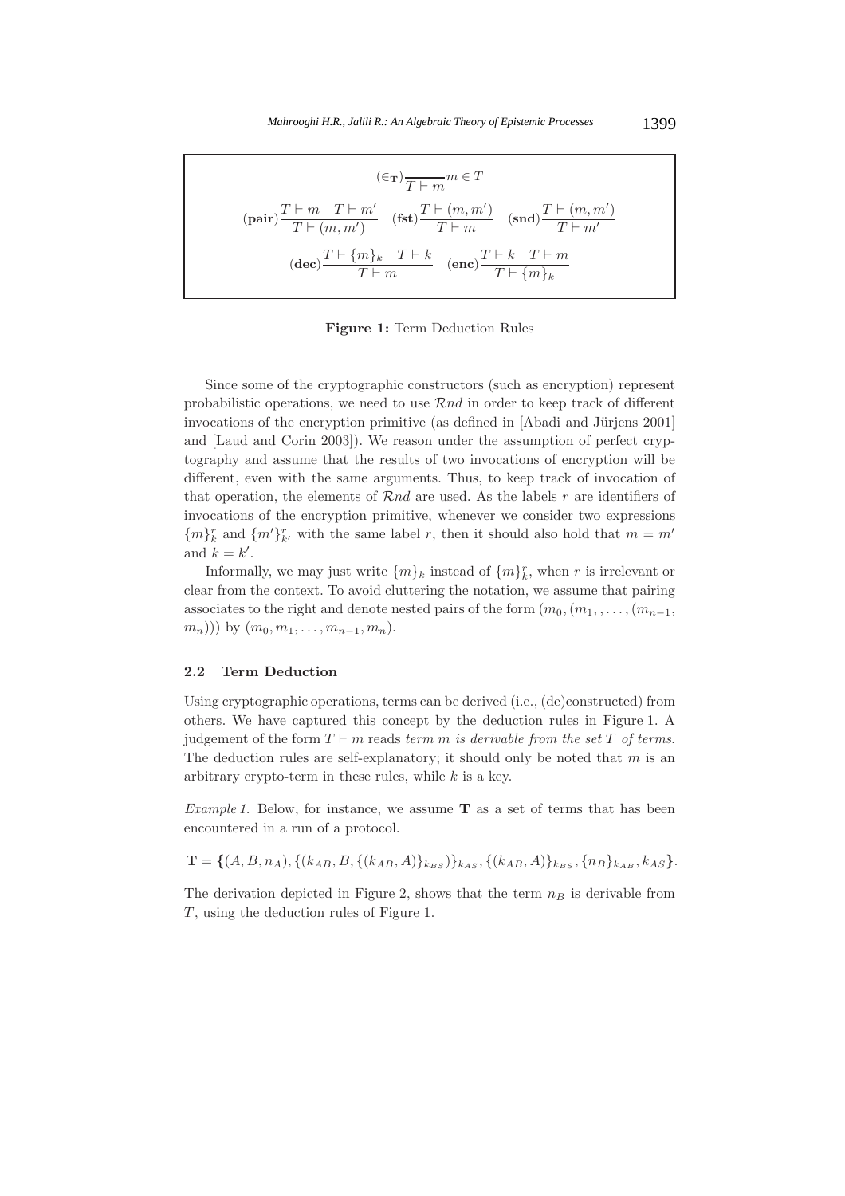$$(\in_{\mathbf{T}})\frac{}{T \vdash m} m \in T$$

$$(\mathbf{pair})\frac{T \vdash m \quad T \vdash m'}{T \vdash (m, m')} \quad (\mathbf{fst})\frac{T \vdash (m, m')}{T \vdash m} \quad (\mathbf{snd})\frac{T \vdash (m, m')}{T \vdash m'}$$

$$(\mathbf{dec})\frac{T \vdash \{m\}_k \quad T \vdash k}{T \vdash m} \quad (\mathbf{enc})\frac{T \vdash k \quad T \vdash m}{T \vdash \{m\}_k}$$

**Figure 1:** Term Deduction Rules

Since some of the cryptographic constructors (such as encryption) represent probabilistic operations, we need to use $\mathcal{R}nd$ in order to keep track of different invocations of the encryption primitive (as defined in [Abadi and Jürjens 2001] and [Laud and Corin 2003]). We reason under the assumption of perfect cryptography and assume that the results of two invocations of encryption will be different, even with the same arguments. Thus, to keep track of invocation of that operation, the elements of $\mathcal{R}nd$ are used. As the labels $r$ are identifiers of invocations of the encryption primitive, whenever we consider two expressions $\{m\}^r_k$ and $\{m'\}^r_{k'}$ with the same label $r$, then it should also hold that $m = m'$ and $k = k'$.

Informally, we may just write $\{m\}_k$ instead of $\{m\}^r_k$, when $r$ is irrelevant or clear from the context. To avoid cluttering the notation, we assume that pairing associates to the right and denote nested pairs of the form $(m_0, (m_1, , \ldots, (m_{n-1}, m_n)))$ by $(m_0, m_1, \ldots, m_{n-1}, m_n)$.

### 2.2 Term Deduction

Using cryptographic operations, terms can be derived (i.e., (de)constructed) from others. We have captured this concept by the deduction rules in Figure 1. A judgement of the form $T \vdash m$ reads *term $m$ is derivable from the set $T$ of terms*. The deduction rules are self-explanatory; it should only be noted that $m$ is an arbitrary crypto-term in these rules, while $k$ is a key.

*Example 1.* Below, for instance, we assume $\mathbf{T}$ as a set of terms that has been encountered in a run of a protocol.

$$\mathbf{T} = \{(A, B, n_A), \{(k_{AB}, B, \{(k_{AB}, A)\}_{k_{BS}})\}_{k_{AS}}, \{(k_{AB}, A)\}_{k_{BS}}, \{n_B\}_{k_{AB}}, k_{AS}\}.$$

The derivation depicted in Figure 2, shows that the term $n_B$ is derivable from $T$, using the deduction rules of Figure 1.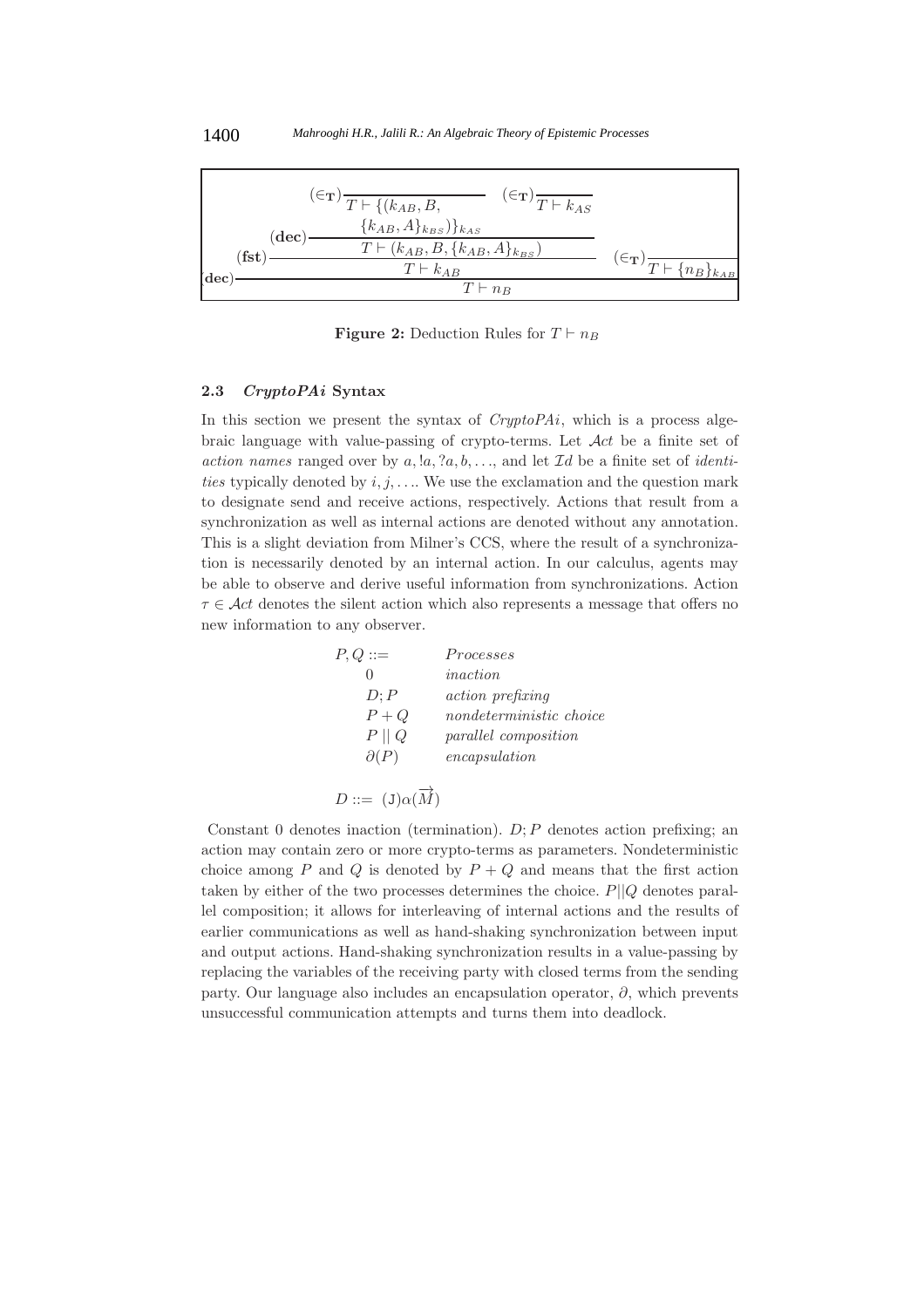$$
\dfrac{\dfrac{\dfrac{\dfrac{}{T \vdash \{(k_{AB}, B, \{k_{AB}, A\}_{k_{BS}})\}_{k_{AS}}}(\in_{\mathbf{T}}) \quad \dfrac{}{T \vdash k_{AS}}(\in_{\mathbf{T}})}{T \vdash (k_{AB}, B, \{k_{AB}, A\}_{k_{BS}})}(\mathbf{dec})}{T \vdash k_{AB}}(\mathbf{fst}) \quad \dfrac{}{T \vdash \{n_B\}_{k_{AB}}}(\in_{\mathbf{T}})}{T \vdash n_B}(\mathbf{dec})
$$

**Figure 2:** Deduction Rules for $T \vdash n_B$

### 2.3 *CryptoPAi* Syntax

In this section we present the syntax of *CryptoPAi*, which is a process algebraic language with value-passing of crypto-terms. Let $\mathcal{A}ct$ be a finite set of *action names* ranged over by $a, !a, ?a, b, \ldots$, and let $\mathcal{I}d$ be a finite set of *identities* typically denoted by $i, j, \ldots$. We use the exclamation and the question mark to designate send and receive actions, respectively. Actions that result from a synchronization as well as internal actions are denoted without any annotation. This is a slight deviation from Milner's CCS, where the result of a synchronization is necessarily denoted by an internal action. In our calculus, agents may be able to observe and derive useful information from synchronizations. Action $\tau \in \mathcal{A}ct$ denotes the silent action which also represents a message that offers no new information to any observer.

| $P, Q ::=$ | *Processes* |
|---|---|
| $0$ | *inaction* |
| $D; P$ | *action prefixing* |
| $P + Q$ | *nondeterministic choice* |
| $P \parallel Q$ | *parallel composition* |
| $\partial(P)$ | *encapsulation* |

$$D ::= (\mathtt{J})\alpha(\overrightarrow{M})$$

Constant 0 denotes inaction (termination). $D; P$ denotes action prefixing; an action may contain zero or more crypto-terms as parameters. Nondeterministic choice among $P$ and $Q$ is denoted by $P + Q$ and means that the first action taken by either of the two processes determines the choice. $P||Q$ denotes parallel composition; it allows for interleaving of internal actions and the results of earlier communications as well as hand-shaking synchronization between input and output actions. Hand-shaking synchronization results in a value-passing by replacing the variables of the receiving party with closed terms from the sending party. Our language also includes an encapsulation operator, $\partial$, which prevents unsuccessful communication attempts and turns them into deadlock.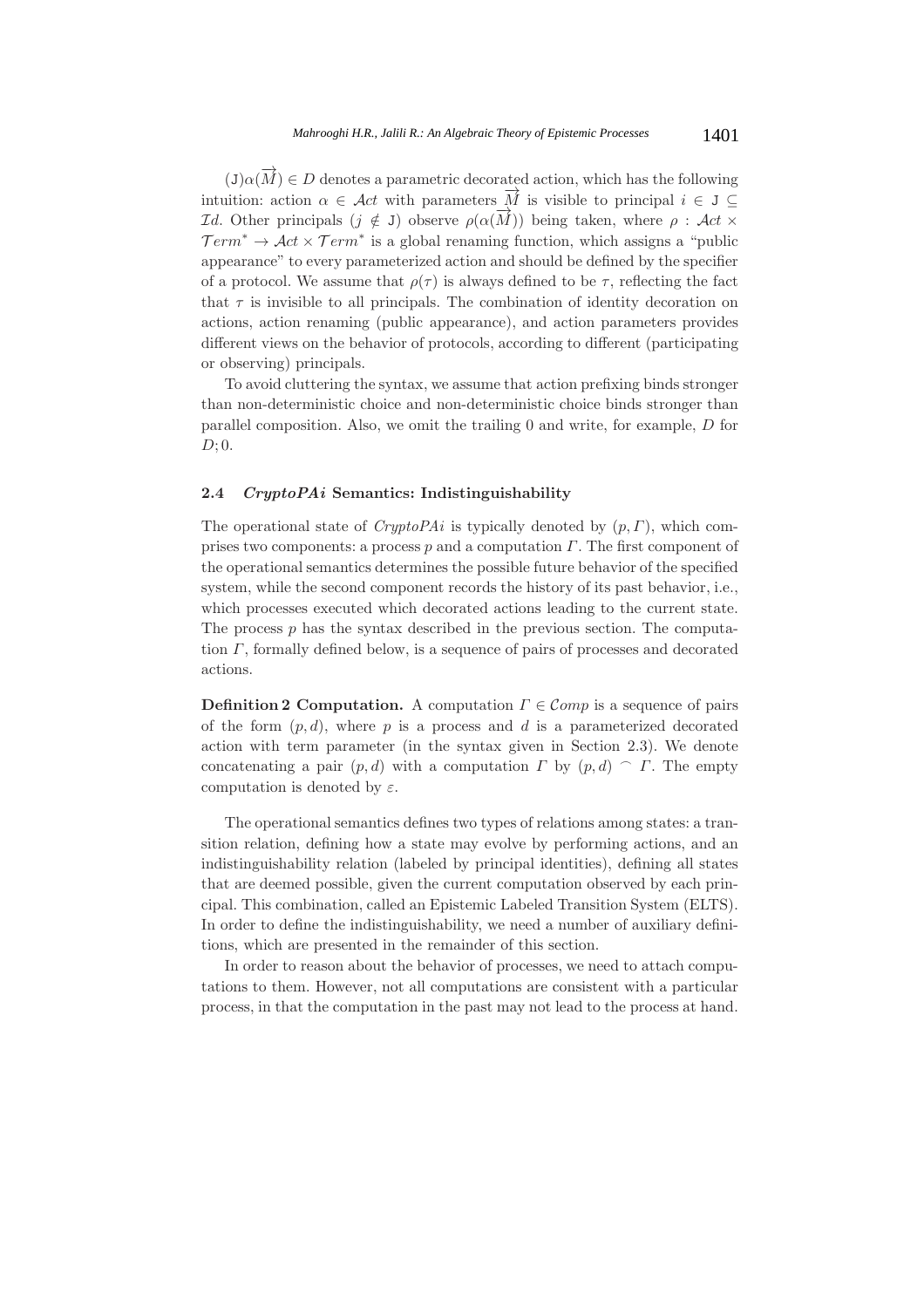$(\mathtt{J})\alpha(\overrightarrow{M}) \in D$ denotes a parametric decorated action, which has the following intuition: action $\alpha \in \mathcal{A}ct$ with parameters $\overrightarrow{M}$ is visible to principal $i \in \mathtt{J} \subseteq \mathcal{I}d$. Other principals ($j \notin \mathtt{J}$) observe $\rho(\alpha(\overrightarrow{M}))$ being taken, where $\rho : \mathcal{A}ct \times \mathcal{T}erm^* \rightarrow \mathcal{A}ct \times \mathcal{T}erm^*$ is a global renaming function, which assigns a "public appearance" to every parameterized action and should be defined by the specifier of a protocol. We assume that $\rho(\tau)$ is always defined to be $\tau$, reflecting the fact that $\tau$ is invisible to all principals. The combination of identity decoration on actions, action renaming (public appearance), and action parameters provides different views on the behavior of protocols, according to different (participating or observing) principals.

To avoid cluttering the syntax, we assume that action prefixing binds stronger than non-deterministic choice and non-deterministic choice binds stronger than parallel composition. Also, we omit the trailing 0 and write, for example, $D$ for $D; 0$.

### 2.4 *CryptoPAi* Semantics: Indistinguishability

The operational state of *CryptoPAi* is typically denoted by $(p, \Gamma)$, which comprises two components: a process $p$ and a computation $\Gamma$. The first component of the operational semantics determines the possible future behavior of the specified system, while the second component records the history of its past behavior, i.e., which processes executed which decorated actions leading to the current state. The process $p$ has the syntax described in the previous section. The computation $\Gamma$, formally defined below, is a sequence of pairs of processes and decorated actions.

**Definition 2 Computation.** A computation $\Gamma \in \mathcal{C}omp$ is a sequence of pairs of the form $(p, d)$, where $p$ is a process and $d$ is a parameterized decorated action with term parameter (in the syntax given in Section 2.3). We denote concatenating a pair $(p, d)$ with a computation $\Gamma$ by $(p, d) \frown \Gamma$. The empty computation is denoted by $\varepsilon$.

The operational semantics defines two types of relations among states: a transition relation, defining how a state may evolve by performing actions, and an indistinguishability relation (labeled by principal identities), defining all states that are deemed possible, given the current computation observed by each principal. This combination, called an Epistemic Labeled Transition System (ELTS). In order to define the indistinguishability, we need a number of auxiliary definitions, which are presented in the remainder of this section.

In order to reason about the behavior of processes, we need to attach computations to them. However, not all computations are consistent with a particular process, in that the computation in the past may not lead to the process at hand.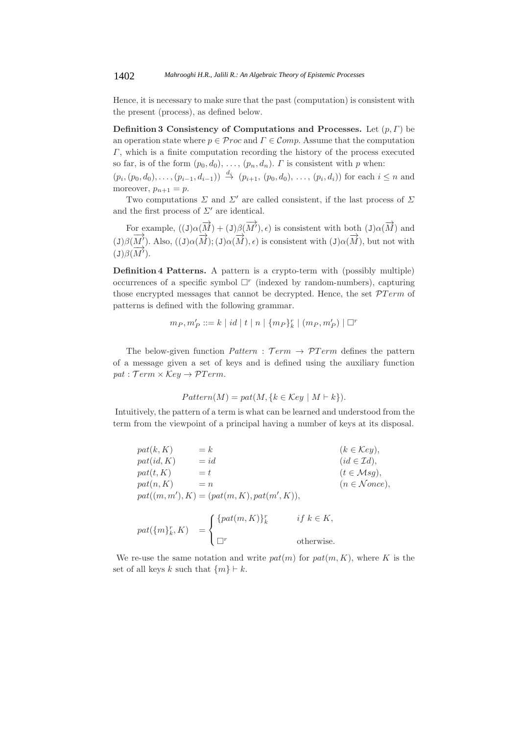Hence, it is necessary to make sure that the past (computation) is consistent with the present (process), as defined below.

**Definition 3 Consistency of Computations and Processes.** Let $(p, \Gamma)$ be an operation state where $p \in \mathcal{P}roc$ and $\Gamma \in \mathcal{C}omp$. Assume that the computation $\Gamma$, which is a finite computation recording the history of the process executed so far, is of the form $(p_0, d_0), \ldots, (p_n, d_n)$. $\Gamma$ is consistent with $p$ when: $(p_i, (p_0, d_0), \ldots, (p_{i-1}, d_{i-1})) \overset{d_i}{\rightarrow} (p_{i+1}, (p_0, d_0), \ldots, (p_i, d_i))$ for each $i \leq n$ and moreover, $p_{n+1} = p$.

Two computations $\Sigma$ and $\Sigma'$ are called consistent, if the last process of $\Sigma$ and the first process of $\Sigma'$ are identical.

For example, $((\mathtt{J})\alpha(\overrightarrow{M}) + (\mathtt{J})\beta(\overrightarrow{M'}), \epsilon)$ is consistent with both $(\mathtt{J})\alpha(\overrightarrow{M})$ and $(\mathtt{J})\beta(\overrightarrow{M'})$. Also, $((\mathtt{J})\alpha(\overrightarrow{M}); (\mathtt{J})\alpha(\overrightarrow{M}), \epsilon)$ is consistent with $(\mathtt{J})\alpha(\overrightarrow{M})$, but not with $(\mathtt{J})\beta(\overrightarrow{M'})$.

**Definition 4 Patterns.** A pattern is a crypto-term with (possibly multiple) occurrences of a specific symbol $\Box^r$ (indexed by random-numbers), capturing those encrypted messages that cannot be decrypted. Hence, the set $\mathcal{P}Term$ of patterns is defined with the following grammar.

$$m_P, m'_P ::= k \mid id \mid t \mid n \mid \{m_P\}_k^r \mid (m_P, m'_P) \mid \Box^r$$

The below-given function $Pattern : \mathcal{T}erm \rightarrow \mathcal{P}Term$ defines the pattern of a message given a set of keys and is defined using the auxiliary function $pat : \mathcal{T}erm \times \mathcal{K}ey \rightarrow \mathcal{P}Term$.

$$Pattern(M) = pat(M, \{k \in \mathcal{K}ey \mid M \vdash k\}).$$

Intuitively, the pattern of a term is what can be learned and understood from the term from the viewpoint of a principal having a number of keys at its disposal.

$$\begin{array}{lll}
pat(k, K) & = k & (k \in \mathcal{K}ey), \\
pat(id, K) & = id & (id \in \mathcal{I}d), \\
pat(t, K) & = t & (t \in \mathcal{M}sg), \\
pat(n, K) & = n & (n \in \mathcal{N}once), \\
pat((m, m'), K) & = (pat(m, K), pat(m', K)), &
\end{array}$$

$$pat(\{m\}_k^r, K) \quad = \begin{cases} \{pat(m, K)\}_k^r & if\ k \in K, \\ \Box^r & \text{otherwise.} \end{cases}$$

We re-use the same notation and write $pat(m)$ for $pat(m, K)$, where $K$ is the set of all keys $k$ such that $\{m\} \vdash k$.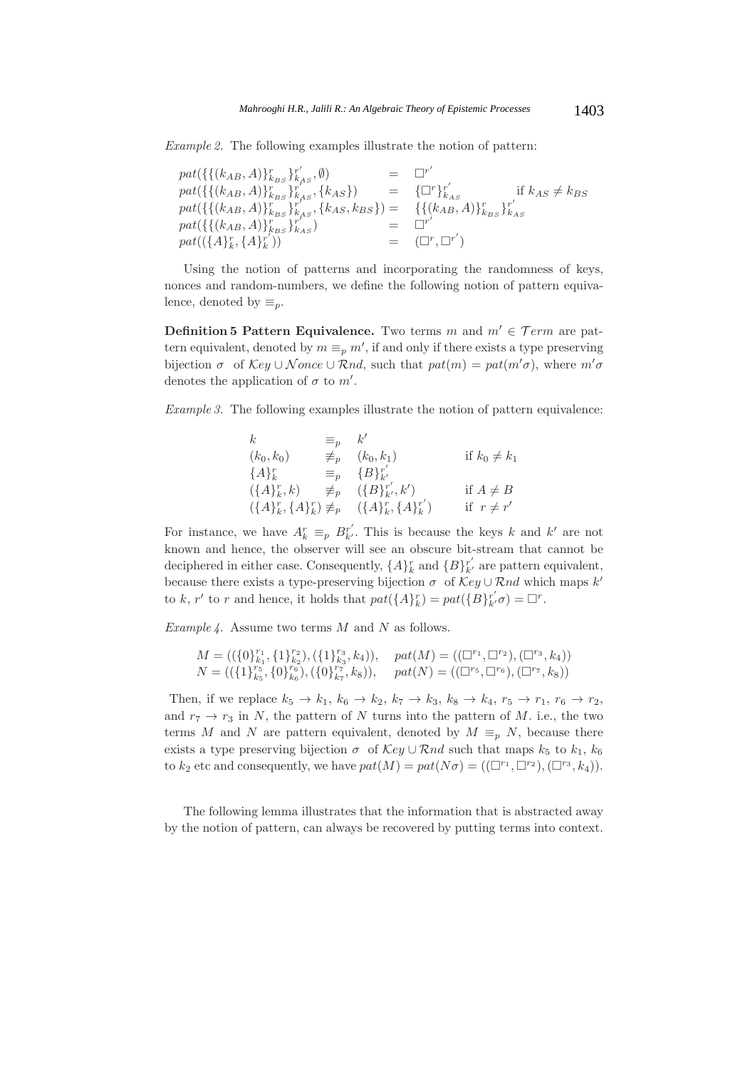*Example 2.* The following examples illustrate the notion of pattern:

$$
\begin{array}{lll}
pat(\{\{(k_{AB}, A)\}^r_{k_{BS}}\}^{r'}_{k_{AS}}, \emptyset) & = & \Box^{r'} \\
pat(\{\{(k_{AB}, A)\}^r_{k_{BS}}\}^{r'}_{k_{AS}}, \{k_{AS}\}) & = & \{\Box^r\}^{r'}_{k_{AS}} \quad \text{if } k_{AS} \neq k_{BS} \\
pat(\{\{(k_{AB}, A)\}^r_{k_{BS}}\}^{r'}_{k_{AS}}, \{k_{AS}, k_{BS}\}) & = & \{\{(k_{AB}, A)\}^r_{k_{BS}}\}^{r'}_{k_{AS}} \\
pat(\{\{(k_{AB}, A)\}^r_{k_{BS}}\}^{r'}_{k_{AS}}) & = & \Box^{r'} \\
pat((\{A\}^r_k, \{A\}^{r'}_k)) & = & (\Box^r, \Box^{r'})
\end{array}
$$

Using the notion of patterns and incorporating the randomness of keys, nonces and random-numbers, we define the following notion of pattern equivalence, denoted by $\equiv_p$.

**Definition 5 Pattern Equivalence.** Two terms $m$ and $m' \in \mathcal{T}erm$ are pattern equivalent, denoted by $m \equiv_p m'$, if and only if there exists a type preserving bijection $\sigma$ of $\mathcal{K}ey \cup \mathcal{N}once \cup \mathcal{R}nd$, such that $pat(m) = pat(m'\sigma)$, where $m'\sigma$ denotes the application of $\sigma$ to $m'$.

*Example 3.* The following examples illustrate the notion of pattern equivalence:

$$
\begin{array}{llll}
k & \equiv_p & k' & \\
(k_0, k_0) & \not\equiv_p & (k_0, k_1) & \text{if } k_0 \neq k_1 \\
\{A\}^r_k & \equiv_p & \{B\}^{r'}_{k'} & \\
(\{A\}^r_k, k) & \not\equiv_p & (\{B\}^{r'}_{k'}, k') & \text{if } A \neq B \\
(\{A\}^r_k, \{A\}^r_k) & \not\equiv_p & (\{A\}^r_k, \{A\}^{r'}_k) & \text{if } r \neq r'
\end{array}
$$

For instance, we have $A^r_k \equiv_p B^{r'}_{k'}$. This is because the keys $k$ and $k'$ are not known and hence, the observer will see an obscure bit-stream that cannot be deciphered in either case. Consequently, $\{A\}^r_k$ and $\{B\}^{r'}_{k'}$ are pattern equivalent, because there exists a type-preserving bijection $\sigma$ of $\mathcal{K}ey \cup \mathcal{R}nd$ which maps $k'$ to $k$, $r'$ to $r$ and hence, it holds that $pat(\{A\}^r_k) = pat(\{B\}^{r'}_{k'}\sigma) = \Box^r$.

*Example 4.* Assume two terms $M$ and $N$ as follows.

$$
\begin{array}{ll}
M = ((\{0\}^{r_1}_{k_1}, \{1\}^{r_2}_{k_2}), (\{1\}^{r_3}_{k_3}, k_4)), & pat(M) = ((\Box^{r_1}, \Box^{r_2}), (\Box^{r_3}, k_4)) \\
N = ((\{1\}^{r_5}_{k_5}, \{0\}^{r_6}_{k_6}), (\{0\}^{r_7}_{k_7}, k_8)), & pat(N) = ((\Box^{r_5}, \Box^{r_6}), (\Box^{r_7}, k_8))
\end{array}
$$

Then, if we replace $k_5 \to k_1$, $k_6 \to k_2$, $k_7 \to k_3$, $k_8 \to k_4$, $r_5 \to r_1$, $r_6 \to r_2$, and $r_7 \to r_3$ in $N$, the pattern of $N$ turns into the pattern of $M$. i.e., the two terms $M$ and $N$ are pattern equivalent, denoted by $M \equiv_p N$, because there exists a type preserving bijection $\sigma$ of $\mathcal{K}ey \cup \mathcal{R}nd$ such that maps $k_5$ to $k_1$, $k_6$ to $k_2$ etc and consequently, we have $pat(M) = pat(N\sigma) = ((\Box^{r_1}, \Box^{r_2}), (\Box^{r_3}, k_4))$.

The following lemma illustrates that the information that is abstracted away by the notion of pattern, can always be recovered by putting terms into context.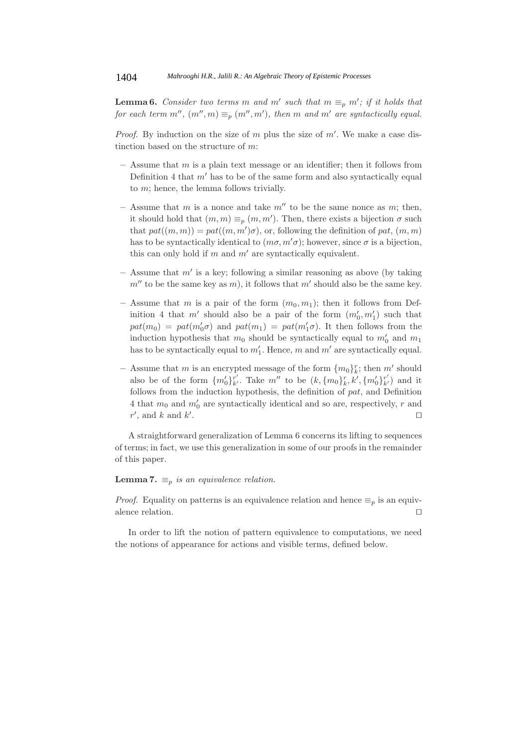**Lemma 6.** *Consider two terms $m$ and $m'$ such that $m \equiv_p m'$; if it holds that for each term $m''$, $(m'', m) \equiv_p (m'', m')$, then $m$ and $m'$ are syntactically equal.*

*Proof.* By induction on the size of $m$ plus the size of $m'$. We make a case distinction based on the structure of $m$:

- Assume that $m$ is a plain text message or an identifier; then it follows from Definition 4 that $m'$ has to be of the same form and also syntactically equal to $m$; hence, the lemma follows trivially.
- Assume that $m$ is a nonce and take $m''$ to be the same nonce as $m$; then, it should hold that $(m, m) \equiv_p (m, m')$. Then, there exists a bijection $\sigma$ such that $pat((m, m)) = pat((m, m')\sigma)$, or, following the definition of $pat$, $(m, m)$ has to be syntactically identical to $(m\sigma, m'\sigma)$; however, since $\sigma$ is a bijection, this can only hold if $m$ and $m'$ are syntactically equivalent.
- Assume that $m'$ is a key; following a similar reasoning as above (by taking $m''$ to be the same key as $m$), it follows that $m'$ should also be the same key.
- Assume that $m$ is a pair of the form $(m_0, m_1)$; then it follows from Definition 4 that $m'$ should also be a pair of the form $(m'_0, m'_1)$ such that $pat(m_0) = pat(m'_0\sigma)$ and $pat(m_1) = pat(m'_1\sigma)$. It then follows from the induction hypothesis that $m_0$ should be syntactically equal to $m'_0$ and $m_1$ has to be syntactically equal to $m'_1$. Hence, $m$ and $m'$ are syntactically equal.
- Assume that $m$ is an encrypted message of the form $\{m_0\}^r_k$; then $m'$ should also be of the form $\{m'_0\}^{r'}_{k'}$. Take $m''$ to be $(k, \{m_0\}^r_k, k', \{m'_0\}^{r'}_{k'})$ and it follows from the induction hypothesis, the definition of $pat$, and Definition 4 that $m_0$ and $m'_0$ are syntactically identical and so are, respectively, $r$ and $r'$, and $k$ and $k'$. □

A straightforward generalization of Lemma 6 concerns its lifting to sequences of terms; in fact, we use this generalization in some of our proofs in the remainder of this paper.

**Lemma 7.** *$\equiv_p$ is an equivalence relation.*

*Proof.* Equality on patterns is an equivalence relation and hence $\equiv_p$ is an equivalence relation. □

In order to lift the notion of pattern equivalence to computations, we need the notions of appearance for actions and visible terms, defined below.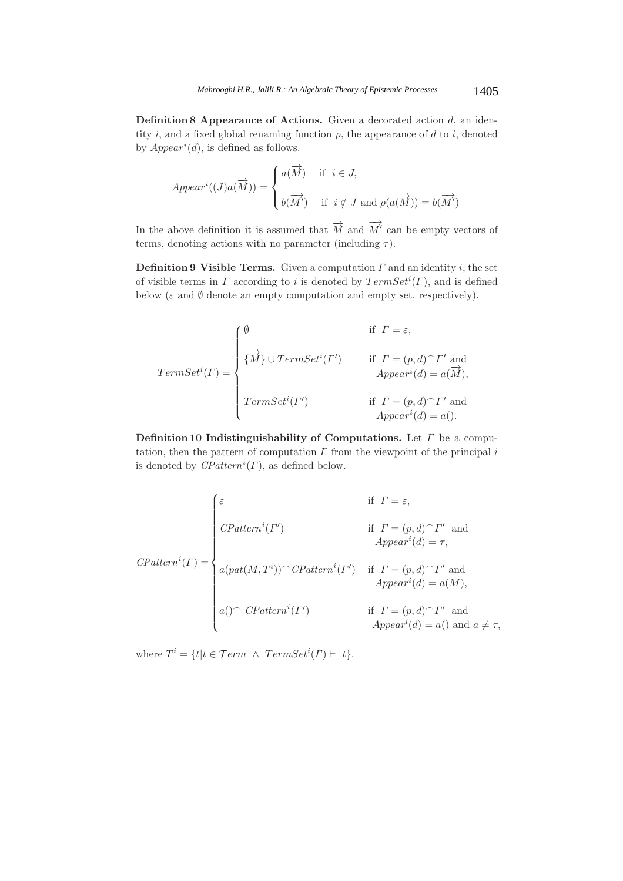**Definition 8 Appearance of Actions.** Given a decorated action $d$, an identity $i$, and a fixed global renaming function $\rho$, the appearance of $d$ to $i$, denoted by $Appear^i(d)$, is defined as follows.

$$
Appear^i((J)a(\overrightarrow{M})) = \begin{cases} a(\overrightarrow{M}) & \text{if } \ i \in J, \\ \\ b(\overrightarrow{M'}) & \text{if } \ i \notin J \text{ and } \rho(a(\overrightarrow{M})) = b(\overrightarrow{M'}) \end{cases}
$$

In the above definition it is assumed that $\overrightarrow{M}$ and $\overrightarrow{M'}$ can be empty vectors of terms, denoting actions with no parameter (including $\tau$).

**Definition 9 Visible Terms.** Given a computation $\Gamma$ and an identity $i$, the set of visible terms in $\Gamma$ according to $i$ is denoted by $TermSet^i(\Gamma)$, and is defined below ($\varepsilon$ and $\emptyset$ denote an empty computation and empty set, respectively).

$$
TermSet^i(\Gamma) = \begin{cases} \emptyset & \text{if } \ \Gamma = \varepsilon, \\ \\ \{\overrightarrow{M}\} \cup TermSet^i(\Gamma') & \text{if } \ \Gamma = (p,d)^\frown \Gamma' \text{ and } \\ & \quad Appear^i(d) = a(\overrightarrow{M}), \\ \\ TermSet^i(\Gamma') & \text{if } \ \Gamma = (p,d)^\frown \Gamma' \text{ and } \\ & \quad Appear^i(d) = a(). \end{cases}
$$

**Definition 10 Indistinguishability of Computations.** Let $\Gamma$ be a computation, then the pattern of computation $\Gamma$ from the viewpoint of the principal $i$ is denoted by $CPattern^i(\Gamma)$, as defined below.

$$
CPattern^i(\Gamma) = \begin{cases} \varepsilon & \text{if } \ \Gamma = \varepsilon, \\ \\ CPattern^i(\Gamma') & \text{if } \ \Gamma = (p,d)^\frown \Gamma' \ \text{ and } \\ & \quad Appear^i(d) = \tau, \\ \\ a(pat(M, T^i))^\frown CPattern^i(\Gamma') & \text{if } \ \Gamma = (p,d)^\frown \Gamma' \text{ and } \\ & \quad Appear^i(d) = a(M), \\ \\ a()^\frown \ CPattern^i(\Gamma') & \text{if } \ \Gamma = (p,d)^\frown \Gamma' \ \text{ and } \\ & \quad Appear^i(d) = a() \text{ and } a \neq \tau, \end{cases}
$$

where $T^i = \{t | t \in \mathcal{T}erm \ \wedge \ TermSet^i(\Gamma) \vdash \ t\}$.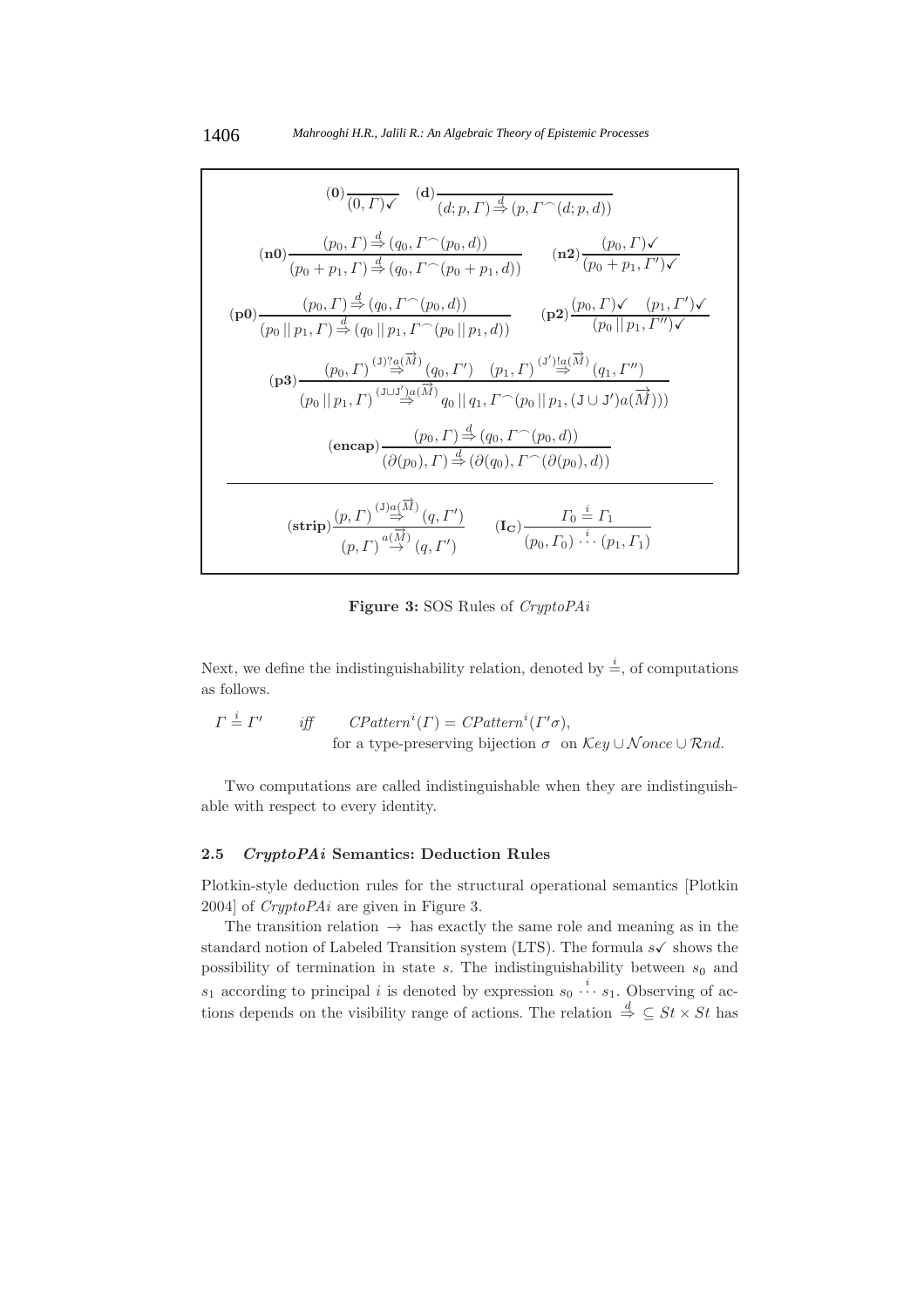$$(\mathbf{0})\frac{}{(0,\Gamma)\checkmark} \qquad (\mathbf{d})\frac{}{(d;p,\Gamma)\overset{d}{\Rightarrow}(p,\Gamma^\frown(d;p,d))}$$

$$(\mathbf{n0})\frac{(p_0,\Gamma)\overset{d}{\Rightarrow}(q_0,\Gamma^\frown(p_0,d))}{(p_0+p_1,\Gamma)\overset{d}{\Rightarrow}(q_0,\Gamma^\frown(p_0+p_1,d))} \qquad (\mathbf{n2})\frac{(p_0,\Gamma)\checkmark}{(p_0+p_1,\Gamma')\checkmark}$$

$$(\mathbf{p0})\frac{(p_0,\Gamma)\overset{d}{\Rightarrow}(q_0,\Gamma^\frown(p_0,d))}{(p_0\,||\,p_1,\Gamma)\overset{d}{\Rightarrow}(q_0\,||\,p_1,\Gamma^\frown(p_0\,||\,p_1,d))} \qquad (\mathbf{p2})\frac{(p_0,\Gamma)\checkmark \quad (p_1,\Gamma')\checkmark}{(p_0\,||\,p_1,\Gamma'')\checkmark}$$

$$(\mathbf{p3})\frac{(p_0,\Gamma)\overset{(\mathtt{J})?a(\overrightarrow{M})}{\Rightarrow}(q_0,\Gamma') \quad (p_1,\Gamma)\overset{(\mathtt{J}')!a(\overrightarrow{M})}{\Rightarrow}(q_1,\Gamma'')}{(p_0\,||\,p_1,\Gamma)\overset{(\mathtt{J}\cup\mathtt{J}')a(\overrightarrow{M})}{\Rightarrow}q_0\,||\,q_1,\Gamma^\frown(p_0\,||\,p_1,(\mathtt{J}\cup\mathtt{J}')a(\overrightarrow{M})))}$$

$$(\mathbf{encap})\frac{(p_0,\Gamma)\overset{d}{\Rightarrow}(q_0,\Gamma^\frown(p_0,d))}{(\partial(p_0),\Gamma)\overset{d}{\Rightarrow}(\partial(q_0),\Gamma^\frown(\partial(p_0),d))}$$

$$(\mathbf{strip})\frac{(p,\Gamma)\overset{(\mathtt{J})a(\overrightarrow{M})}{\Rightarrow}(q,\Gamma')}{(p,\Gamma)\overset{a(\overrightarrow{M})}{\rightarrow}(q,\Gamma')} \qquad (\mathbf{I_C})\frac{\Gamma_0 \overset{i}{\doteq} \Gamma_1}{(p_0,\Gamma_0)\overset{i}{\cdots}(p_1,\Gamma_1)}$$

**Figure 3:** SOS Rules of *CryptoPAi*

Next, we define the indistinguishability relation, denoted by $\overset{i}{\doteq}$, of computations as follows.

$$\Gamma \overset{i}{\doteq} \Gamma' \qquad \textit{iff} \qquad CPattern^i(\Gamma) = CPattern^i(\Gamma'\sigma),$$
$$\text{for a type-preserving bijection } \sigma \text{ on } \mathcal{K}ey \cup \mathcal{N}once \cup \mathcal{R}nd.$$

Two computations are called indistinguishable when they are indistinguishable with respect to every identity.

### 2.5 *CryptoPAi* Semantics: Deduction Rules

Plotkin-style deduction rules for the structural operational semantics [Plotkin 2004] of *CryptoPAi* are given in Figure 3.

The transition relation $\rightarrow$ has exactly the same role and meaning as in the standard notion of Labeled Transition system (LTS). The formula $s\checkmark$ shows the possibility of termination in state $s$. The indistinguishability between $s_0$ and $s_1$ according to principal $i$ is denoted by expression $s_0 \overset{i}{\cdots} s_1$. Observing of actions depends on the visibility range of actions. The relation $\overset{d}{\Rightarrow} \subseteq St \times St$ has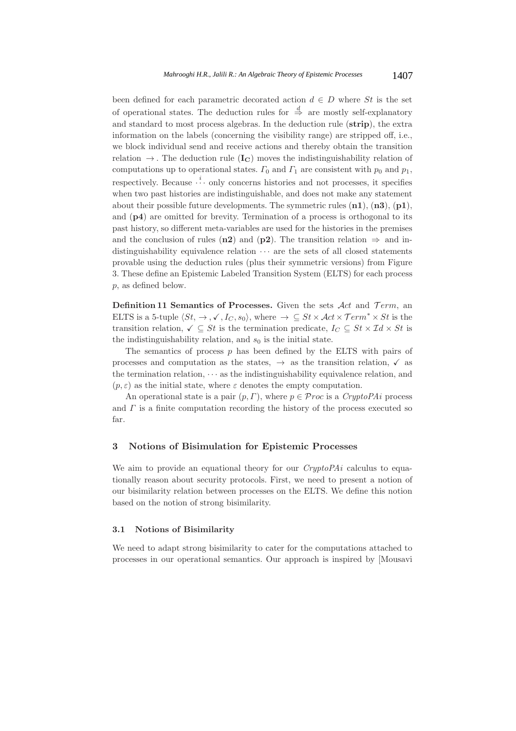been defined for each parametric decorated action $d \in D$ where $St$ is the set of operational states. The deduction rules for $\stackrel{d}{\Rightarrow}$ are mostly self-explanatory and standard to most process algebras. In the deduction rule (**strip**), the extra information on the labels (concerning the visibility range) are stripped off, i.e., we block individual send and receive actions and thereby obtain the transition relation $\rightarrow$. The deduction rule ($\mathbf{I_C}$) moves the indistinguishability relation of computations up to operational states. $\Gamma_0$ and $\Gamma_1$ are consistent with $p_0$ and $p_1$, respectively. Because $\stackrel{i}{\cdots}$ only concerns histories and not processes, it specifies when two past histories are indistinguishable, and does not make any statement about their possible future developments. The symmetric rules (**n1**), (**n3**), (**p1**), and (**p4**) are omitted for brevity. Termination of a process is orthogonal to its past history, so different meta-variables are used for the histories in the premises and the conclusion of rules (**n2**) and (**p2**). The transition relation $\Rightarrow$ and indistinguishability equivalence relation $\cdots$ are the sets of all closed statements provable using the deduction rules (plus their symmetric versions) from Figure 3. These define an Epistemic Labeled Transition System (ELTS) for each process $p$, as defined below.

**Definition 11 Semantics of Processes.** Given the sets $\mathcal{A}ct$ and $\mathcal{T}erm$, an ELTS is a 5-tuple $\langle St, \rightarrow, \checkmark, I_C, s_0 \rangle$, where $\rightarrow \subseteq St \times \mathcal{A}ct \times \mathcal{T}erm^* \times St$ is the transition relation, $\checkmark \subseteq St$ is the termination predicate, $I_C \subseteq St \times \mathcal{I}d \times St$ is the indistinguishability relation, and $s_0$ is the initial state.

The semantics of process $p$ has been defined by the ELTS with pairs of processes and computation as the states, $\rightarrow$ as the transition relation, $\checkmark$ as the termination relation, $\cdots$ as the indistinguishability equivalence relation, and $(p, \varepsilon)$ as the initial state, where $\varepsilon$ denotes the empty computation.

An operational state is a pair $(p, \Gamma)$, where $p \in \mathcal{P}roc$ is a *CryptoPAi* process and $\Gamma$ is a finite computation recording the history of the process executed so far.

## 3 Notions of Bisimulation for Epistemic Processes

We aim to provide an equational theory for our *CryptoPAi* calculus to equationally reason about security protocols. First, we need to present a notion of our bisimilarity relation between processes on the ELTS. We define this notion based on the notion of strong bisimilarity.

### 3.1 Notions of Bisimilarity

We need to adapt strong bisimilarity to cater for the computations attached to processes in our operational semantics. Our approach is inspired by [Mousavi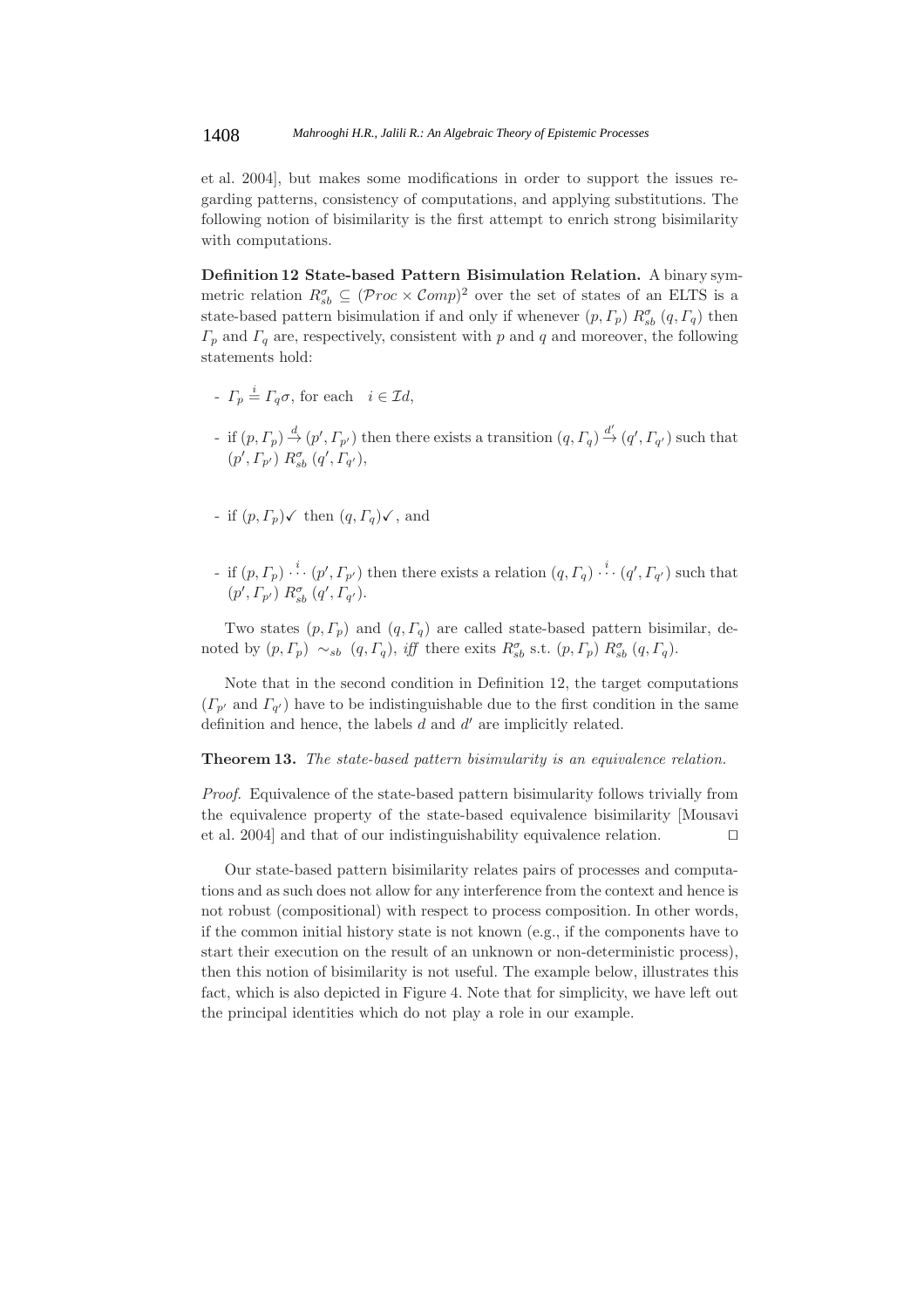et al. 2004], but makes some modifications in order to support the issues regarding patterns, consistency of computations, and applying substitutions. The following notion of bisimilarity is the first attempt to enrich strong bisimilarity with computations.

**Definition 12 State-based Pattern Bisimulation Relation.** A binary symmetric relation $R^{\sigma}_{sb} \subseteq (\mathcal{P}roc \times \mathcal{C}omp)^2$ over the set of states of an ELTS is a state-based pattern bisimulation if and only if whenever $(p, \Gamma_p)\ R^{\sigma}_{sb}\ (q, \Gamma_q)$ then $\Gamma_p$ and $\Gamma_q$ are, respectively, consistent with $p$ and $q$ and moreover, the following statements hold:

- $\Gamma_p \stackrel{i}{=} \Gamma_q \sigma$, for each $\quad i \in \mathcal{I}d$,
- if $(p, \Gamma_p) \stackrel{d}{\rightarrow} (p', \Gamma_{p'})$ then there exists a transition $(q, \Gamma_q) \stackrel{d'}{\rightarrow} (q', \Gamma_{q'})$ such that $(p', \Gamma_{p'})\ R^{\sigma}_{sb}\ (q', \Gamma_{q'})$,
- if $(p, \Gamma_p)\checkmark$ then $(q, \Gamma_q)\checkmark$, and
- if $(p, \Gamma_p) \stackrel{i}{\cdots} (p', \Gamma_{p'})$ then there exists a relation $(q, \Gamma_q) \stackrel{i}{\cdots} (q', \Gamma_{q'})$ such that $(p', \Gamma_{p'})\ R^{\sigma}_{sb}\ (q', \Gamma_{q'})$.

Two states $(p, \Gamma_p)$ and $(q, \Gamma_q)$ are called state-based pattern bisimilar, denoted by $(p, \Gamma_p) \sim_{sb} (q, \Gamma_q)$, *iff* there exits $R^{\sigma}_{sb}$ s.t. $(p, \Gamma_p)\ R^{\sigma}_{sb}\ (q, \Gamma_q)$.

Note that in the second condition in Definition 12, the target computations ($\Gamma_{p'}$ and $\Gamma_{q'}$) have to be indistinguishable due to the first condition in the same definition and hence, the labels $d$ and $d'$ are implicitly related.

**Theorem 13.** *The state-based pattern bisimularity is an equivalence relation.*

*Proof.* Equivalence of the state-based pattern bisimularity follows trivially from the equivalence property of the state-based equivalence bisimilarity [Mousavi et al. 2004] and that of our indistinguishability equivalence relation. ⊓⊔

Our state-based pattern bisimilarity relates pairs of processes and computations and as such does not allow for any interference from the context and hence is not robust (compositional) with respect to process composition. In other words, if the common initial history state is not known (e.g., if the components have to start their execution on the result of an unknown or non-deterministic process), then this notion of bisimilarity is not useful. The example below, illustrates this fact, which is also depicted in Figure 4. Note that for simplicity, we have left out the principal identities which do not play a role in our example.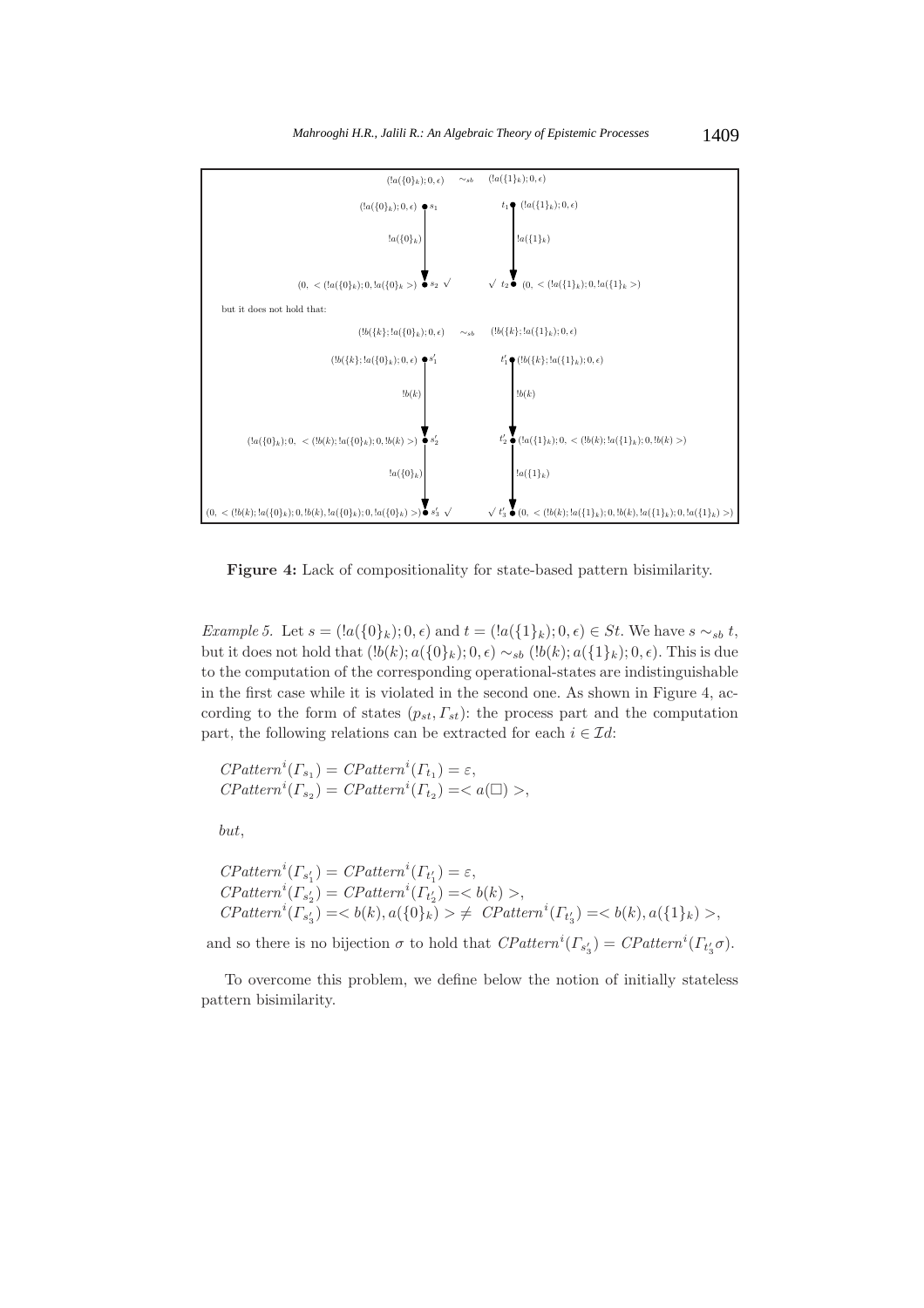$(!a(\{0\}_k); 0, \epsilon) \quad \sim_{sb} \quad (!a(\{1\}_k); 0, \epsilon)$

$(!a(\{0\}_k); 0, \epsilon)$ $s_1$ —$!a(\{0\}_k)$→ $s_2$ $\surd$ $(0, \ <(!a(\{0\}_k); 0, !a(\{0\}_k>)$

$t_1$ $(!a(\{1\}_k); 0, \epsilon)$ —$!a(\{1\}_k)$→ $\surd$ $t_2$ $(0, \ <(!a(\{1\}_k); 0, !a(\{1\}_k>)$

but it does not hold that:

$(!b(\{k\}; !a(\{0\}_k); 0, \epsilon) \quad \sim_{sb} \quad (!b(\{k\}; !a(\{1\}_k); 0, \epsilon)$

$(!b(\{k\}; !a(\{0\}_k); 0, \epsilon)$ $s'_1$ —$!b(k)$→ $s'_2$ $(!a(\{0\}_k); 0, \ <(!b(k); !a(\{0\}_k); 0, !b(k)>)$ —$!a(\{0\}_k)$→ $s'_3$ $\surd$ $(0, \ <(!b(k); !a(\{0\}_k); 0, !b(k), !a(\{0\}_k); 0, !a(\{0\}_k)>)$

$t'_1$ $(!b(\{k\}; !a(\{1\}_k); 0, \epsilon)$ —$!b(k)$→ $t'_2$ $(!a(\{1\}_k); 0, \ <(!b(k); !a(\{1\}_k); 0, !b(k)>)$ —$!a(\{1\}_k)$→ $\surd$ $t'_3$ $(0, \ <(!b(k); !a(\{1\}_k); 0, !b(k), !a(\{1\}_k); 0, !a(\{1\}_k)>)$

**Figure 4:** Lack of compositionality for state-based pattern bisimilarity.

*Example 5.* Let $s = (!a(\{0\}_k); 0, \epsilon)$ and $t = (!a(\{1\}_k); 0, \epsilon) \in St$. We have $s \sim_{sb} t$, but it does not hold that $(!b(k); a(\{0\}_k); 0, \epsilon) \sim_{sb} (!b(k); a(\{1\}_k); 0, \epsilon)$. This is due to the computation of the corresponding operational-states are indistinguishable in the first case while it is violated in the second one. As shown in Figure 4, according to the form of states $(p_{st}, \Gamma_{st})$: the process part and the computation part, the following relations can be extracted for each $i \in \mathcal{I}d$:

$CPattern^i(\Gamma_{s_1}) = CPattern^i(\Gamma_{t_1}) = \varepsilon$,
$CPattern^i(\Gamma_{s_2}) = CPattern^i(\Gamma_{t_2}) = < a(\Box) >$,

*but*,

$CPattern^i(\Gamma_{s'_1}) = CPattern^i(\Gamma_{t'_1}) = \varepsilon$,
$CPattern^i(\Gamma_{s'_2}) = CPattern^i(\Gamma_{t'_2}) = < b(k) >$,
$CPattern^i(\Gamma_{s'_3}) = < b(k), a(\{0\}_k) > \neq \ CPattern^i(\Gamma_{t'_3}) = < b(k), a(\{1\}_k) >$,

and so there is no bijection $\sigma$ to hold that $CPattern^i(\Gamma_{s'_3}) = CPattern^i(\Gamma_{t'_3}\sigma)$.

To overcome this problem, we define below the notion of initially stateless pattern bisimilarity.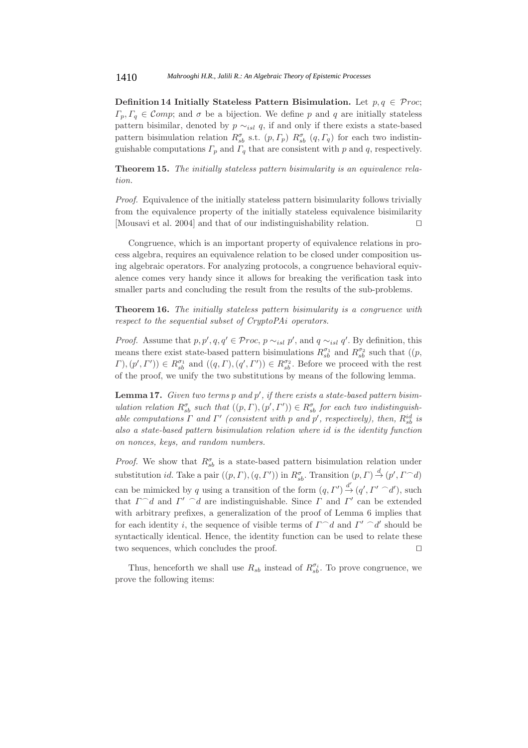**Definition 14 Initially Stateless Pattern Bisimulation.** Let $p, q \in \mathcal{P}roc$; $\Gamma_p, \Gamma_q \in \mathcal{C}omp$; and $\sigma$ be a bijection. We define $p$ and $q$ are initially stateless pattern bisimilar, denoted by $p \sim_{isl} q$, if and only if there exists a state-based pattern bisimulation relation $R^{\sigma}_{sb}$ s.t. $(p, \Gamma_p)\ R^{\sigma}_{sb}\ (q, \Gamma_q)$ for each two indistinguishable computations $\Gamma_p$ and $\Gamma_q$ that are consistent with $p$ and $q$, respectively.

**Theorem 15.** *The initially stateless pattern bisimularity is an equivalence relation.*

*Proof.* Equivalence of the initially stateless pattern bisimularity follows trivially from the equivalence property of the initially stateless equivalence bisimilarity [Mousavi et al. 2004] and that of our indistinguishability relation. ◻

Congruence, which is an important property of equivalence relations in process algebra, requires an equivalence relation to be closed under composition using algebraic operators. For analyzing protocols, a congruence behavioral equivalence comes very handy since it allows for breaking the verification task into smaller parts and concluding the result from the results of the sub-problems.

**Theorem 16.** *The initially stateless pattern bisimularity is a congruence with respect to the sequential subset of CryptoPAi operators.*

*Proof.* Assume that $p, p', q, q' \in \mathcal{P}roc$, $p \sim_{isl} p'$, and $q \sim_{isl} q'$. By definition, this means there exist state-based pattern bisimulations $R^{\sigma_1}_{sb}$ and $R^{\sigma_2}_{sb}$ such that $((p, \Gamma), (p', \Gamma')) \in R^{\sigma_1}_{sb}$ and $((q, \Gamma), (q', \Gamma')) \in R^{\sigma_2}_{sb}$. Before we proceed with the rest of the proof, we unify the two substitutions by means of the following lemma.

**Lemma 17.** *Given two terms $p$ and $p'$, if there exists a state-based pattern bisimulation relation $R^{\sigma}_{sb}$ such that $((p, \Gamma), (p', \Gamma')) \in R^{\sigma}_{sb}$ for each two indistinguishable computations $\Gamma$ and $\Gamma'$ (consistent with $p$ and $p'$, respectively), then, $R^{id}_{sb}$ is also a state-based pattern bisimulation relation where id is the identity function on nonces, keys, and random numbers.*

*Proof.* We show that $R^{\sigma}_{sb}$ is a state-based pattern bisimulation relation under substitution $id$. Take a pair $((p, \Gamma), (q, \Gamma'))$ in $R^{\sigma}_{sb}$. Transition $(p, \Gamma) \xrightarrow{d} (p', \Gamma^\frown d)$ can be mimicked by $q$ using a transition of the form $(q, \Gamma') \xrightarrow{d'} (q', \Gamma'^\frown d')$, such that $\Gamma^\frown d$ and $\Gamma'^\frown d$ are indistinguishable. Since $\Gamma$ and $\Gamma'$ can be extended with arbitrary prefixes, a generalization of the proof of Lemma 6 implies that for each identity $i$, the sequence of visible terms of $\Gamma^\frown d$ and $\Gamma'^\frown d'$ should be syntactically identical. Hence, the identity function can be used to relate these two sequences, which concludes the proof. ◻

Thus, henceforth we shall use $R_{sb}$ instead of $R^{\sigma_i}_{sb}$. To prove congruence, we prove the following items: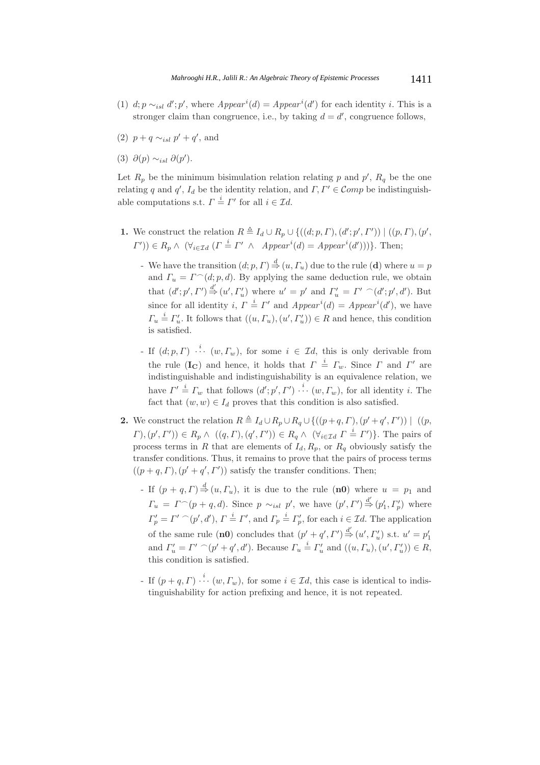(1) $d;p \sim_{isl} d';p'$, where $Appear^i(d) = Appear^i(d')$ for each identity $i$. This is a stronger claim than congruence, i.e., by taking $d = d'$, congruence follows,

(2) $p + q \sim_{isl} p' + q'$, and

(3) $\partial(p) \sim_{isl} \partial(p')$.

Let $R_p$ be the minimum bisimulation relation relating $p$ and $p'$, $R_q$ be the one relating $q$ and $q'$, $I_d$ be the identity relation, and $\Gamma, \Gamma' \in \mathcal{C}omp$ be indistinguishable computations s.t. $\Gamma \stackrel{i}{=} \Gamma'$ for all $i \in \mathcal{I}d$.

**1.** We construct the relation $R \triangleq I_d \cup R_p \cup \{((d;p,\Gamma),(d';p',\Gamma')) \mid ((p,\Gamma),(p',\Gamma')) \in R_p \wedge\ (\forall_{i\in\mathcal{I}d}\ (\Gamma \stackrel{i}{=} \Gamma' \ \wedge\ \ Appear^i(d) = Appear^i(d')))\}$. Then;

- We have the transition $(d;p,\Gamma) \stackrel{d}{\Rightarrow} (u,\Gamma_u)$ due to the rule (**d**) where $u = p$ and $\Gamma_u = \Gamma^\frown(d;p,d)$. By applying the same deduction rule, we obtain that $(d';p',\Gamma') \stackrel{d'}{\Rightarrow} (u',\Gamma'_u)$ where $u' = p'$ and $\Gamma'_u = \Gamma'\ {}^\frown(d';p',d')$. But since for all identity $i$, $\Gamma \stackrel{i}{=} \Gamma'$ and $Appear^i(d) = Appear^i(d')$, we have $\Gamma_u \stackrel{i}{=} \Gamma'_u$. It follows that $((u,\Gamma_u),(u',\Gamma'_u)) \in R$ and hence, this condition is satisfied.

- If $(d;p,\Gamma) \stackrel{i}{\cdots} (w,\Gamma_w)$, for some $i \in \mathcal{I}d$, this is only derivable from the rule ($\mathbf{I_C}$) and hence, it holds that $\Gamma \stackrel{i}{=} \Gamma_w$. Since $\Gamma$ and $\Gamma'$ are indistinguishable and indistinguishability is an equivalence relation, we have $\Gamma' \stackrel{i}{=} \Gamma_w$ that follows $(d';p',\Gamma') \stackrel{i}{\cdots} (w,\Gamma_w)$, for all identity $i$. The fact that $(w,w) \in I_d$ proves that this condition is also satisfied.

**2.** We construct the relation $R \triangleq I_d \cup R_p \cup R_q \cup \{((p+q,\Gamma),(p'+q',\Gamma')) \mid\ ((p,\Gamma),(p',\Gamma')) \in R_p \wedge\ ((q,\Gamma),(q',\Gamma')) \in R_q \wedge\ (\forall_{i\in\mathcal{I}d}\ \Gamma \stackrel{i}{=} \Gamma')\}$. The pairs of process terms in $R$ that are elements of $I_d, R_p$, or $R_q$ obviously satisfy the transfer conditions. Thus, it remains to prove that the pairs of process terms $((p+q,\Gamma),(p'+q',\Gamma'))$ satisfy the transfer conditions. Then;

- If $(p+q,\Gamma) \stackrel{d}{\Rightarrow} (u,\Gamma_u)$, it is due to the rule (**n0**) where $u = p_1$ and $\Gamma_u = \Gamma^\frown(p+q,d)$. Since $p \sim_{isl} p'$, we have $(p',\Gamma') \stackrel{d'}{\Rightarrow} (p'_1,\Gamma'_p)$ where $\Gamma'_p = \Gamma'\ {}^\frown(p',d')$, $\Gamma \stackrel{i}{=} \Gamma'$, and $\Gamma_p \stackrel{i}{=} \Gamma'_p$, for each $i \in \mathcal{I}d$. The application of the same rule (**n0**) concludes that $(p'+q',\Gamma') \stackrel{d'}{\Rightarrow} (u',\Gamma'_u)$ s.t. $u' = p'_1$ and $\Gamma'_u = \Gamma'\ {}^\frown(p'+q',d')$. Because $\Gamma_u \stackrel{i}{=} \Gamma'_u$ and $((u,\Gamma_u),(u',\Gamma'_u)) \in R$, this condition is satisfied.

- If $(p+q,\Gamma) \stackrel{i}{\cdots} (w,\Gamma_w)$, for some $i \in \mathcal{I}d$, this case is identical to indistinguishability for action prefixing and hence, it is not repeated.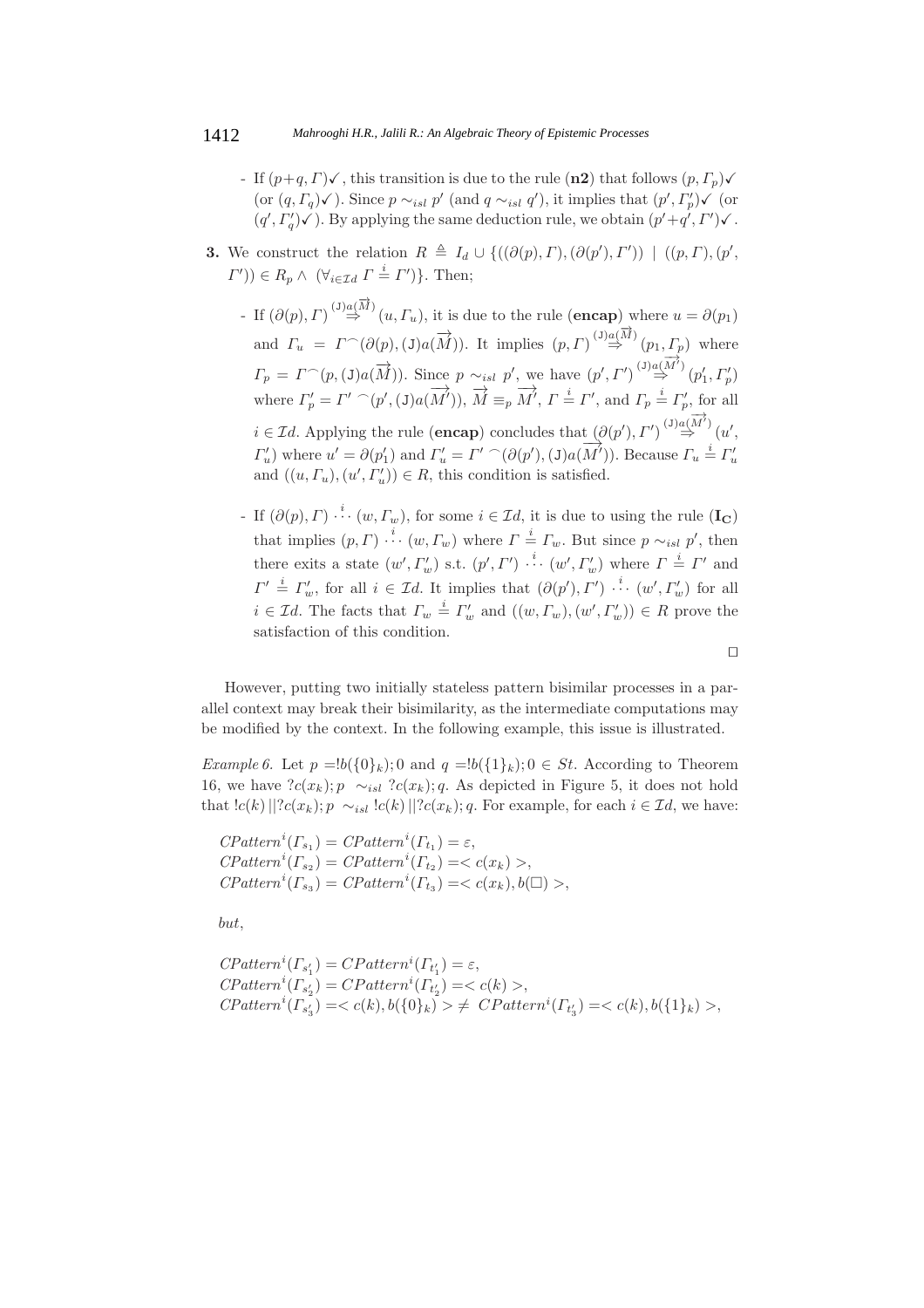- If $(p+q, \Gamma)\checkmark$, this transition is due to the rule (**n2**) that follows $(p, \Gamma_p)\checkmark$ (or $(q, \Gamma_q)\checkmark$). Since $p \sim_{isl} p'$ (and $q \sim_{isl} q'$), it implies that $(p', \Gamma'_p)\checkmark$ (or $(q', \Gamma'_q)\checkmark$). By applying the same deduction rule, we obtain $(p'+q', \Gamma')\checkmark$.

**3.** We construct the relation $R \triangleq I_d \cup \{((\partial(p), \Gamma), (\partial(p'), \Gamma')) \mid ((p, \Gamma), (p', \Gamma')) \in R_p \wedge (\forall_{i \in \mathcal{I}d}\ \Gamma \overset{i}{=} \Gamma')\}$. Then;

- If $(\partial(p), \Gamma) \overset{(\mathtt{J})a(\overrightarrow{M})}{\Rightarrow} (u, \Gamma_u)$, it is due to the rule (**encap**) where $u = \partial(p_1)$ and $\Gamma_u = \Gamma^\frown(\partial(p), (\mathtt{J})a(\overrightarrow{M}))$. It implies $(p, \Gamma) \overset{(\mathtt{J})a(\overrightarrow{M})}{\Rightarrow} (p_1, \Gamma_p)$ where $\Gamma_p = \Gamma^\frown(p, (\mathtt{J})a(\overrightarrow{M}))$. Since $p \sim_{isl} p'$, we have $(p', \Gamma') \overset{(\mathtt{J})a(\overrightarrow{M'})}{\Rightarrow} (p'_1, \Gamma'_p)$ where $\Gamma'_p = \Gamma'\ {}^\frown(p', (\mathtt{J})a(\overrightarrow{M'}))$, $\overrightarrow{M} \equiv_p \overrightarrow{M'}$, $\Gamma \overset{i}{=} \Gamma'$, and $\Gamma_p \overset{i}{=} \Gamma'_p$, for all $i \in \mathcal{I}d$. Applying the rule (**encap**) concludes that $(\partial(p'), \Gamma') \overset{(\mathtt{J})a(\overrightarrow{M'})}{\Rightarrow} (u', \Gamma'_u)$ where $u' = \partial(p'_1)$ and $\Gamma'_u = \Gamma'\ {}^\frown(\partial(p'), (\mathtt{J})a(\overrightarrow{M'}))$. Because $\Gamma_u \overset{i}{=} \Gamma'_u$ and $((u, \Gamma_u), (u', \Gamma'_u)) \in R$, this condition is satisfied.

- If $(\partial(p), \Gamma) \overset{i}{\cdots} (w, \Gamma_w)$, for some $i \in \mathcal{I}d$, it is due to using the rule ($\mathbf{I_C}$) that implies $(p, \Gamma) \overset{i}{\cdots} (w, \Gamma_w)$ where $\Gamma \overset{i}{=} \Gamma_w$. But since $p \sim_{isl} p'$, then there exits a state $(w', \Gamma'_w)$ s.t. $(p', \Gamma') \overset{i}{\cdots} (w', \Gamma'_w)$ where $\Gamma \overset{i}{=} \Gamma'$ and $\Gamma' \overset{i}{=} \Gamma'_w$, for all $i \in \mathcal{I}d$. It implies that $(\partial(p'), \Gamma') \overset{i}{\cdots} (w', \Gamma'_w)$ for all $i \in \mathcal{I}d$. The facts that $\Gamma_w \overset{i}{=} \Gamma'_w$ and $((w, \Gamma_w), (w', \Gamma'_w)) \in R$ prove the satisfaction of this condition.

□

However, putting two initially stateless pattern bisimilar processes in a parallel context may break their bisimilarity, as the intermediate computations may be modified by the context. In the following example, this issue is illustrated.

*Example 6.* Let $p = !b(\{0\}_k); 0$ and $q = !b(\{1\}_k); 0 \in St$. According to Theorem 16, we have $?c(x_k); p \sim_{isl} ?c(x_k); q$. As depicted in Figure 5, it does not hold that $!c(k) \,||\, ?c(x_k); p \sim_{isl} !c(k) \,||\, ?c(x_k); q$. For example, for each $i \in \mathcal{I}d$, we have:

$CPattern^i(\Gamma_{s_1}) = CPattern^i(\Gamma_{t_1}) = \varepsilon,$
$CPattern^i(\Gamma_{s_2}) = CPattern^i(\Gamma_{t_2}) = < c(x_k) >,$
$CPattern^i(\Gamma_{s_3}) = CPattern^i(\Gamma_{t_3}) = < c(x_k), b(\Box) >,$

*but*,

$CPattern^i(\Gamma_{s'_1}) = CPattern^i(\Gamma_{t'_1}) = \varepsilon,$
$CPattern^i(\Gamma_{s'_2}) = CPattern^i(\Gamma_{t'_2}) = < c(k) >,$
$CPattern^i(\Gamma_{s'_3}) = < c(k), b(\{0\}_k) > \neq CPattern^i(\Gamma_{t'_3}) = < c(k), b(\{1\}_k) >,$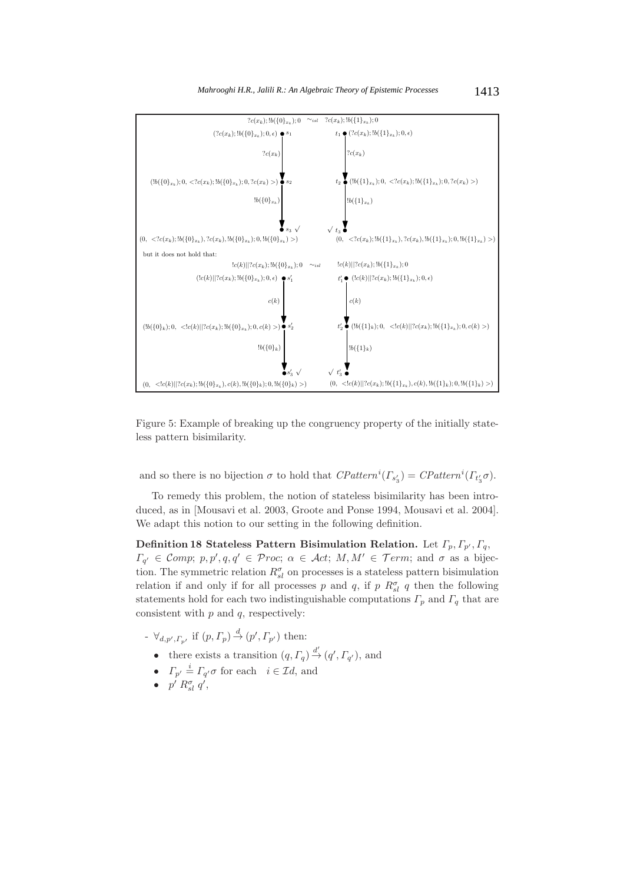$?c(x_k); !b(\{0\}_{x_k}); 0 \sim_{isl} ?c(x_k); !b(\{1\}_{x_k}); 0$

$(?c(x_k); !b(\{0\}_{x_k}); 0, \epsilon)$ $s_1$ $\xrightarrow{?c(x_k)}$ $s_2$ $(!b(\{0\}_{x_k}); 0, <?c(x_k); !b(\{0\}_{x_k}); 0, ?c(x_k)>)$ $\xrightarrow{!b(\{0\}_{x_k})}$ $s_3 \surd$ $(0, <?c(x_k); !b(\{0\}_{x_k}), ?c(x_k), !b(\{0\}_{x_k}); 0, !b(\{0\}_{x_k})>)$

$t_1$ $(?c(x_k); !b(\{1\}_{x_k}); 0, \epsilon)$ $\xrightarrow{?c(x_k)}$ $t_2$ $(!b(\{1\}_{x_k}); 0, <?c(x_k); !b(\{1\}_{x_k}); 0, ?c(x_k)>)$ $\xrightarrow{!b(\{1\}_{x_k})}$ $\surd\ t_3$ $(0, <?c(x_k); !b(\{1\}_{x_k}), ?c(x_k), !b(\{1\}_{x_k}); 0, !b(\{1\}_{x_k})>)$

but it does not hold that:

$!c(k)||?c(x_k); !b(\{0\}_{x_k}); 0 \sim_{isl} !c(k)||?c(x_k); !b(\{1\}_{x_k}); 0$

$(!c(k)||?c(x_k); !b(\{0\}_{x_k}); 0, \epsilon)$ $s'_1$ $\xrightarrow{c(k)}$ $s'_2$ $(!b(\{0\}_k); 0, <!c(k)||?c(x_k); !b(\{0\}_{x_k}); 0, c(k)>)$ $\xrightarrow{!b(\{0\}_k)}$ $s'_3 \surd$ $(0, <!c(k)||?c(x_k); !b(\{0\}_{x_k}), c(k), !b(\{0\}_k); 0, !b(\{0\}_k)>)$

$t'_1$ $(!c(k)||?c(x_k); !b(\{1\}_{x_k}); 0, \epsilon)$ $\xrightarrow{c(k)}$ $t'_2$ $(!b(\{1\}_k); 0, <!c(k)||?c(x_k); !b(\{1\}_{x_k}); 0, c(k)>)$ $\xrightarrow{!b(\{1\}_k)}$ $\surd\ t'_3$ $(0, <!c(k)||?c(x_k); !b(\{1\}_{x_k}), c(k), !b(\{1\}_k); 0, !b(\{1\}_k)>)$

Figure 5: Example of breaking up the congruency property of the initially stateless pattern bisimilarity.

and so there is no bijection $\sigma$ to hold that $CPattern^i(\Gamma_{s'_3}) = CPattern^i(\Gamma_{t'_3}\sigma)$.

To remedy this problem, the notion of stateless bisimilarity has been introduced, as in [Mousavi et al. 2003, Groote and Ponse 1994, Mousavi et al. 2004]. We adapt this notion to our setting in the following definition.

**Definition 18 Stateless Pattern Bisimulation Relation.** Let $\Gamma_p, \Gamma_{p'}, \Gamma_q, \Gamma_{q'} \in \mathcal{C}omp$; $p, p', q, q' \in \mathcal{P}roc$; $\alpha \in \mathcal{A}ct$; $M, M' \in \mathcal{T}erm$; and $\sigma$ as a bijection. The symmetric relation $R^{\sigma}_{sl}$ on processes is a stateless pattern bisimulation relation if and only if for all processes $p$ and $q$, if $p\ R^{\sigma}_{sl}\ q$ then the following statements hold for each two indistinguishable computations $\Gamma_p$ and $\Gamma_q$ that are consistent with $p$ and $q$, respectively:

- $\forall_{d,p',\Gamma_{p'}}$ if $(p, \Gamma_p) \xrightarrow{d} (p', \Gamma_{p'})$ then:
  - there exists a transition $(q, \Gamma_q) \xrightarrow{d'} (q', \Gamma_{q'})$, and
  - $\Gamma_{p'} \stackrel{i}{=} \Gamma_{q'}\sigma$ for each $i \in \mathcal{I}d$, and
  - $p'\ R^{\sigma}_{sl}\ q'$,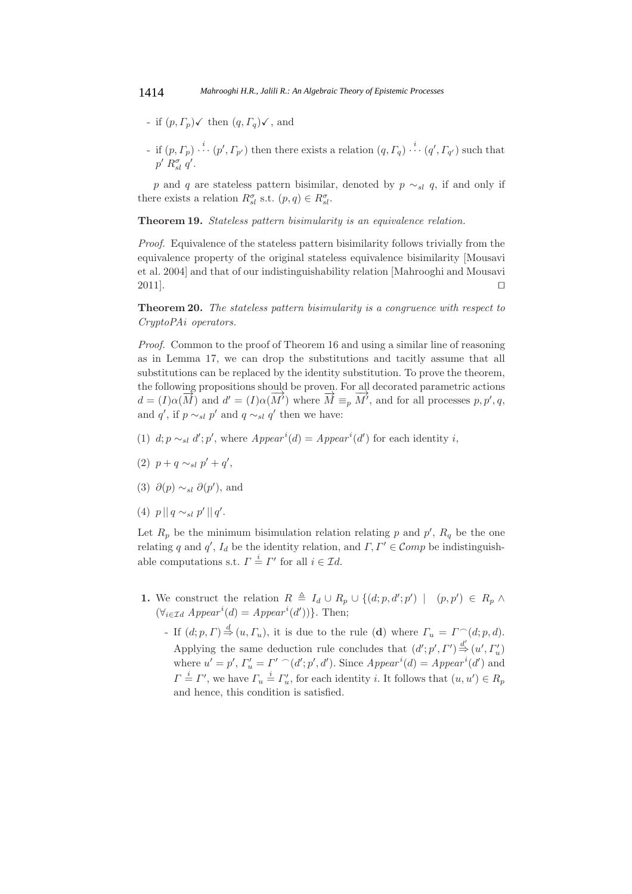- if $(p, \Gamma_p)\checkmark$ then $(q, \Gamma_q)\checkmark$, and
- if $(p, \Gamma_p) \overset{i}{\cdots} (p', \Gamma_{p'})$ then there exists a relation $(q, \Gamma_q) \overset{i}{\cdots} (q', \Gamma_{q'})$ such that $p' \; R^{\sigma}_{sl} \; q'$.

$p$ and $q$ are stateless pattern bisimilar, denoted by $p \sim_{sl} q$, if and only if there exists a relation $R^{\sigma}_{sl}$ s.t. $(p, q) \in R^{\sigma}_{sl}$.

**Theorem 19.** *Stateless pattern bisimularity is an equivalence relation.*

*Proof.* Equivalence of the stateless pattern bisimilarity follows trivially from the equivalence property of the original stateless equivalence bisimilarity [Mousavi et al. 2004] and that of our indistinguishability relation [Mahrooghi and Mousavi 2011]. $\square$

**Theorem 20.** *The stateless pattern bisimularity is a congruence with respect to CryptoPAi operators.*

*Proof.* Common to the proof of Theorem 16 and using a similar line of reasoning as in Lemma 17, we can drop the substitutions and tacitly assume that all substitutions can be replaced by the identity substitution. To prove the theorem, the following propositions should be proven. For all decorated parametric actions $d = (I)\alpha(\overrightarrow{M})$ and $d' = (I)\alpha(\overrightarrow{M'})$ where $\overrightarrow{M} \equiv_p \overrightarrow{M'}$, and for all processes $p, p', q$, and $q'$, if $p \sim_{sl} p'$ and $q \sim_{sl} q'$ then we have:

(1) $d; p \sim_{sl} d'; p'$, where $Appear^i(d) = Appear^i(d')$ for each identity $i$,

(2) $p + q \sim_{sl} p' + q'$,

(3) $\partial(p) \sim_{sl} \partial(p')$, and

(4) $p \,||\, q \sim_{sl} p' \,||\, q'$.

Let $R_p$ be the minimum bisimulation relation relating $p$ and $p'$, $R_q$ be the one relating $q$ and $q'$, $I_d$ be the identity relation, and $\Gamma, \Gamma' \in \mathcal{C}omp$ be indistinguishable computations s.t. $\Gamma \stackrel{i}{=} \Gamma'$ for all $i \in \mathcal{I}d$.

**1.** We construct the relation $R \triangleq I_d \cup R_p \cup \{(d; p, d'; p') \mid (p, p') \in R_p \wedge (\forall_{i \in \mathcal{I}d} \; Appear^i(d) = Appear^i(d'))\}$. Then;

- If $(d; p, \Gamma) \stackrel{d}{\Rightarrow} (u, \Gamma_u)$, it is due to the rule (**d**) where $\Gamma_u = \Gamma^\frown(d; p, d)$. Applying the same deduction rule concludes that $(d'; p', \Gamma') \stackrel{d'}{\Rightarrow} (u', \Gamma'_u)$ where $u' = p'$, $\Gamma'_u = \Gamma'^\frown(d'; p', d')$. Since $Appear^i(d) = Appear^i(d')$ and $\Gamma \stackrel{i}{=} \Gamma'$, we have $\Gamma_u \stackrel{i}{=} \Gamma'_u$, for each identity $i$. It follows that $(u, u') \in R_p$ and hence, this condition is satisfied.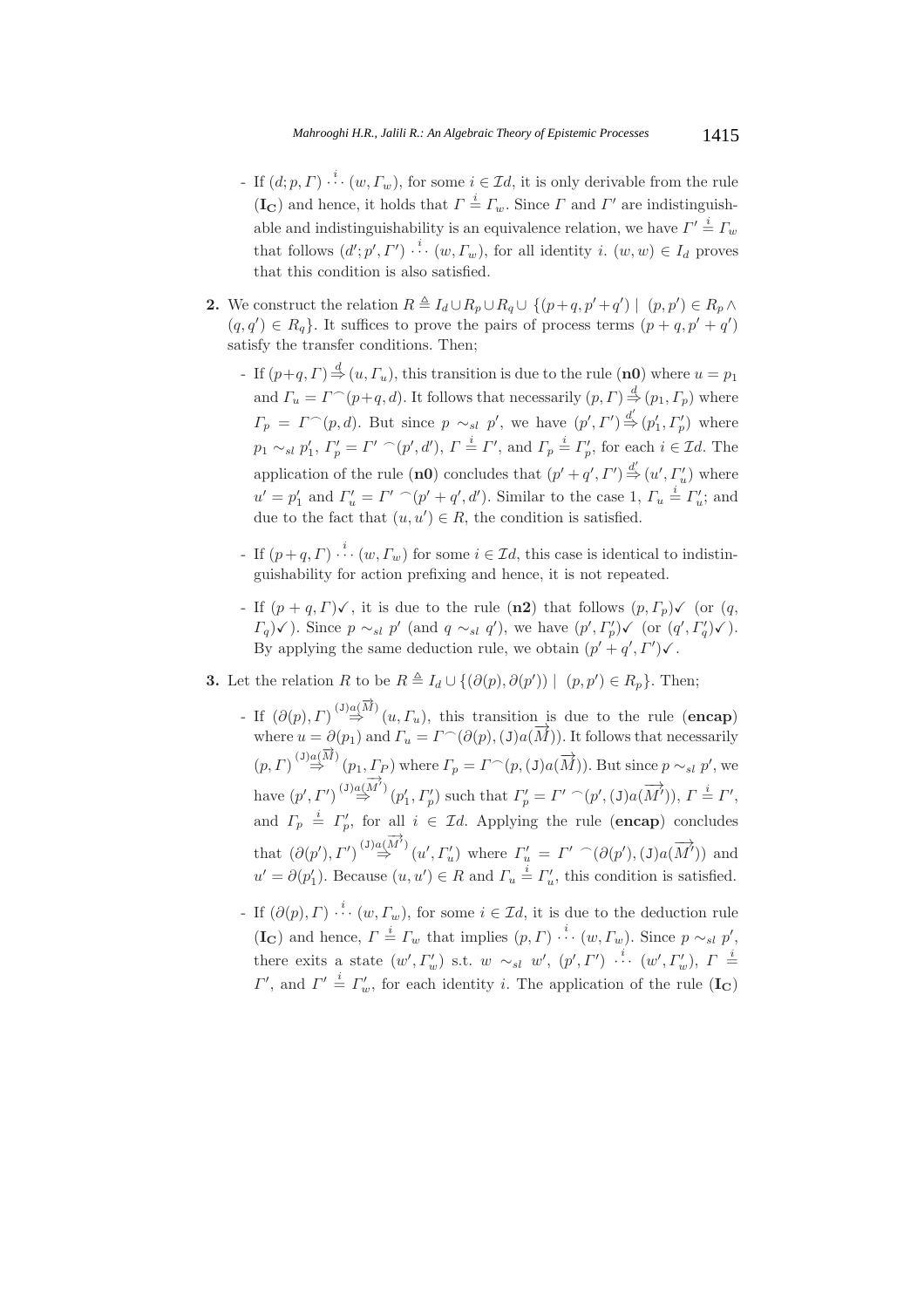- If $(d;p,\Gamma) \overset{i}{\cdots} (w,\Gamma_w)$, for some $i \in \mathcal{I}d$, it is only derivable from the rule $(\mathbf{I_C})$ and hence, it holds that $\Gamma \overset{i}{=} \Gamma_w$. Since $\Gamma$ and $\Gamma'$ are indistinguishable and indistinguishability is an equivalence relation, we have $\Gamma' \overset{i}{=} \Gamma_w$ that follows $(d';p',\Gamma') \overset{i}{\cdots} (w,\Gamma_w)$, for all identity $i$. $(w,w) \in I_d$ proves that this condition is also satisfied.

**2.** We construct the relation $R \triangleq I_d \cup R_p \cup R_q \cup \{(p+q, p'+q') \mid (p,p') \in R_p \wedge (q,q') \in R_q\}$. It suffices to prove the pairs of process terms $(p+q, p'+q')$ satisfy the transfer conditions. Then;

- If $(p+q,\Gamma) \overset{d}{\Rightarrow} (u,\Gamma_u)$, this transition is due to the rule $(\mathbf{n0})$ where $u = p_1$ and $\Gamma_u = \Gamma^\frown(p+q,d)$. It follows that necessarily $(p,\Gamma) \overset{d}{\Rightarrow} (p_1,\Gamma_p)$ where $\Gamma_p = \Gamma^\frown(p,d)$. But since $p \sim_{sl} p'$, we have $(p',\Gamma') \overset{d'}{\Rightarrow} (p'_1,\Gamma'_p)$ where $p_1 \sim_{sl} p'_1$, $\Gamma'_p = \Gamma'{}^\frown(p',d')$, $\Gamma \overset{i}{=} \Gamma'$, and $\Gamma_p \overset{i}{=} \Gamma'_p$, for each $i \in \mathcal{I}d$. The application of the rule $(\mathbf{n0})$ concludes that $(p'+q',\Gamma') \overset{d'}{\Rightarrow} (u',\Gamma'_u)$ where $u' = p'_1$ and $\Gamma'_u = \Gamma'{}^\frown(p'+q',d')$. Similar to the case 1, $\Gamma_u \overset{i}{=} \Gamma'_u$; and due to the fact that $(u,u') \in R$, the condition is satisfied.

- If $(p+q,\Gamma) \overset{i}{\cdots} (w,\Gamma_w)$ for some $i \in \mathcal{I}d$, this case is identical to indistinguishability for action prefixing and hence, it is not repeated.

- If $(p+q,\Gamma)\checkmark$, it is due to the rule $(\mathbf{n2})$ that follows $(p,\Gamma_p)\checkmark$ (or $(q,\Gamma_q)\checkmark$). Since $p \sim_{sl} p'$ (and $q \sim_{sl} q'$), we have $(p',\Gamma'_p)\checkmark$ (or $(q',\Gamma'_q)\checkmark$). By applying the same deduction rule, we obtain $(p'+q',\Gamma')\checkmark$.

**3.** Let the relation $R$ to be $R \triangleq I_d \cup \{(\partial(p),\partial(p')) \mid (p,p') \in R_p\}$. Then;

- If $(\partial(p),\Gamma) \overset{(\mathtt{J})a(\overrightarrow{M})}{\Rightarrow} (u,\Gamma_u)$, this transition is due to the rule $(\mathbf{encap})$ where $u = \partial(p_1)$ and $\Gamma_u = \Gamma^\frown(\partial(p),(\mathtt{J})a(\overrightarrow{M}))$. It follows that necessarily $(p,\Gamma) \overset{(\mathtt{J})a(\overrightarrow{M})}{\Rightarrow} (p_1,\Gamma_P)$ where $\Gamma_p = \Gamma^\frown(p,(\mathtt{J})a(\overrightarrow{M}))$. But since $p \sim_{sl} p'$, we have $(p',\Gamma') \overset{(\mathtt{J})a(\overrightarrow{M'})}{\Rightarrow} (p'_1,\Gamma'_p)$ such that $\Gamma'_p = \Gamma'{}^\frown(p',(\mathtt{J})a(\overrightarrow{M'}))$, $\Gamma \overset{i}{=} \Gamma'$, and $\Gamma_p \overset{i}{=} \Gamma'_p$, for all $i \in \mathcal{I}d$. Applying the rule $(\mathbf{encap})$ concludes that $(\partial(p'),\Gamma') \overset{(\mathtt{J})a(\overrightarrow{M'})}{\Rightarrow} (u',\Gamma'_u)$ where $\Gamma'_u = \Gamma'{}^\frown(\partial(p'),(\mathtt{J})a(\overrightarrow{M'}))$ and $u' = \partial(p'_1)$. Because $(u,u') \in R$ and $\Gamma_u \overset{i}{=} \Gamma'_u$, this condition is satisfied.

- If $(\partial(p),\Gamma) \overset{i}{\cdots} (w,\Gamma_w)$, for some $i \in \mathcal{I}d$, it is due to the deduction rule $(\mathbf{I_C})$ and hence, $\Gamma \overset{i}{=} \Gamma_w$ that implies $(p,\Gamma) \overset{i}{\cdots} (w,\Gamma_w)$. Since $p \sim_{sl} p'$, there exits a state $(w',\Gamma'_w)$ s.t. $w \sim_{sl} w'$, $(p',\Gamma') \overset{i}{\cdots} (w',\Gamma'_w)$, $\Gamma \overset{i}{=} \Gamma'$, and $\Gamma' \overset{i}{=} \Gamma'_w$, for each identity $i$. The application of the rule $(\mathbf{I_C})$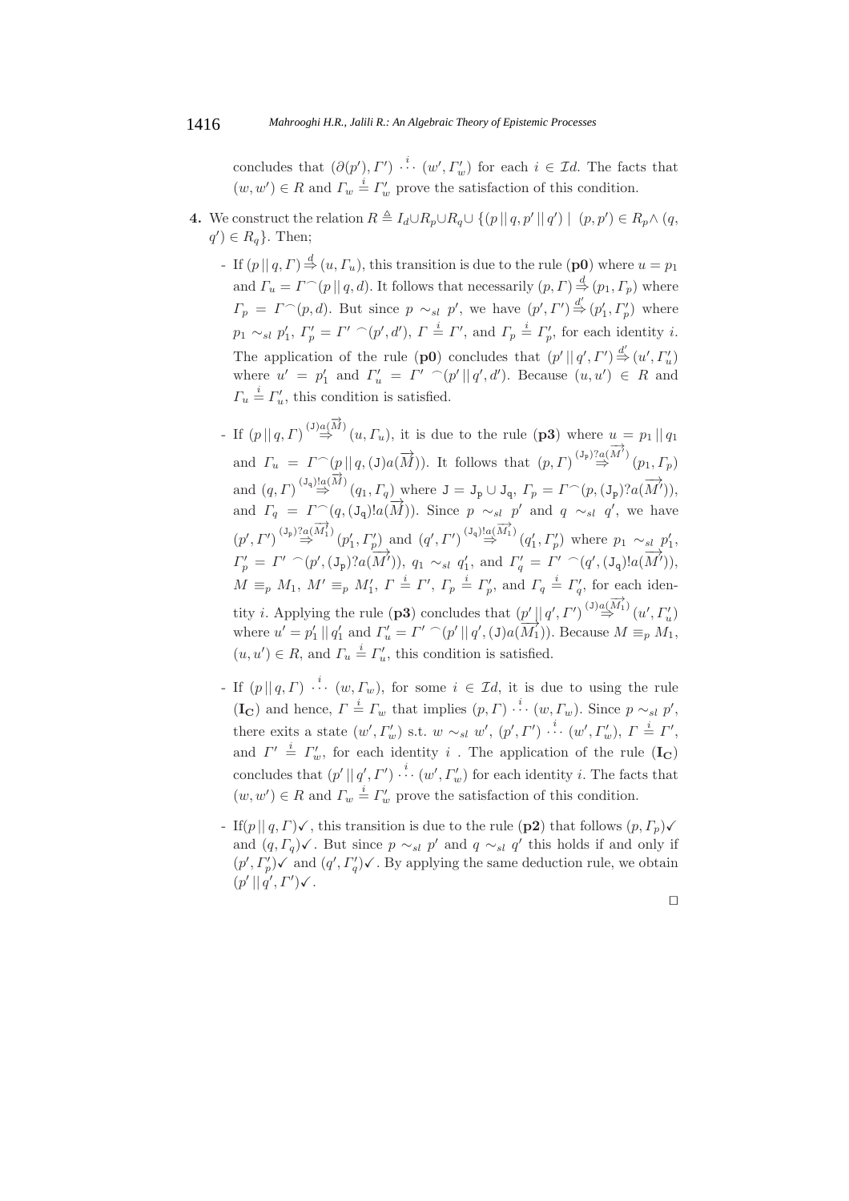concludes that $(\partial(p'), \Gamma') \overset{i}{\cdots} (w', \Gamma'_w)$ for each $i \in \mathcal{I}d$. The facts that $(w, w') \in R$ and $\Gamma_w \overset{i}{=} \Gamma'_w$ prove the satisfaction of this condition.

**4.** We construct the relation $R \triangleq I_d \cup R_p \cup R_q \cup \{(p \,||\, q, p' \,||\, q') \mid (p, p') \in R_p \wedge (q, q') \in R_q\}$. Then;

- If $(p \,||\, q, \Gamma) \overset{d}{\Rightarrow} (u, \Gamma_u)$, this transition is due to the rule (**p0**) where $u = p_1$ and $\Gamma_u = \Gamma^\frown(p \,||\, q, d)$. It follows that necessarily $(p, \Gamma) \overset{d}{\Rightarrow} (p_1, \Gamma_p)$ where $\Gamma_p = \Gamma^\frown(p, d)$. But since $p \sim_{sl} p'$, we have $(p', \Gamma') \overset{d'}{\Rightarrow} (p'_1, \Gamma'_p)$ where $p_1 \sim_{sl} p'_1$, $\Gamma'_p = \Gamma'^\frown(p', d')$, $\Gamma \overset{i}{=} \Gamma'$, and $\Gamma_p \overset{i}{=} \Gamma'_p$, for each identity $i$. The application of the rule (**p0**) concludes that $(p' \,||\, q', \Gamma') \overset{d'}{\Rightarrow} (u', \Gamma'_u)$ where $u' = p'_1$ and $\Gamma'_u = \Gamma'^\frown(p' \,||\, q', d')$. Because $(u, u') \in R$ and $\Gamma_u \overset{i}{=} \Gamma'_u$, this condition is satisfied.

- If $(p \,||\, q, \Gamma) \overset{(\mathtt{J})a(\overrightarrow{M})}{\Rightarrow} (u, \Gamma_u)$, it is due to the rule (**p3**) where $u = p_1 \,||\, q_1$ and $\Gamma_u = \Gamma^\frown(p \,||\, q, (\mathtt{J})a(\overrightarrow{M}))$. It follows that $(p, \Gamma) \overset{(\mathtt{J_p})?a(\overrightarrow{M'})}{\Rightarrow} (p_1, \Gamma_p)$ and $(q, \Gamma) \overset{(\mathtt{J_q})!a(\overrightarrow{M})}{\Rightarrow} (q_1, \Gamma_q)$ where $\mathtt{J} = \mathtt{J_p} \cup \mathtt{J_q}$, $\Gamma_p = \Gamma^\frown(p, (\mathtt{J_p})?a(\overrightarrow{M'}))$, and $\Gamma_q = \Gamma^\frown(q, (\mathtt{J_q})!a(\overrightarrow{M}))$. Since $p \sim_{sl} p'$ and $q \sim_{sl} q'$, we have $(p', \Gamma') \overset{(\mathtt{J_p})?a(\overrightarrow{M'_1})}{\Rightarrow} (p'_1, \Gamma'_p)$ and $(q', \Gamma') \overset{(\mathtt{J_q})!a(\overrightarrow{M_1})}{\Rightarrow} (q'_1, \Gamma'_p)$ where $p_1 \sim_{sl} p'_1$, $\Gamma'_p = \Gamma'^\frown(p', (\mathtt{J_p})?a(\overrightarrow{M'}))$, $q_1 \sim_{sl} q'_1$, and $\Gamma'_q = \Gamma'^\frown(q', (\mathtt{J_q})!a(\overrightarrow{M'}))$, $M \equiv_p M_1$, $M' \equiv_p M'_1$, $\Gamma \overset{i}{=} \Gamma'$, $\Gamma_p \overset{i}{=} \Gamma'_p$, and $\Gamma_q \overset{i}{=} \Gamma'_q$, for each identity $i$. Applying the rule (**p3**) concludes that $(p' \,||\, q', \Gamma') \overset{(\mathtt{J})a(\overrightarrow{M_1})}{\Rightarrow} (u', \Gamma'_u)$ where $u' = p'_1 \,||\, q'_1$ and $\Gamma'_u = \Gamma'^\frown(p' \,||\, q', (\mathtt{J})a(\overrightarrow{M_1}))$. Because $M \equiv_p M_1$, $(u, u') \in R$, and $\Gamma_u \overset{i}{=} \Gamma'_u$, this condition is satisfied.

- If $(p \,||\, q, \Gamma) \overset{i}{\cdots} (w, \Gamma_w)$, for some $i \in \mathcal{I}d$, it is due to using the rule ($\mathbf{I_C}$) and hence, $\Gamma \overset{i}{=} \Gamma_w$ that implies $(p, \Gamma) \overset{i}{\cdots} (w, \Gamma_w)$. Since $p \sim_{sl} p'$, there exits a state $(w', \Gamma'_w)$ s.t. $w \sim_{sl} w'$, $(p', \Gamma') \overset{i}{\cdots} (w', \Gamma'_w)$, $\Gamma \overset{i}{=} \Gamma'$, and $\Gamma' \overset{i}{=} \Gamma'_w$, for each identity $i$ . The application of the rule ($\mathbf{I_C}$) concludes that $(p' \,||\, q', \Gamma') \overset{i}{\cdots} (w', \Gamma'_w)$ for each identity $i$. The facts that $(w, w') \in R$ and $\Gamma_w \overset{i}{=} \Gamma'_w$ prove the satisfaction of this condition.

- If$(p \,||\, q, \Gamma)\checkmark$, this transition is due to the rule (**p2**) that follows $(p, \Gamma_p)\checkmark$ and $(q, \Gamma_q)\checkmark$. But since $p \sim_{sl} p'$ and $q \sim_{sl} q'$ this holds if and only if $(p', \Gamma'_p)\checkmark$ and $(q', \Gamma'_q)\checkmark$. By applying the same deduction rule, we obtain $(p' \,||\, q', \Gamma')\checkmark$.

□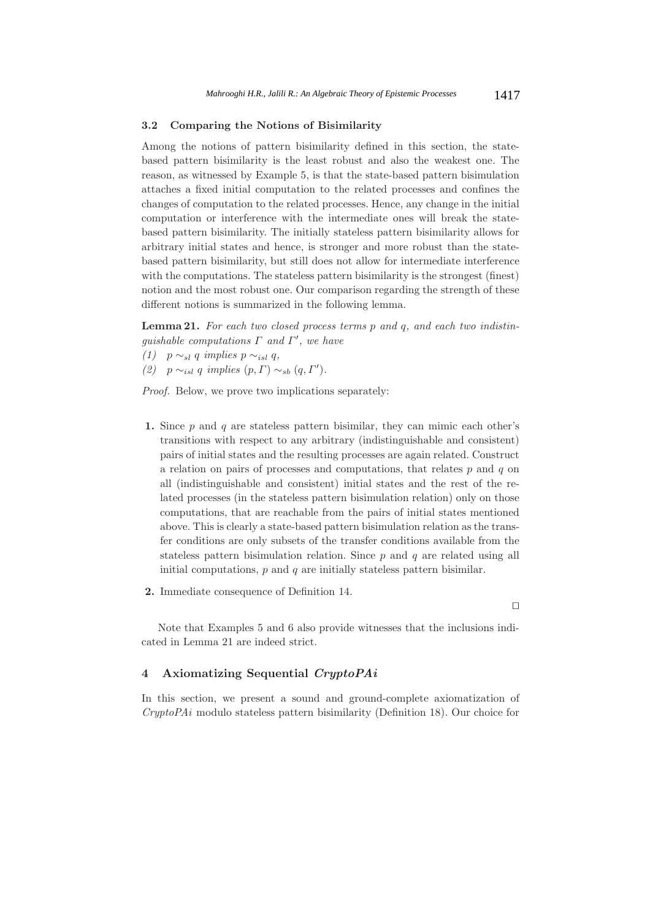### 3.2 Comparing the Notions of Bisimilarity

Among the notions of pattern bisimilarity defined in this section, the state-based pattern bisimilarity is the least robust and also the weakest one. The reason, as witnessed by Example 5, is that the state-based pattern bisimulation attaches a fixed initial computation to the related processes and confines the changes of computation to the related processes. Hence, any change in the initial computation or interference with the intermediate ones will break the state-based pattern bisimilarity. The initially stateless pattern bisimilarity allows for arbitrary initial states and hence, is stronger and more robust than the state-based pattern bisimilarity, but still does not allow for intermediate interference with the computations. The stateless pattern bisimilarity is the strongest (finest) notion and the most robust one. Our comparison regarding the strength of these different notions is summarized in the following lemma.

**Lemma 21.** *For each two closed process terms $p$ and $q$, and each two indistinguishable computations $\Gamma$ and $\Gamma'$, we have*

*(1)* $p \sim_{sl} q$ *implies* $p \sim_{isl} q$,

*(2)* $p \sim_{isl} q$ *implies* $(p, \Gamma) \sim_{sb} (q, \Gamma')$.

*Proof.* Below, we prove two implications separately:

**1.** Since $p$ and $q$ are stateless pattern bisimilar, they can mimic each other's transitions with respect to any arbitrary (indistinguishable and consistent) pairs of initial states and the resulting processes are again related. Construct a relation on pairs of processes and computations, that relates $p$ and $q$ on all (indistinguishable and consistent) initial states and the rest of the related processes (in the stateless pattern bisimulation relation) only on those computations, that are reachable from the pairs of initial states mentioned above. This is clearly a state-based pattern bisimulation relation as the transfer conditions are only subsets of the transfer conditions available from the stateless pattern bisimulation relation. Since $p$ and $q$ are related using all initial computations, $p$ and $q$ are initially stateless pattern bisimilar.

**2.** Immediate consequence of Definition 14.

□

Note that Examples 5 and 6 also provide witnesses that the inclusions indicated in Lemma 21 are indeed strict.

## 4 Axiomatizing Sequential *CryptoPAi*

In this section, we present a sound and ground-complete axiomatization of *CryptoPAi* modulo stateless pattern bisimilarity (Definition 18). Our choice for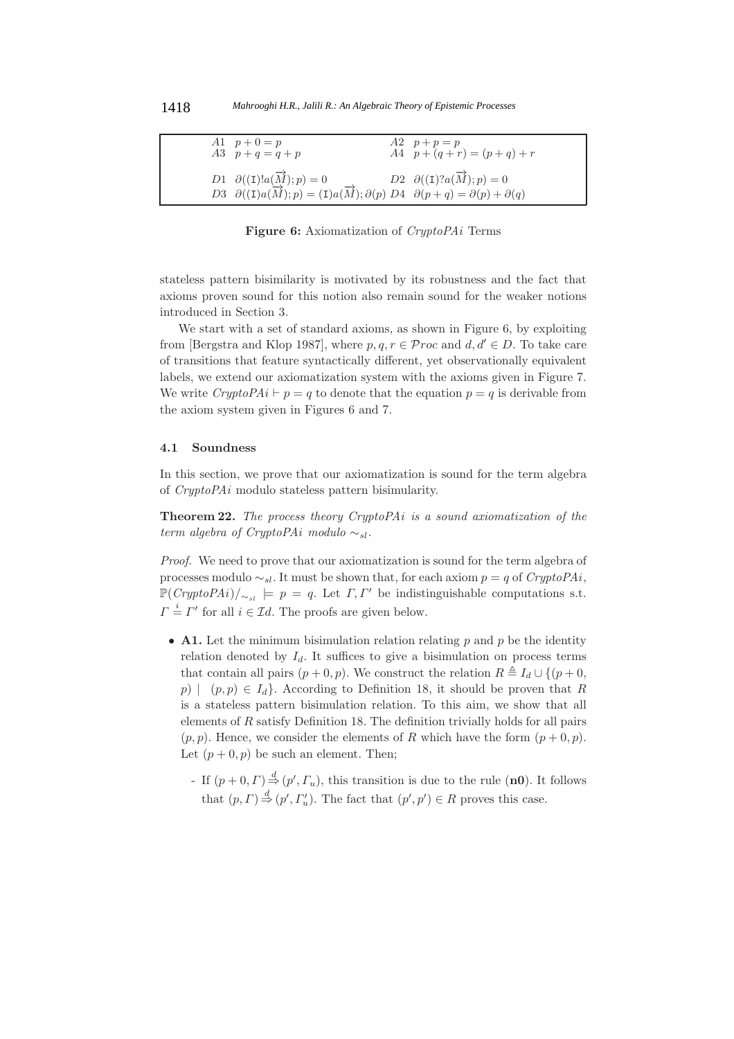| | |
|---|---|
| $A1\quad p + 0 = p$ | $A2\quad p + p = p$ |
| $A3\quad p + q = q + p$ | $A4\quad p + (q + r) = (p + q) + r$ |
| $D1\quad \partial((\mathtt{I})!a(\overrightarrow{M}); p) = 0$ | $D2\quad \partial((\mathtt{I})?a(\overrightarrow{M}); p) = 0$ |
| $D3\quad \partial((\mathtt{I})a(\overrightarrow{M}); p) = (\mathtt{I})a(\overrightarrow{M}); \partial(p)$ | $D4\quad \partial(p + q) = \partial(p) + \partial(q)$ |

**Figure 6:** Axiomatization of *CryptoPAi* Terms

stateless pattern bisimilarity is motivated by its robustness and the fact that axioms proven sound for this notion also remain sound for the weaker notions introduced in Section 3.

We start with a set of standard axioms, as shown in Figure 6, by exploiting from [Bergstra and Klop 1987], where $p, q, r \in \mathcal{P}roc$ and $d, d' \in D$. To take care of transitions that feature syntactically different, yet observationally equivalent labels, we extend our axiomatization system with the axioms given in Figure 7. We write $CryptoPAi \vdash p = q$ to denote that the equation $p = q$ is derivable from the axiom system given in Figures 6 and 7.

### 4.1 Soundness

In this section, we prove that our axiomatization is sound for the term algebra of *CryptoPAi* modulo stateless pattern bisimularity.

**Theorem 22.** *The process theory CryptoPAi is a sound axiomatization of the term algebra of CryptoPAi modulo $\sim_{sl}$.*

*Proof.* We need to prove that our axiomatization is sound for the term algebra of processes modulo $\sim_{sl}$. It must be shown that, for each axiom $p = q$ of *CryptoPAi*, $\mathbb{P}(CryptoPAi)/_{\sim_{sl}} \models p = q$. Let $\Gamma, \Gamma'$ be indistinguishable computations s.t. $\Gamma \stackrel{i}{=} \Gamma'$ for all $i \in \mathcal{I}d$. The proofs are given below.

- **A1.** Let the minimum bisimulation relation relating $p$ and $p$ be the identity relation denoted by $I_d$. It suffices to give a bisimulation on process terms that contain all pairs $(p + 0, p)$. We construct the relation $R \triangleq I_d \cup \{(p + 0, p) \mid (p, p) \in I_d\}$. According to Definition 18, it should be proven that $R$ is a stateless pattern bisimulation relation. To this aim, we show that all elements of $R$ satisfy Definition 18. The definition trivially holds for all pairs $(p, p)$. Hence, we consider the elements of $R$ which have the form $(p + 0, p)$. Let $(p + 0, p)$ be such an element. Then;
  - If $(p + 0, \Gamma) \stackrel{d}{\Rightarrow} (p', \Gamma_u)$, this transition is due to the rule (**n0**). It follows that $(p, \Gamma) \stackrel{d}{\Rightarrow} (p', \Gamma'_u)$. The fact that $(p', p') \in R$ proves this case.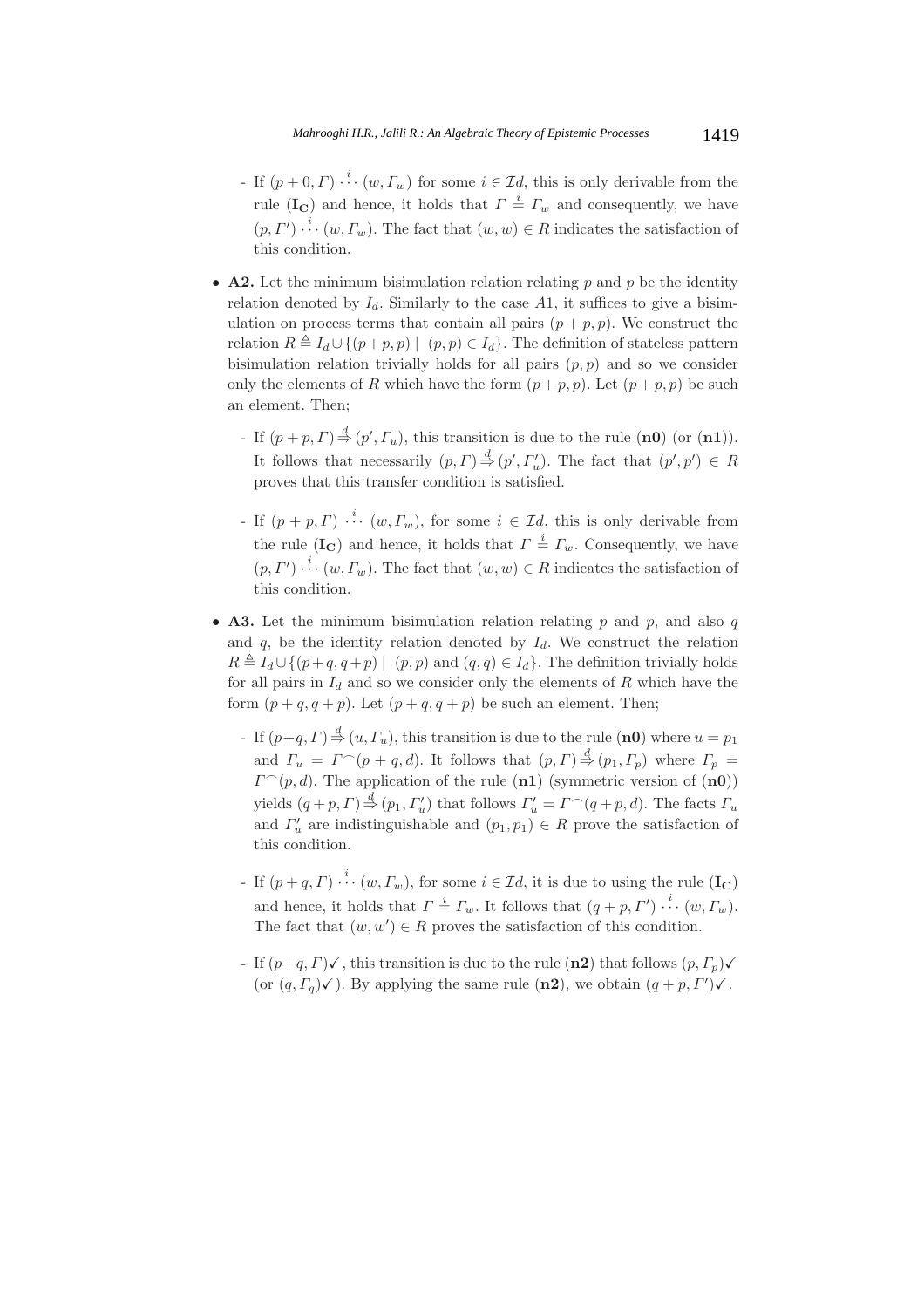- If $(p+0, \Gamma) \overset{i}{\cdots} (w, \Gamma_w)$ for some $i \in \mathcal{I}d$, this is only derivable from the rule ($\mathbf{I_C}$) and hence, it holds that $\Gamma \overset{i}{=} \Gamma_w$ and consequently, we have $(p, \Gamma') \overset{i}{\cdots} (w, \Gamma_w)$. The fact that $(w, w) \in R$ indicates the satisfaction of this condition.

- **A2.** Let the minimum bisimulation relation relating $p$ and $p$ be the identity relation denoted by $I_d$. Similarly to the case $A1$, it suffices to give a bisimulation on process terms that contain all pairs $(p+p, p)$. We construct the relation $R \triangleq I_d \cup \{(p+p, p) \mid (p,p) \in I_d\}$. The definition of stateless pattern bisimulation relation trivially holds for all pairs $(p, p)$ and so we consider only the elements of $R$ which have the form $(p+p, p)$. Let $(p+p, p)$ be such an element. Then;

  - If $(p+p, \Gamma) \overset{d}{\Rightarrow} (p', \Gamma_u)$, this transition is due to the rule (**n0**) (or (**n1**)). It follows that necessarily $(p, \Gamma) \overset{d}{\Rightarrow} (p', \Gamma'_u)$. The fact that $(p', p') \in R$ proves that this transfer condition is satisfied.

  - If $(p+p, \Gamma) \overset{i}{\cdots} (w, \Gamma_w)$, for some $i \in \mathcal{I}d$, this is only derivable from the rule ($\mathbf{I_C}$) and hence, it holds that $\Gamma \overset{i}{=} \Gamma_w$. Consequently, we have $(p, \Gamma') \overset{i}{\cdots} (w, \Gamma_w)$. The fact that $(w, w) \in R$ indicates the satisfaction of this condition.

- **A3.** Let the minimum bisimulation relation relating $p$ and $p$, and also $q$ and $q$, be the identity relation denoted by $I_d$. We construct the relation $R \triangleq I_d \cup \{(p+q, q+p) \mid (p,p) \text{ and } (q,q) \in I_d\}$. The definition trivially holds for all pairs in $I_d$ and so we consider only the elements of $R$ which have the form $(p+q, q+p)$. Let $(p+q, q+p)$ be such an element. Then;

  - If $(p+q, \Gamma) \overset{d}{\Rightarrow} (u, \Gamma_u)$, this transition is due to the rule (**n0**) where $u = p_1$ and $\Gamma_u = \Gamma^\frown(p+q, d)$. It follows that $(p, \Gamma) \overset{d}{\Rightarrow} (p_1, \Gamma_p)$ where $\Gamma_p = \Gamma^\frown(p, d)$. The application of the rule (**n1**) (symmetric version of (**n0**)) yields $(q+p, \Gamma) \overset{d}{\Rightarrow} (p_1, \Gamma'_u)$ that follows $\Gamma'_u = \Gamma^\frown(q+p, d)$. The facts $\Gamma_u$ and $\Gamma'_u$ are indistinguishable and $(p_1, p_1) \in R$ prove the satisfaction of this condition.

  - If $(p+q, \Gamma) \overset{i}{\cdots} (w, \Gamma_w)$, for some $i \in \mathcal{I}d$, it is due to using the rule ($\mathbf{I_C}$) and hence, it holds that $\Gamma \overset{i}{=} \Gamma_w$. It follows that $(q+p, \Gamma') \overset{i}{\cdots} (w, \Gamma_w)$. The fact that $(w, w') \in R$ proves the satisfaction of this condition.

  - If $(p+q, \Gamma)\checkmark$, this transition is due to the rule (**n2**) that follows $(p, \Gamma_p)\checkmark$ (or $(q, \Gamma_q)\checkmark$). By applying the same rule (**n2**), we obtain $(q+p, \Gamma')\checkmark$.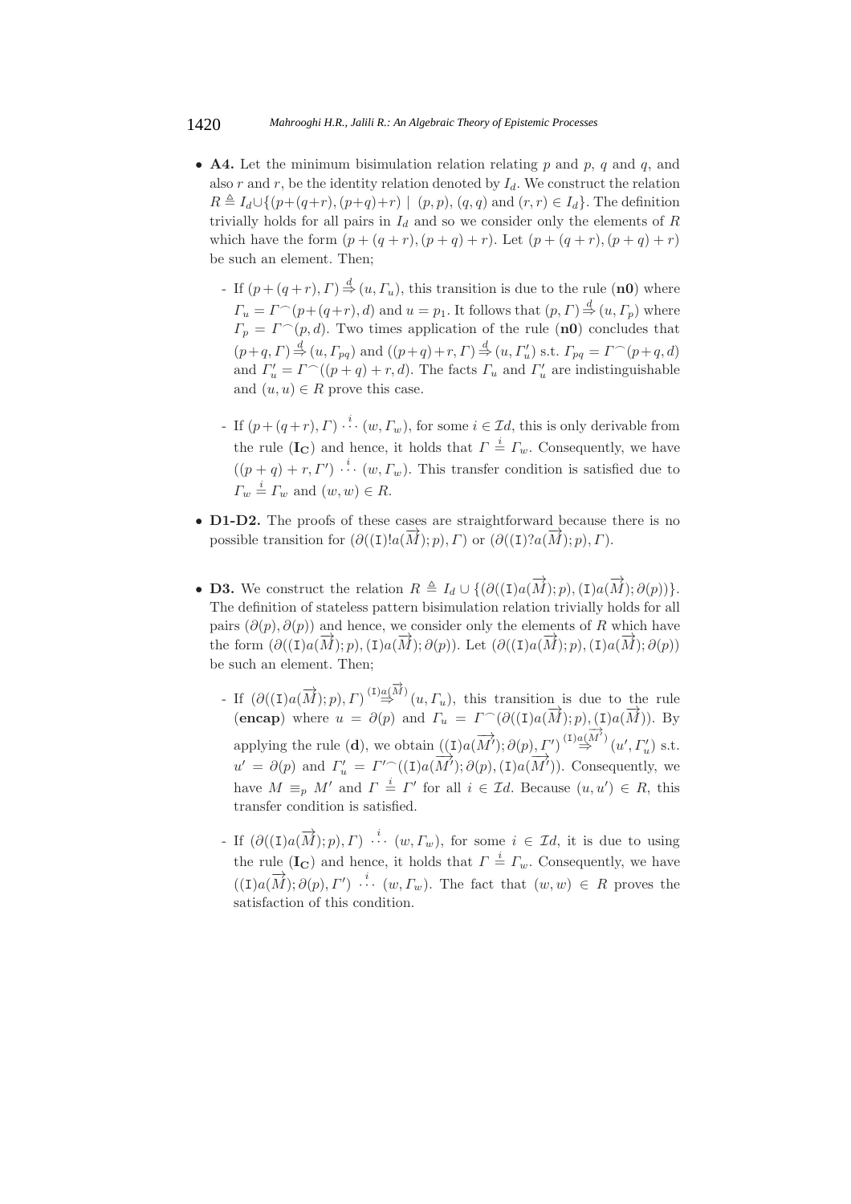- **A4.** Let the minimum bisimulation relation relating $p$ and $p$, $q$ and $q$, and also $r$ and $r$, be the identity relation denoted by $I_d$. We construct the relation $R \triangleq I_d \cup \{(p+(q+r), (p+q)+r) \mid (p,p), (q,q) \text{ and } (r,r) \in I_d\}$. The definition trivially holds for all pairs in $I_d$ and so we consider only the elements of $R$ which have the form $(p+(q+r), (p+q)+r)$. Let $(p+(q+r), (p+q)+r)$ be such an element. Then;

  - If $(p+(q+r), \Gamma) \overset{d}{\Rightarrow} (u, \Gamma_u)$, this transition is due to the rule (**n0**) where $\Gamma_u = \Gamma^\frown(p+(q+r), d)$ and $u = p_1$. It follows that $(p, \Gamma) \overset{d}{\Rightarrow} (u, \Gamma_p)$ where $\Gamma_p = \Gamma^\frown(p, d)$. Two times application of the rule (**n0**) concludes that $(p+q, \Gamma) \overset{d}{\Rightarrow} (u, \Gamma_{pq})$ and $((p+q)+r, \Gamma) \overset{d}{\Rightarrow} (u, \Gamma'_u)$ s.t. $\Gamma_{pq} = \Gamma^\frown(p+q, d)$ and $\Gamma'_u = \Gamma^\frown((p+q)+r, d)$. The facts $\Gamma_u$ and $\Gamma'_u$ are indistinguishable and $(u, u) \in R$ prove this case.

  - If $(p+(q+r), \Gamma) \overset{i}{\cdots} (w, \Gamma_w)$, for some $i \in \mathcal{I}d$, this is only derivable from the rule ($\mathbf{I_C}$) and hence, it holds that $\Gamma \overset{i}{=} \Gamma_w$. Consequently, we have $((p+q)+r, \Gamma') \overset{i}{\cdots} (w, \Gamma_w)$. This transfer condition is satisfied due to $\Gamma_w \overset{i}{=} \Gamma_w$ and $(w, w) \in R$.

- **D1-D2.** The proofs of these cases are straightforward because there is no possible transition for $(\partial((\mathtt{I})!a(\overrightarrow{M}); p), \Gamma)$ or $(\partial((\mathtt{I})?a(\overrightarrow{M}); p), \Gamma)$.

- **D3.** We construct the relation $R \triangleq I_d \cup \{(\partial((\mathtt{I})a(\overrightarrow{M}); p), (\mathtt{I})a(\overrightarrow{M}); \partial(p))\}$. The definition of stateless pattern bisimulation relation trivially holds for all pairs $(\partial(p), \partial(p))$ and hence, we consider only the elements of $R$ which have the form $(\partial((\mathtt{I})a(\overrightarrow{M}); p), (\mathtt{I})a(\overrightarrow{M}); \partial(p))$. Let $(\partial((\mathtt{I})a(\overrightarrow{M}); p), (\mathtt{I})a(\overrightarrow{M}); \partial(p))$ be such an element. Then;

  - If $(\partial((\mathtt{I})a(\overrightarrow{M}); p), \Gamma) \overset{(\mathtt{I})a(\overrightarrow{M})}{\Rightarrow} (u, \Gamma_u)$, this transition is due to the rule (**encap**) where $u = \partial(p)$ and $\Gamma_u = \Gamma^\frown(\partial((\mathtt{I})a(\overrightarrow{M}); p), (\mathtt{I})a(\overrightarrow{M}))$. By applying the rule (**d**), we obtain $((\mathtt{I})a(\overrightarrow{M'}); \partial(p), \Gamma') \overset{(\mathtt{I})a(\overrightarrow{M'})}{\Rightarrow} (u', \Gamma'_u)$ s.t. $u' = \partial(p)$ and $\Gamma'_u = \Gamma'^\frown((\mathtt{I})a(\overrightarrow{M'}); \partial(p), (\mathtt{I})a(\overrightarrow{M'}))$. Consequently, we have $M \equiv_p M'$ and $\Gamma \overset{i}{=} \Gamma'$ for all $i \in \mathcal{I}d$. Because $(u, u') \in R$, this transfer condition is satisfied.

  - If $(\partial((\mathtt{I})a(\overrightarrow{M}); p), \Gamma) \overset{i}{\cdots} (w, \Gamma_w)$, for some $i \in \mathcal{I}d$, it is due to using the rule ($\mathbf{I_C}$) and hence, it holds that $\Gamma \overset{i}{=} \Gamma_w$. Consequently, we have $((\mathtt{I})a(\overrightarrow{M}); \partial(p), \Gamma') \overset{i}{\cdots} (w, \Gamma_w)$. The fact that $(w, w) \in R$ proves the satisfaction of this condition.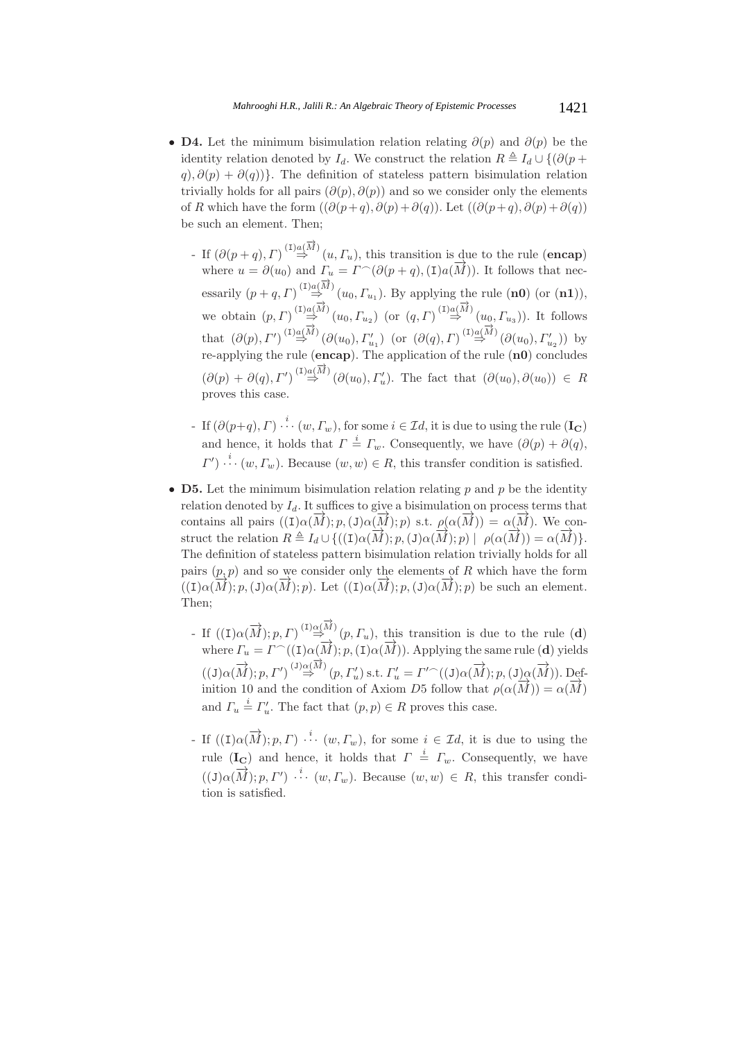- **D4.** Let the minimum bisimulation relation relating $\partial(p)$ and $\partial(p)$ be the identity relation denoted by $I_d$. We construct the relation $R \triangleq I_d \cup \{(\partial(p+q), \partial(p)+\partial(q))\}$. The definition of stateless pattern bisimulation relation trivially holds for all pairs $(\partial(p), \partial(p))$ and so we consider only the elements of $R$ which have the form $((\partial(p+q), \partial(p)+\partial(q))$. Let $((\partial(p+q), \partial(p)+\partial(q))$ be such an element. Then;

  - If $(\partial(p+q), \Gamma) \overset{(\mathtt{I})a(\overrightarrow{M})}{\Rightarrow} (u, \Gamma_u)$, this transition is due to the rule (**encap**) where $u = \partial(u_0)$ and $\Gamma_u = \Gamma^\frown(\partial(p+q), (\mathtt{I})a(\overrightarrow{M}))$. It follows that necessarily $(p+q, \Gamma) \overset{(\mathtt{I})a(\overrightarrow{M})}{\Rightarrow} (u_0, \Gamma_{u_1})$. By applying the rule (**n0**) (or (**n1**)), we obtain $(p, \Gamma) \overset{(\mathtt{I})a(\overrightarrow{M})}{\Rightarrow} (u_0, \Gamma_{u_2})$ (or $(q, \Gamma) \overset{(\mathtt{I})a(\overrightarrow{M})}{\Rightarrow} (u_0, \Gamma_{u_3})$). It follows that $(\partial(p), \Gamma') \overset{(\mathtt{I})a(\overrightarrow{M})}{\Rightarrow} (\partial(u_0), \Gamma'_{u_1})$ (or $(\partial(q), \Gamma) \overset{(\mathtt{I})a(\overrightarrow{M})}{\Rightarrow} (\partial(u_0), \Gamma'_{u_2})$) by re-applying the rule (**encap**). The application of the rule (**n0**) concludes $(\partial(p)+\partial(q), \Gamma') \overset{(\mathtt{I})a(\overrightarrow{M})}{\Rightarrow} (\partial(u_0), \Gamma'_u)$. The fact that $(\partial(u_0), \partial(u_0)) \in R$ proves this case.

  - If $(\partial(p+q), \Gamma) \overset{i}{\cdots} (w, \Gamma_w)$, for some $i \in \mathcal{I}d$, it is due to using the rule ($\mathbf{I_C}$) and hence, it holds that $\Gamma \overset{i}{=} \Gamma_w$. Consequently, we have $(\partial(p)+\partial(q), \Gamma') \overset{i}{\cdots} (w, \Gamma_w)$. Because $(w, w) \in R$, this transfer condition is satisfied.

- **D5.** Let the minimum bisimulation relation relating $p$ and $p$ be the identity relation denoted by $I_d$. It suffices to give a bisimulation on process terms that contains all pairs $((\mathtt{I})\alpha(\overrightarrow{M}); p, (\mathtt{J})\alpha(\overrightarrow{M}); p)$ s.t. $\rho(\alpha(\overrightarrow{M})) = \alpha(\overrightarrow{M})$. We construct the relation $R \triangleq I_d \cup \{((\mathtt{I})\alpha(\overrightarrow{M}); p, (\mathtt{J})\alpha(\overrightarrow{M}); p) \mid \rho(\alpha(\overrightarrow{M})) = \alpha(\overrightarrow{M})\}$. The definition of stateless pattern bisimulation relation trivially holds for all pairs $(p, p)$ and so we consider only the elements of $R$ which have the form $((\mathtt{I})\alpha(\overrightarrow{M}); p, (\mathtt{J})\alpha(\overrightarrow{M}); p)$. Let $((\mathtt{I})\alpha(\overrightarrow{M}); p, (\mathtt{J})\alpha(\overrightarrow{M}); p)$ be such an element. Then;

  - If $((\mathtt{I})\alpha(\overrightarrow{M}); p, \Gamma) \overset{(\mathtt{I})\alpha(\overrightarrow{M})}{\Rightarrow} (p, \Gamma_u)$, this transition is due to the rule (**d**) where $\Gamma_u = \Gamma^\frown((\mathtt{I})\alpha(\overrightarrow{M}); p, (\mathtt{I})\alpha(\overrightarrow{M}))$. Applying the same rule (**d**) yields $((\mathtt{J})\alpha(\overrightarrow{M}); p, \Gamma') \overset{(\mathtt{J})\alpha(\overrightarrow{M})}{\Rightarrow} (p, \Gamma'_u)$ s.t. $\Gamma'_u = \Gamma'^\frown((\mathtt{J})\alpha(\overrightarrow{M}); p, (\mathtt{J})\alpha(\overrightarrow{M}))$. Definition 10 and the condition of Axiom $D5$ follow that $\rho(\alpha(\overrightarrow{M})) = \alpha(\overrightarrow{M})$ and $\Gamma_u \overset{i}{=} \Gamma'_u$. The fact that $(p, p) \in R$ proves this case.

  - If $((\mathtt{I})\alpha(\overrightarrow{M}); p, \Gamma) \overset{i}{\cdots} (w, \Gamma_w)$, for some $i \in \mathcal{I}d$, it is due to using the rule ($\mathbf{I_C}$) and hence, it holds that $\Gamma \overset{i}{=} \Gamma_w$. Consequently, we have $((\mathtt{J})\alpha(\overrightarrow{M}); p, \Gamma') \overset{i}{\cdots} (w, \Gamma_w)$. Because $(w, w) \in R$, this transfer condition is satisfied.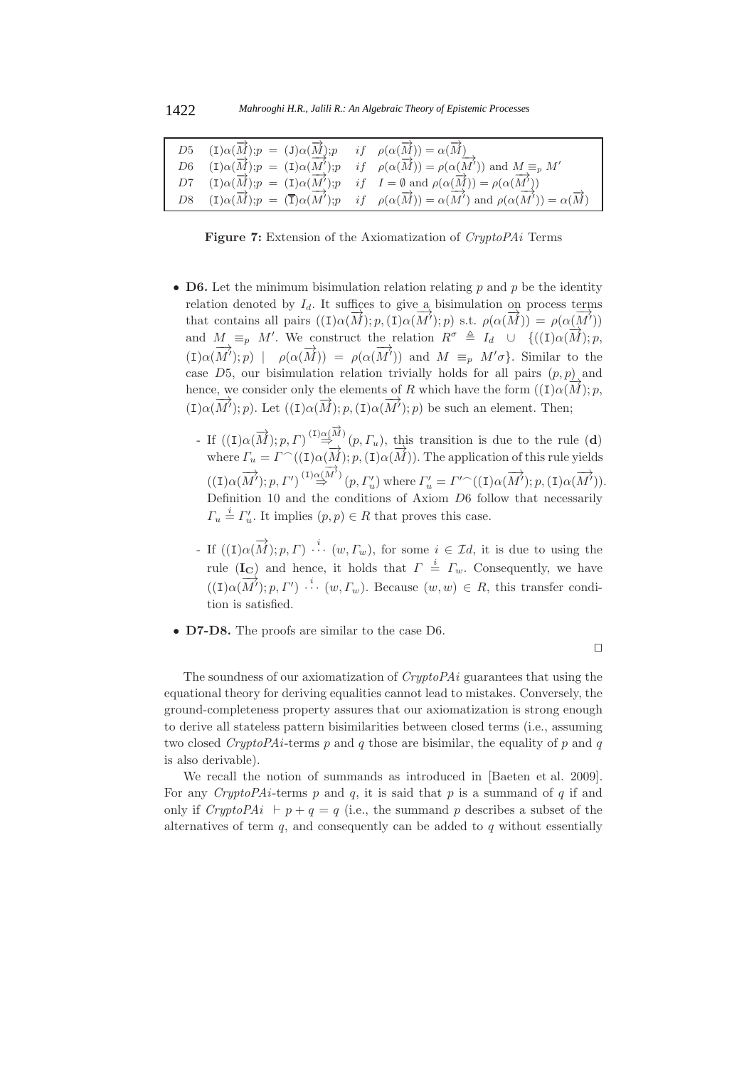| | | | | |
|---|---|---|---|---|
| $D5$ | $(\mathtt{I})\alpha(\overrightarrow{M});p$ | $=$ $(\mathtt{J})\alpha(\overrightarrow{M});p$ | *if* | $\rho(\alpha(\overrightarrow{M})) = \alpha(\overrightarrow{M})$ |
| $D6$ | $(\mathtt{I})\alpha(\overrightarrow{M});p$ | $=$ $(\mathtt{I})\alpha(\overrightarrow{M'});p$ | *if* | $\rho(\alpha(\overrightarrow{M})) = \rho(\alpha(\overrightarrow{M'}))$ and $M \equiv_p M'$ |
| $D7$ | $(\mathtt{I})\alpha(\overrightarrow{M});p$ | $=$ $(\mathtt{I})\alpha(\overrightarrow{M'});p$ | *if* | $I = \emptyset$ and $\rho(\alpha(\overrightarrow{M})) = \rho(\alpha(\overrightarrow{M'}))$ |
| $D8$ | $(\mathtt{I})\alpha(\overrightarrow{M});p$ | $=$ $(\overline{\mathtt{I}})\alpha(\overrightarrow{M'});p$ | *if* | $\rho(\alpha(\overrightarrow{M})) = \alpha(\overrightarrow{M'})$ and $\rho(\alpha(\overrightarrow{M'})) = \alpha(\overrightarrow{M})$ |

**Figure 7:** Extension of the Axiomatization of *CryptoPAi* Terms

- **D6.** Let the minimum bisimulation relation relating $p$ and $p$ be the identity relation denoted by $I_d$. It suffices to give a bisimulation on process terms that contains all pairs $((\mathtt{I})\alpha(\overrightarrow{M}); p, (\mathtt{I})\alpha(\overrightarrow{M'}); p)$ s.t. $\rho(\alpha(\overrightarrow{M})) = \rho(\alpha(\overrightarrow{M'}))$ and $M \equiv_p M'$. We construct the relation $R^\sigma \triangleq I_d \cup \{((\mathtt{I})\alpha(\overrightarrow{M}); p, (\mathtt{I})\alpha(\overrightarrow{M'}); p) \mid \rho(\alpha(\overrightarrow{M})) = \rho(\alpha(\overrightarrow{M'}))$ and $M \equiv_p M'\sigma\}$. Similar to the case $D5$, our bisimulation relation trivially holds for all pairs $(p,p)$ and hence, we consider only the elements of $R$ which have the form $((\mathtt{I})\alpha(\overrightarrow{M}); p, (\mathtt{I})\alpha(\overrightarrow{M'}); p)$. Let $((\mathtt{I})\alpha(\overrightarrow{M}); p, (\mathtt{I})\alpha(\overrightarrow{M'}); p)$ be such an element. Then;

  - If $((\mathtt{I})\alpha(\overrightarrow{M}); p, \Gamma) \overset{(\mathtt{I})\alpha(\overrightarrow{M})}{\Rightarrow} (p, \Gamma_u)$, this transition is due to the rule (**d**) where $\Gamma_u = \Gamma^\frown((\mathtt{I})\alpha(\overrightarrow{M}); p, (\mathtt{I})\alpha(\overrightarrow{M}))$. The application of this rule yields $((\mathtt{I})\alpha(\overrightarrow{M'}); p, \Gamma') \overset{(\mathtt{I})\alpha(\overrightarrow{M'})}{\Rightarrow} (p, \Gamma'_u)$ where $\Gamma'_u = \Gamma'^\frown((\mathtt{I})\alpha(\overrightarrow{M'}); p, (\mathtt{I})\alpha(\overrightarrow{M'}))$. Definition 10 and the conditions of Axiom $D6$ follow that necessarily $\Gamma_u \overset{i}{=} \Gamma'_u$. It implies $(p,p) \in R$ that proves this case.

  - If $((\mathtt{I})\alpha(\overrightarrow{M}); p, \Gamma) \overset{i}{\cdots} (w, \Gamma_w)$, for some $i \in \mathcal{I}d$, it is due to using the rule $(\mathbf{I_C})$ and hence, it holds that $\Gamma \overset{i}{=} \Gamma_w$. Consequently, we have $((\mathtt{I})\alpha(\overrightarrow{M'}); p, \Gamma') \overset{i}{\cdots} (w, \Gamma_w)$. Because $(w,w) \in R$, this transfer condition is satisfied.

- **D7-D8.** The proofs are similar to the case D6.

$\square$

The soundness of our axiomatization of *CryptoPAi* guarantees that using the equational theory for deriving equalities cannot lead to mistakes. Conversely, the ground-completeness property assures that our axiomatization is strong enough to derive all stateless pattern bisimilarities between closed terms (i.e., assuming two closed *CryptoPAi*-terms $p$ and $q$ those are bisimilar, the equality of $p$ and $q$ is also derivable).

We recall the notion of summands as introduced in [Baeten et al. 2009]. For any *CryptoPAi*-terms $p$ and $q$, it is said that $p$ is a summand of $q$ if and only if $CryptoPAi \vdash p + q = q$ (i.e., the summand $p$ describes a subset of the alternatives of term $q$, and consequently can be added to $q$ without essentially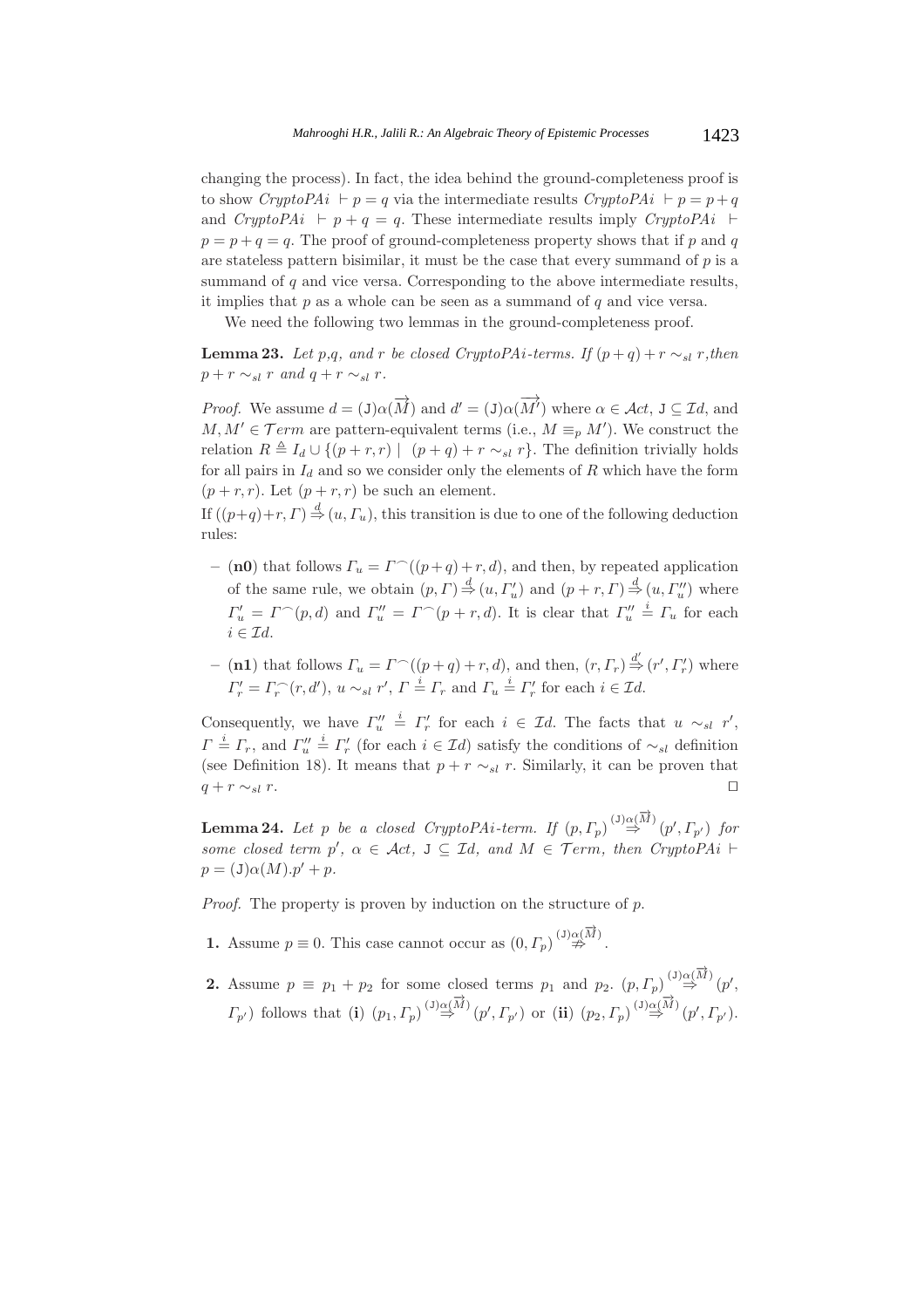changing the process). In fact, the idea behind the ground-completeness proof is to show $CryptoPAi \vdash p = q$ via the intermediate results $CryptoPAi \vdash p = p + q$ and $CryptoPAi \vdash p + q = q$. These intermediate results imply $CryptoPAi \vdash p = p + q = q$. The proof of ground-completeness property shows that if $p$ and $q$ are stateless pattern bisimilar, it must be the case that every summand of $p$ is a summand of $q$ and vice versa. Corresponding to the above intermediate results, it implies that $p$ as a whole can be seen as a summand of $q$ and vice versa.

We need the following two lemmas in the ground-completeness proof.

**Lemma 23.** *Let p,q, and r be closed CryptoPAi-terms. If* $(p+q)+r \sim_{sl} r$*,then* $p + r \sim_{sl} r$ *and* $q + r \sim_{sl} r$.

*Proof.* We assume $d = (\mathtt{J})\alpha(\overrightarrow{M})$ and $d' = (\mathtt{J})\alpha(\overrightarrow{M'})$ where $\alpha \in \mathcal{A}ct$, $\mathtt{J} \subseteq \mathcal{I}d$, and $M, M' \in \mathcal{T}erm$ are pattern-equivalent terms (i.e., $M \equiv_p M'$). We construct the relation $R \triangleq I_d \cup \{(p + r, r) \mid (p + q) + r \sim_{sl} r\}$. The definition trivially holds for all pairs in $I_d$ and so we consider only the elements of $R$ which have the form $(p + r, r)$. Let $(p + r, r)$ be such an element.

If $((p+q)+r, \Gamma) \overset{d}{\Rightarrow} (u, \Gamma_u)$, this transition is due to one of the following deduction rules:

- (**n0**) that follows $\Gamma_u = \Gamma^\frown((p+q)+r, d)$, and then, by repeated application of the same rule, we obtain $(p, \Gamma) \overset{d}{\Rightarrow} (u, \Gamma'_u)$ and $(p + r, \Gamma) \overset{d}{\Rightarrow} (u, \Gamma''_u)$ where $\Gamma'_u = \Gamma^\frown(p, d)$ and $\Gamma''_u = \Gamma^\frown(p + r, d)$. It is clear that $\Gamma''_u \overset{i}{=} \Gamma_u$ for each $i \in \mathcal{I}d$.
- (**n1**) that follows $\Gamma_u = \Gamma^\frown((p+q)+r, d)$, and then, $(r, \Gamma_r) \overset{d'}{\Rightarrow} (r', \Gamma'_r)$ where $\Gamma'_r = \Gamma_r^\frown(r, d')$, $u \sim_{sl} r'$, $\Gamma \overset{i}{=} \Gamma_r$ and $\Gamma_u \overset{i}{=} \Gamma'_r$ for each $i \in \mathcal{I}d$.

Consequently, we have $\Gamma''_u \overset{i}{=} \Gamma'_r$ for each $i \in \mathcal{I}d$. The facts that $u \sim_{sl} r'$, $\Gamma \overset{i}{=} \Gamma_r$, and $\Gamma''_u \overset{i}{=} \Gamma'_r$ (for each $i \in \mathcal{I}d$) satisfy the conditions of $\sim_{sl}$ definition (see Definition 18). It means that $p + r \sim_{sl} r$. Similarly, it can be proven that $q + r \sim_{sl} r$. $\square$

**Lemma 24.** *Let p be a closed CryptoPAi-term. If* $(p, \Gamma_p) \overset{(\mathtt{J})\alpha(\overrightarrow{M})}{\Rightarrow} (p', \Gamma_{p'})$ *for some closed term* $p'$, $\alpha \in \mathcal{A}ct$, $\mathtt{J} \subseteq \mathcal{I}d$, *and* $M \in \mathcal{T}erm$, *then* $CryptoPAi \vdash p = (\mathtt{J})\alpha(M).p' + p$.

*Proof.* The property is proven by induction on the structure of $p$.

1. Assume $p \equiv 0$. This case cannot occur as $(0, \Gamma_p) \overset{(\mathtt{J})\alpha(\overrightarrow{M})}{\not\Rightarrow}$.
2. Assume $p \equiv p_1 + p_2$ for some closed terms $p_1$ and $p_2$. $(p, \Gamma_p) \overset{(\mathtt{J})\alpha(\overrightarrow{M})}{\Rightarrow} (p', \Gamma_{p'})$ follows that (**i**) $(p_1, \Gamma_p) \overset{(\mathtt{J})\alpha(\overrightarrow{M})}{\Rightarrow} (p', \Gamma_{p'})$ or (**ii**) $(p_2, \Gamma_p) \overset{(\mathtt{J})\alpha(\overrightarrow{M})}{\Rightarrow} (p', \Gamma_{p'})$.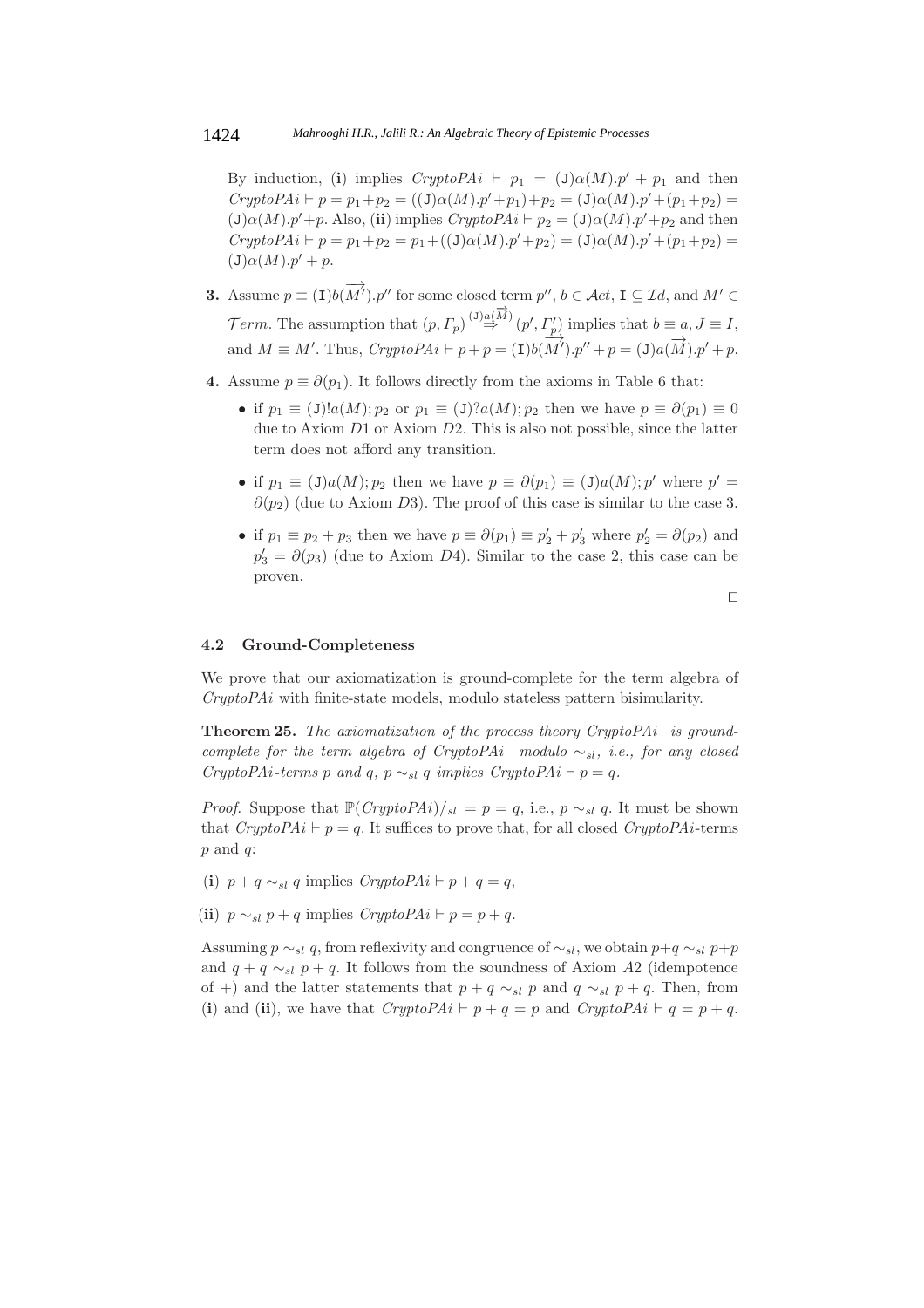By induction, (**i**) implies $CryptoPAi \vdash p_1 = (\mathtt{J})\alpha(M).p' + p_1$ and then $CryptoPAi \vdash p = p_1 + p_2 = ((\mathtt{J})\alpha(M).p' + p_1) + p_2 = (\mathtt{J})\alpha(M).p' + (p_1 + p_2) = (\mathtt{J})\alpha(M).p' + p$. Also, (**ii**) implies $CryptoPAi \vdash p_2 = (\mathtt{J})\alpha(M).p' + p_2$ and then $CryptoPAi \vdash p = p_1 + p_2 = p_1 + ((\mathtt{J})\alpha(M).p' + p_2) = (\mathtt{J})\alpha(M).p' + (p_1 + p_2) = (\mathtt{J})\alpha(M).p' + p$.

**3.** Assume $p \equiv (\mathtt{I})b(\overrightarrow{M'}).p''$ for some closed term $p''$, $b \in \mathcal{A}ct$, $\mathtt{I} \subseteq \mathcal{I}d$, and $M' \in \mathcal{T}erm$. The assumption that $(p, \Gamma_p) \overset{(\mathtt{J})a(\overrightarrow{M})}{\Rightarrow} (p', \Gamma'_p)$ implies that $b \equiv a$, $J \equiv I$, and $M \equiv M'$. Thus, $CryptoPAi \vdash p + p = (\mathtt{I})b(\overrightarrow{M'}).p'' + p = (\mathtt{J})a(\overrightarrow{M}).p' + p$.

**4.** Assume $p \equiv \partial(p_1)$. It follows directly from the axioms in Table 6 that:

- if $p_1 \equiv (\mathtt{J})!a(M); p_2$ or $p_1 \equiv (\mathtt{J})?a(M); p_2$ then we have $p \equiv \partial(p_1) \equiv 0$ due to Axiom $D1$ or Axiom $D2$. This is also not possible, since the latter term does not afford any transition.
- if $p_1 \equiv (\mathtt{J})a(M); p_2$ then we have $p \equiv \partial(p_1) \equiv (\mathtt{J})a(M); p'$ where $p' = \partial(p_2)$ (due to Axiom $D3$). The proof of this case is similar to the case 3.
- if $p_1 \equiv p_2 + p_3$ then we have $p \equiv \partial(p_1) \equiv p'_2 + p'_3$ where $p'_2 = \partial(p_2)$ and $p'_3 = \partial(p_3)$ (due to Axiom $D4$). Similar to the case 2, this case can be proven.

□

### 4.2 Ground-Completeness

We prove that our axiomatization is ground-complete for the term algebra of *CryptoPAi* with finite-state models, modulo stateless pattern bisimularity.

**Theorem 25.** *The axiomatization of the process theory CryptoPAi is ground-complete for the term algebra of CryptoPAi modulo* $\sim_{sl}$*, i.e., for any closed CryptoPAi-terms p and q,* $p \sim_{sl} q$ *implies* $CryptoPAi \vdash p = q$.

*Proof.* Suppose that $\mathbb{P}(CryptoPAi)/_{sl} \models p = q$, i.e., $p \sim_{sl} q$. It must be shown that $CryptoPAi \vdash p = q$. It suffices to prove that, for all closed *CryptoPAi*-terms $p$ and $q$:

(**i**) $p + q \sim_{sl} q$ implies $CryptoPAi \vdash p + q = q$,

(**ii**) $p \sim_{sl} p + q$ implies $CryptoPAi \vdash p = p + q$.

Assuming $p \sim_{sl} q$, from reflexivity and congruence of $\sim_{sl}$, we obtain $p+q \sim_{sl} p+p$ and $q + q \sim_{sl} p + q$. It follows from the soundness of Axiom $A2$ (idempotence of $+$) and the latter statements that $p + q \sim_{sl} p$ and $q \sim_{sl} p + q$. Then, from (**i**) and (**ii**), we have that $CryptoPAi \vdash p + q = p$ and $CryptoPAi \vdash q = p + q$.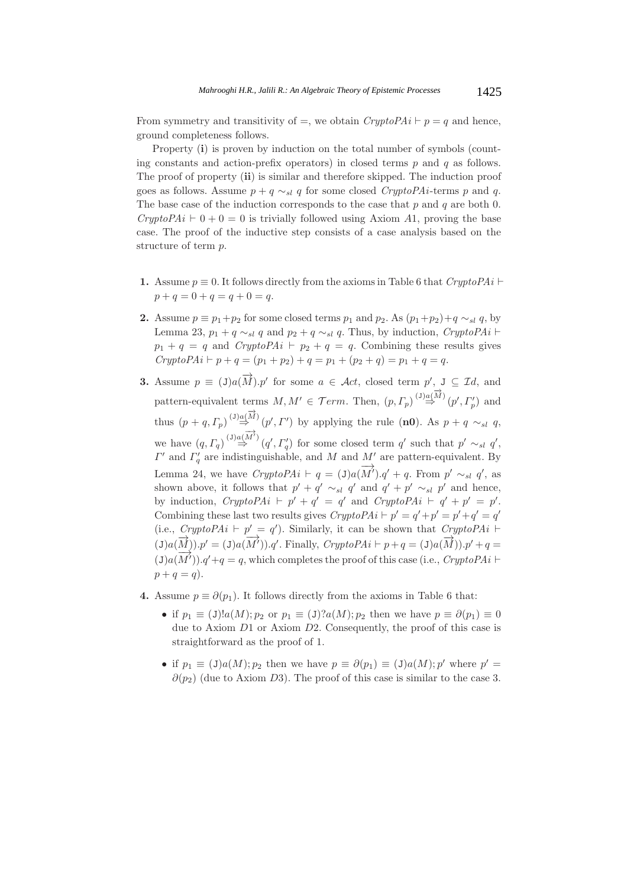From symmetry and transitivity of $=$, we obtain $CryptoPAi \vdash p = q$ and hence, ground completeness follows.

Property (**i**) is proven by induction on the total number of symbols (counting constants and action-prefix operators) in closed terms $p$ and $q$ as follows. The proof of property (**ii**) is similar and therefore skipped. The induction proof goes as follows. Assume $p + q \sim_{sl} q$ for some closed $CryptoPAi$-terms $p$ and $q$. The base case of the induction corresponds to the case that $p$ and $q$ are both 0. $CryptoPAi \vdash 0 + 0 = 0$ is trivially followed using Axiom $A1$, proving the base case. The proof of the inductive step consists of a case analysis based on the structure of term $p$.

**1.** Assume $p \equiv 0$. It follows directly from the axioms in Table 6 that $CryptoPAi \vdash p + q = 0 + q = q + 0 = q$.

**2.** Assume $p \equiv p_1 + p_2$ for some closed terms $p_1$ and $p_2$. As $(p_1 + p_2) + q \sim_{sl} q$, by Lemma 23, $p_1 + q \sim_{sl} q$ and $p_2 + q \sim_{sl} q$. Thus, by induction, $CryptoPAi \vdash p_1 + q = q$ and $CryptoPAi \vdash p_2 + q = q$. Combining these results gives $CryptoPAi \vdash p + q = (p_1 + p_2) + q = p_1 + (p_2 + q) = p_1 + q = q$.

**3.** Assume $p \equiv (\mathtt{J})a(\overrightarrow{M}).p'$ for some $a \in \mathcal{A}ct$, closed term $p'$, $\mathtt{J} \subseteq \mathcal{I}d$, and pattern-equivalent terms $M, M' \in \mathcal{T}erm$. Then, $(p, \Gamma_p) \overset{(\mathtt{J})a(\overrightarrow{M})}{\Rightarrow} (p', \Gamma_p')$ and thus $(p + q, \Gamma_p) \overset{(\mathtt{J})a(\overrightarrow{M})}{\Rightarrow} (p', \Gamma')$ by applying the rule (**n0**). As $p + q \sim_{sl} q$, we have $(q, \Gamma_q) \overset{(\mathtt{J})a(\overrightarrow{M'})}{\Rightarrow} (q', \Gamma_q')$ for some closed term $q'$ such that $p' \sim_{sl} q'$, $\Gamma'$ and $\Gamma_q'$ are indistinguishable, and $M$ and $M'$ are pattern-equivalent. By Lemma 24, we have $CryptoPAi \vdash q = (\mathtt{J})a(\overrightarrow{M'}).q' + q$. From $p' \sim_{sl} q'$, as shown above, it follows that $p' + q' \sim_{sl} q'$ and $q' + p' \sim_{sl} p'$ and hence, by induction, $CryptoPAi \vdash p' + q' = q'$ and $CryptoPAi \vdash q' + p' = p'$. Combining these last two results gives $CryptoPAi \vdash p' = q' + p' = p' + q' = q'$ (i.e., $CryptoPAi \vdash p' = q'$). Similarly, it can be shown that $CryptoPAi \vdash (\mathtt{J})a(\overrightarrow{M})).p' = (\mathtt{J})a(\overrightarrow{M'})).q'$. Finally, $CryptoPAi \vdash p + q = (\mathtt{J})a(\overrightarrow{M})).p' + q = (\mathtt{J})a(\overrightarrow{M'})).q' + q = q$, which completes the proof of this case (i.e., $CryptoPAi \vdash p + q = q$).

**4.** Assume $p \equiv \partial(p_1)$. It follows directly from the axioms in Table 6 that:

- if $p_1 \equiv (\mathtt{J})!a(M); p_2$ or $p_1 \equiv (\mathtt{J})?a(M); p_2$ then we have $p \equiv \partial(p_1) \equiv 0$ due to Axiom $D1$ or Axiom $D2$. Consequently, the proof of this case is straightforward as the proof of 1.
- if $p_1 \equiv (\mathtt{J})a(M); p_2$ then we have $p \equiv \partial(p_1) \equiv (\mathtt{J})a(M); p'$ where $p' = \partial(p_2)$ (due to Axiom $D3$). The proof of this case is similar to the case 3.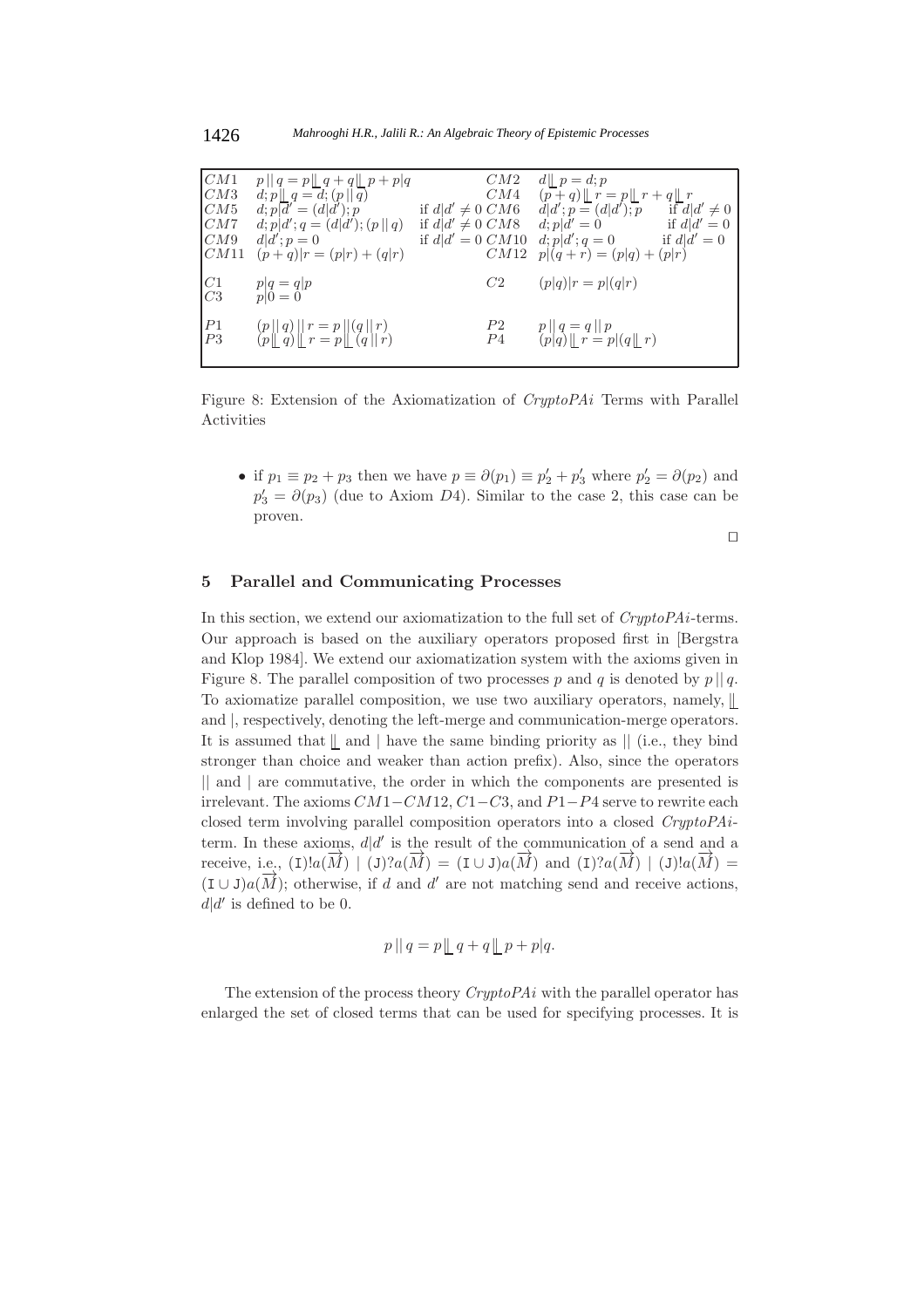| | | | | | |
|---|---|---|---|---|---|
| $CM1$ | $p \,\|\, q = p \,\lfloor\!\lfloor\, q + q \,\lfloor\!\lfloor\, p + p\|q$ | | $CM2$ | $d \,\lfloor\!\lfloor\, p = d; p$ | |
| $CM3$ | $d; p \,\lfloor\!\lfloor\, q = d; (p \,\|\, q)$ | | $CM4$ | $(p + q) \,\lfloor\!\lfloor\, r = p \,\lfloor\!\lfloor\, r + q \,\lfloor\!\lfloor\, r$ | |
| $CM5$ | $d; p\|d' = (d\|d'); p$ | if $d\|d' \neq 0$ | $CM6$ | $d\|d'; p = (d\|d'); p$ | if $d\|d' \neq 0$ |
| $CM7$ | $d; p\|d'; q = (d\|d'); (p \,\|\, q)$ | if $d\|d' \neq 0$ | $CM8$ | $d; p\|d' = 0$ | if $d\|d' = 0$ |
| $CM9$ | $d\|d'; p = 0$ | if $d\|d' = 0$ | $CM10$ | $d; p\|d'; q = 0$ | if $d\|d' = 0$ |
| $CM11$ | $(p + q)\|r = (p\|r) + (q\|r)$ | | $CM12$ | $p\|(q + r) = (p\|q) + (p\|r)$ | |
| $C1$ | $p\|q = q\|p$ | | $C2$ | $(p\|q)\|r = p\|(q\|r)$ | |
| $C3$ | $p\|0 = 0$ | | | | |
| $P1$ | $(p \,\|\, q) \,\|\, r = p \,\|\, (q \,\|\, r)$ | | $P2$ | $p \,\|\, q = q \,\|\, p$ | |
| $P3$ | $(p \,\lfloor\!\lfloor\, q) \,\lfloor\!\lfloor\, r = p \,\lfloor\!\lfloor\, (q \,\|\, r)$ | | $P4$ | $(p\|q) \,\lfloor\!\lfloor\, r = p\|(q \,\lfloor\!\lfloor\, r)$ | |

Figure 8: Extension of the Axiomatization of *CryptoPAi* Terms with Parallel Activities

- if $p_1 \equiv p_2 + p_3$ then we have $p \equiv \partial(p_1) \equiv p'_2 + p'_3$ where $p'_2 = \partial(p_2)$ and $p'_3 = \partial(p_3)$ (due to Axiom $D4$). Similar to the case 2, this case can be proven.

□

## 5 Parallel and Communicating Processes

In this section, we extend our axiomatization to the full set of *CryptoPAi*-terms. Our approach is based on the auxiliary operators proposed first in [Bergstra and Klop 1984]. We extend our axiomatization system with the axioms given in Figure 8. The parallel composition of two processes $p$ and $q$ is denoted by $p \,\|\, q$. To axiomatize parallel composition, we use two auxiliary operators, namely, $\lfloor\!\lfloor$ and $|$, respectively, denoting the left-merge and communication-merge operators. It is assumed that $\lfloor\!\lfloor$ and $|$ have the same binding priority as $\|$ (i.e., they bind stronger than choice and weaker than action prefix). Also, since the operators $\|$ and $|$ are commutative, the order in which the components are presented is irrelevant. The axioms $CM1-CM12$, $C1-C3$, and $P1-P4$ serve to rewrite each closed term involving parallel composition operators into a closed *CryptoPAi*-term. In these axioms, $d|d'$ is the result of the communication of a send and a receive, i.e., $(\mathtt{I})!a(\overrightarrow{M}) \mid (\mathtt{J})?a(\overrightarrow{M}) = (\mathtt{I} \cup \mathtt{J})a(\overrightarrow{M})$ and $(\mathtt{I})?a(\overrightarrow{M}) \mid (\mathtt{J})!a(\overrightarrow{M}) = (\mathtt{I} \cup \mathtt{J})a(\overrightarrow{M})$; otherwise, if $d$ and $d'$ are not matching send and receive actions, $d|d'$ is defined to be 0.

$$p \,\|\, q = p \,\lfloor\!\lfloor\, q + q \,\lfloor\!\lfloor\, p + p|q.$$

The extension of the process theory *CryptoPAi* with the parallel operator has enlarged the set of closed terms that can be used for specifying processes. It is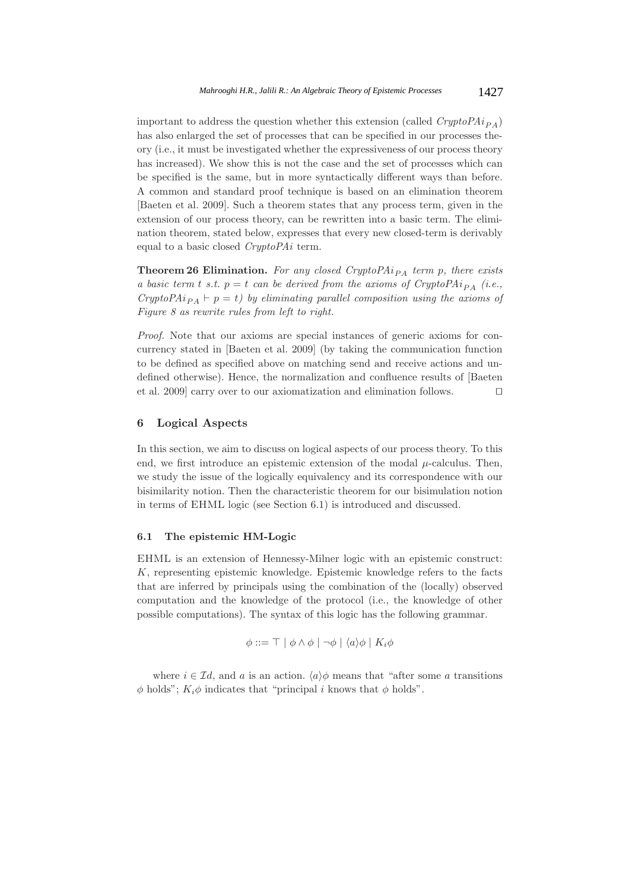important to address the question whether this extension (called $CryptoPAi_{PA}$) has also enlarged the set of processes that can be specified in our processes theory (i.e., it must be investigated whether the expressiveness of our process theory has increased). We show this is not the case and the set of processes which can be specified is the same, but in more syntactically different ways than before. A common and standard proof technique is based on an elimination theorem [Baeten et al. 2009]. Such a theorem states that any process term, given in the extension of our process theory, can be rewritten into a basic term. The elimination theorem, stated below, expresses that every new closed-term is derivably equal to a basic closed *CryptoPAi* term.

**Theorem 26 Elimination.** *For any closed $CryptoPAi_{PA}$ term $p$, there exists a basic term $t$ s.t. $p = t$ can be derived from the axioms of $CryptoPAi_{PA}$ (i.e., $CryptoPAi_{PA} \vdash p = t$) by eliminating parallel composition using the axioms of Figure 8 as rewrite rules from left to right.*

*Proof.* Note that our axioms are special instances of generic axioms for concurrency stated in [Baeten et al. 2009] (by taking the communication function to be defined as specified above on matching send and receive actions and undefined otherwise). Hence, the normalization and confluence results of [Baeten et al. 2009] carry over to our axiomatization and elimination follows. ◻

## 6 Logical Aspects

In this section, we aim to discuss on logical aspects of our process theory. To this end, we first introduce an epistemic extension of the modal $\mu$-calculus. Then, we study the issue of the logically equivalency and its correspondence with our bisimilarity notion. Then the characteristic theorem for our bisimulation notion in terms of EHML logic (see Section 6.1) is introduced and discussed.

### 6.1 The epistemic HM-Logic

EHML is an extension of Hennessy-Milner logic with an epistemic construct: $K$, representing epistemic knowledge. Epistemic knowledge refers to the facts that are inferred by principals using the combination of the (locally) observed computation and the knowledge of the protocol (i.e., the knowledge of other possible computations). The syntax of this logic has the following grammar.

$$\phi ::= \top \mid \phi \wedge \phi \mid \neg\phi \mid \langle a \rangle \phi \mid K_i \phi$$

where $i \in \mathcal{I}d$, and $a$ is an action. $\langle a \rangle \phi$ means that "after some $a$ transitions $\phi$ holds"; $K_i \phi$ indicates that "principal $i$ knows that $\phi$ holds".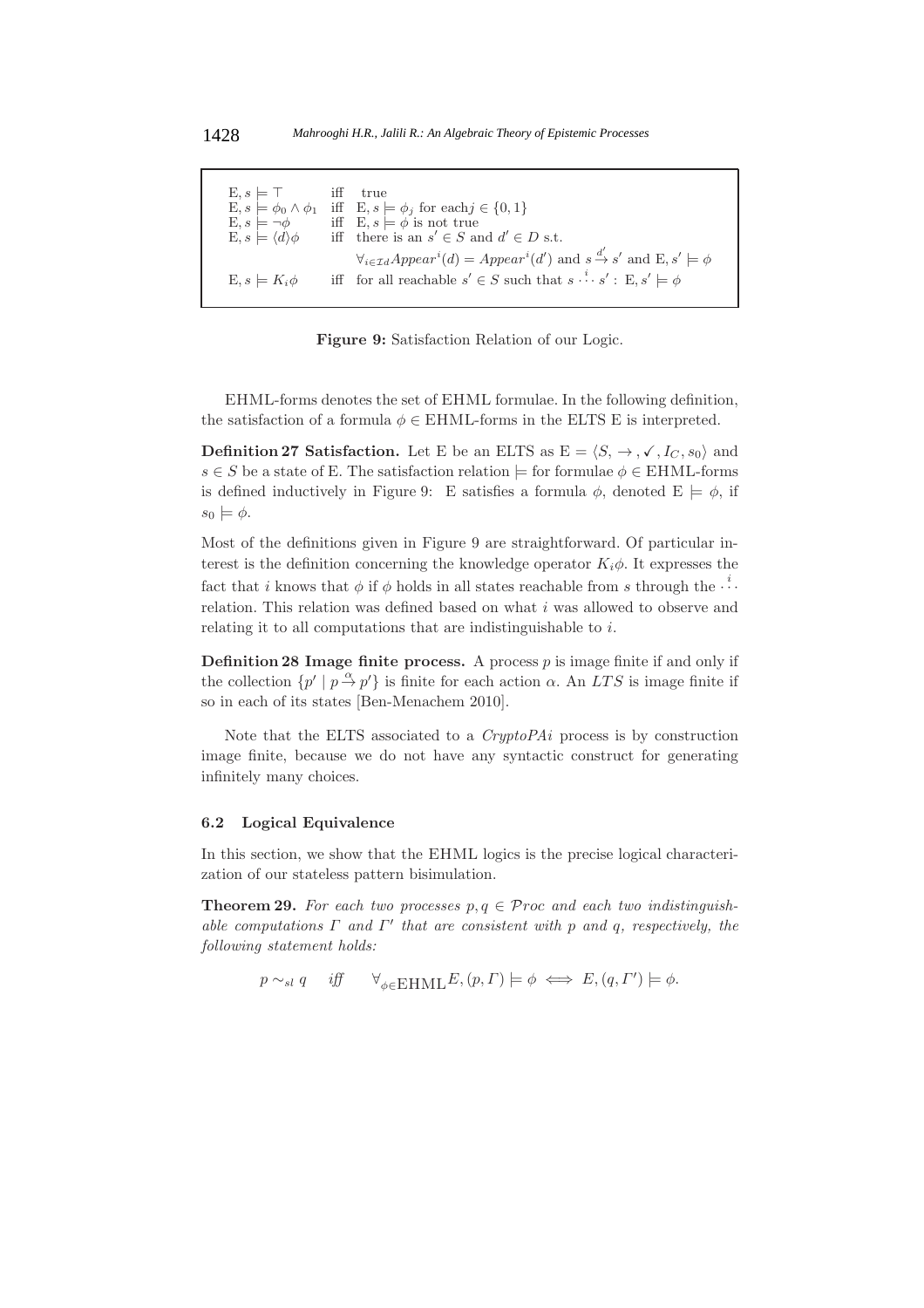| | | |
|---|---|---|
| $\mathrm{E}, s \models \top$ | iff | true |
| $\mathrm{E}, s \models \phi_0 \wedge \phi_1$ | iff | $\mathrm{E}, s \models \phi_j$ for each $j \in \{0, 1\}$ |
| $\mathrm{E}, s \models \neg\phi$ | iff | $\mathrm{E}, s \models \phi$ is not true |
| $\mathrm{E}, s \models \langle d \rangle \phi$ | iff | there is an $s' \in S$ and $d' \in D$ s.t. $\forall_{i \in \mathcal{I}d} Appear^i(d) = Appear^i(d')$ and $s \overset{d'}{\rightarrow} s'$ and $\mathrm{E}, s' \models \phi$ |
| $\mathrm{E}, s \models K_i \phi$ | iff | for all reachable $s' \in S$ such that $s \overset{i}{\cdots} s'$ : $\mathrm{E}, s' \models \phi$ |

**Figure 9:** Satisfaction Relation of our Logic.

EHML-forms denotes the set of EHML formulae. In the following definition, the satisfaction of a formula $\phi \in$ EHML-forms in the ELTS E is interpreted.

**Definition 27 Satisfaction.** Let E be an ELTS as $\mathrm{E} = \langle S, \rightarrow, \checkmark, I_C, s_0 \rangle$ and $s \in S$ be a state of E. The satisfaction relation $\models$ for formulae $\phi \in$ EHML-forms is defined inductively in Figure 9: E satisfies a formula $\phi$, denoted $\mathrm{E} \models \phi$, if $s_0 \models \phi$.

Most of the definitions given in Figure 9 are straightforward. Of particular interest is the definition concerning the knowledge operator $K_i\phi$. It expresses the fact that $i$ knows that $\phi$ if $\phi$ holds in all states reachable from $s$ through the $\overset{i}{\cdots}$ relation. This relation was defined based on what $i$ was allowed to observe and relating it to all computations that are indistinguishable to $i$.

**Definition 28 Image finite process.** A process $p$ is image finite if and only if the collection $\{p' \mid p \overset{\alpha}{\rightarrow} p'\}$ is finite for each action $\alpha$. An $LTS$ is image finite if so in each of its states [Ben-Menachem 2010].

Note that the ELTS associated to a *CryptoPAi* process is by construction image finite, because we do not have any syntactic construct for generating infinitely many choices.

### 6.2 Logical Equivalence

In this section, we show that the EHML logics is the precise logical characterization of our stateless pattern bisimulation.

**Theorem 29.** *For each two processes $p, q \in \mathcal{P}roc$ and each two indistinguishable computations $\Gamma$ and $\Gamma'$ that are consistent with $p$ and $q$, respectively, the following statement holds:*

$$p \sim_{sl} q \quad \textit{iff} \quad \forall_{\phi \in \mathrm{EHML}} E, (p, \Gamma) \models \phi \iff E, (q, \Gamma') \models \phi.$$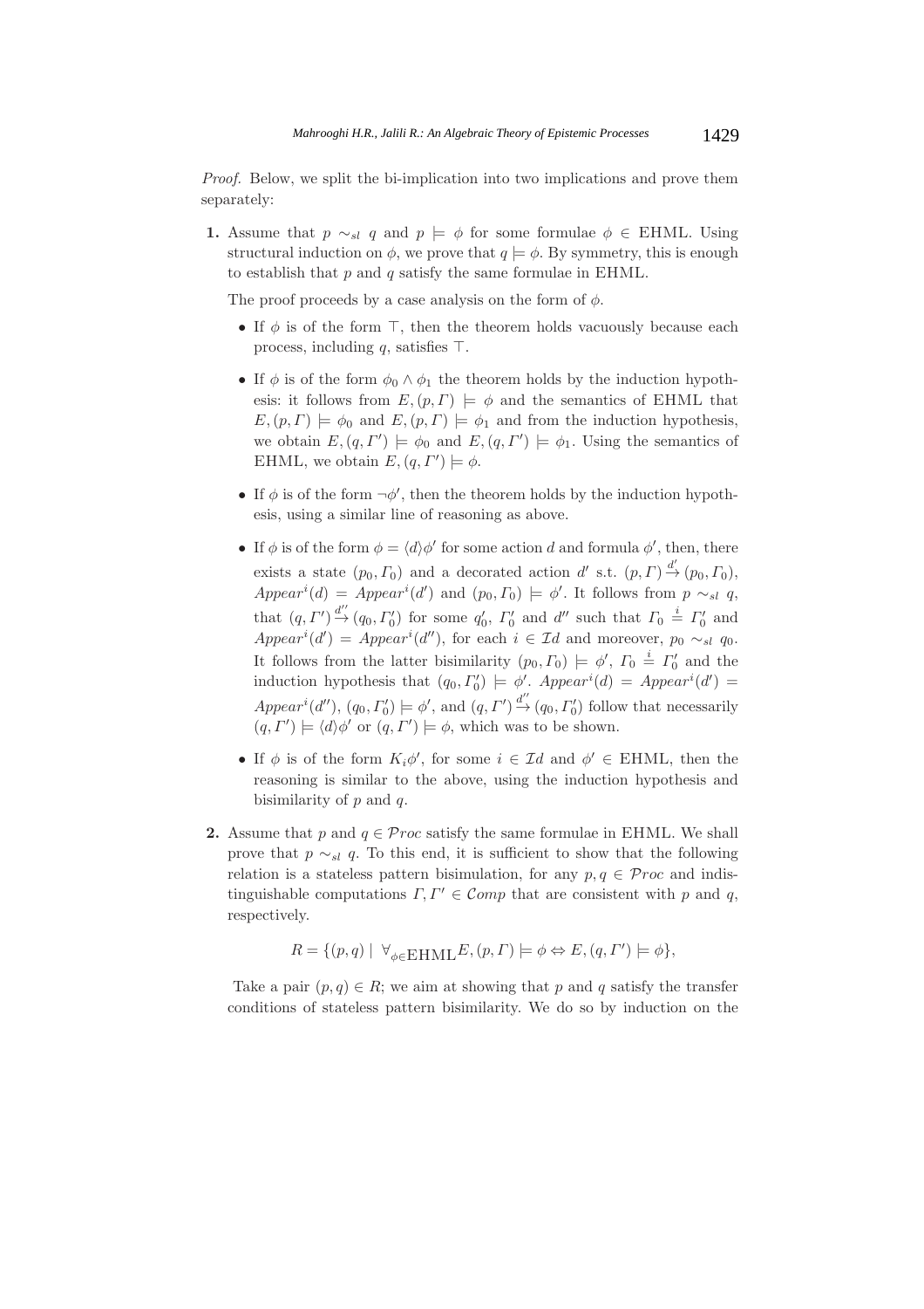*Proof.* Below, we split the bi-implication into two implications and prove them separately:

**1.** Assume that $p \sim_{sl} q$ and $p \models \phi$ for some formulae $\phi \in$ EHML. Using structural induction on $\phi$, we prove that $q \models \phi$. By symmetry, this is enough to establish that $p$ and $q$ satisfy the same formulae in EHML.

The proof proceeds by a case analysis on the form of $\phi$.

- If $\phi$ is of the form $\top$, then the theorem holds vacuously because each process, including $q$, satisfies $\top$.

- If $\phi$ is of the form $\phi_0 \wedge \phi_1$ the theorem holds by the induction hypothesis: it follows from $E, (p, \Gamma) \models \phi$ and the semantics of EHML that $E, (p, \Gamma) \models \phi_0$ and $E, (p, \Gamma) \models \phi_1$ and from the induction hypothesis, we obtain $E, (q, \Gamma') \models \phi_0$ and $E, (q, \Gamma') \models \phi_1$. Using the semantics of EHML, we obtain $E, (q, \Gamma') \models \phi$.

- If $\phi$ is of the form $\neg\phi'$, then the theorem holds by the induction hypothesis, using a similar line of reasoning as above.

- If $\phi$ is of the form $\phi = \langle d \rangle \phi'$ for some action $d$ and formula $\phi'$, then, there exists a state $(p_0, \Gamma_0)$ and a decorated action $d'$ s.t. $(p, \Gamma) \overset{d'}{\to} (p_0, \Gamma_0)$, $Appear^i(d) = Appear^i(d')$ and $(p_0, \Gamma_0) \models \phi'$. It follows from $p \sim_{sl} q$, that $(q, \Gamma') \overset{d''}{\to} (q_0, \Gamma_0')$ for some $q_0'$, $\Gamma_0'$ and $d''$ such that $\Gamma_0 \overset{i}{=} \Gamma_0'$ and $Appear^i(d') = Appear^i(d'')$, for each $i \in \mathcal{I}d$ and moreover, $p_0 \sim_{sl} q_0$. It follows from the latter bisimilarity $(p_0, \Gamma_0) \models \phi'$, $\Gamma_0 \overset{i}{=} \Gamma_0'$ and the induction hypothesis that $(q_0, \Gamma_0') \models \phi'$. $Appear^i(d) = Appear^i(d') = Appear^i(d'')$, $(q_0, \Gamma_0') \models \phi'$, and $(q, \Gamma') \overset{d''}{\to} (q_0, \Gamma_0')$ follow that necessarily $(q, \Gamma') \models \langle d \rangle \phi'$ or $(q, \Gamma') \models \phi$, which was to be shown.

- If $\phi$ is of the form $K_i\phi'$, for some $i \in \mathcal{I}d$ and $\phi' \in$ EHML, then the reasoning is similar to the above, using the induction hypothesis and bisimilarity of $p$ and $q$.

**2.** Assume that $p$ and $q \in \mathcal{P}roc$ satisfy the same formulae in EHML. We shall prove that $p \sim_{sl} q$. To this end, it is sufficient to show that the following relation is a stateless pattern bisimulation, for any $p, q \in \mathcal{P}roc$ and indistinguishable computations $\Gamma, \Gamma' \in \mathcal{C}omp$ that are consistent with $p$ and $q$, respectively.

$$R = \{(p, q) \mid \forall_{\phi \in \text{EHML}} E, (p, \Gamma) \models \phi \Leftrightarrow E, (q, \Gamma') \models \phi\},$$

Take a pair $(p, q) \in R$; we aim at showing that $p$ and $q$ satisfy the transfer conditions of stateless pattern bisimilarity. We do so by induction on the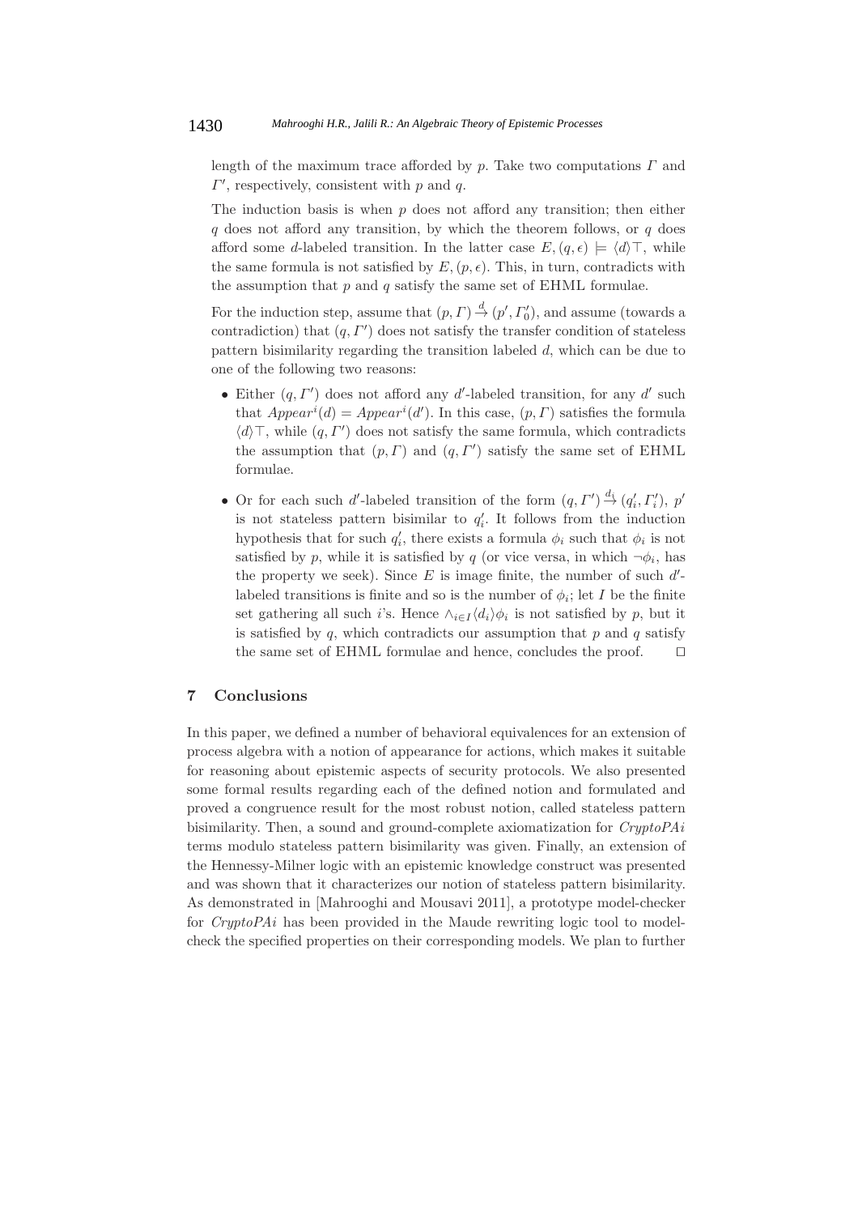length of the maximum trace afforded by $p$. Take two computations $\Gamma$ and $\Gamma'$, respectively, consistent with $p$ and $q$.

The induction basis is when $p$ does not afford any transition; then either $q$ does not afford any transition, by which the theorem follows, or $q$ does afford some $d$-labeled transition. In the latter case $E, (q, \epsilon) \models \langle d \rangle \top$, while the same formula is not satisfied by $E, (p, \epsilon)$. This, in turn, contradicts with the assumption that $p$ and $q$ satisfy the same set of EHML formulae.

For the induction step, assume that $(p, \Gamma) \xrightarrow{d} (p', \Gamma'_0)$, and assume (towards a contradiction) that $(q, \Gamma')$ does not satisfy the transfer condition of stateless pattern bisimilarity regarding the transition labeled $d$, which can be due to one of the following two reasons:

- Either $(q, \Gamma')$ does not afford any $d'$-labeled transition, for any $d'$ such that $Appear^i(d) = Appear^i(d')$. In this case, $(p, \Gamma)$ satisfies the formula $\langle d \rangle \top$, while $(q, \Gamma')$ does not satisfy the same formula, which contradicts the assumption that $(p, \Gamma)$ and $(q, \Gamma')$ satisfy the same set of EHML formulae.
- Or for each such $d'$-labeled transition of the form $(q, \Gamma') \xrightarrow{d_i} (q'_i, \Gamma'_i)$, $p'$ is not stateless pattern bisimilar to $q'_i$. It follows from the induction hypothesis that for such $q'_i$, there exists a formula $\phi_i$ such that $\phi_i$ is not satisfied by $p$, while it is satisfied by $q$ (or vice versa, in which $\neg\phi_i$, has the property we seek). Since $E$ is image finite, the number of such $d'$-labeled transitions is finite and so is the number of $\phi_i$; let $I$ be the finite set gathering all such $i$'s. Hence $\wedge_{i \in I} \langle d_i \rangle \phi_i$ is not satisfied by $p$, but it is satisfied by $q$, which contradicts our assumption that $p$ and $q$ satisfy the same set of EHML formulae and hence, concludes the proof. □

## 7 Conclusions

In this paper, we defined a number of behavioral equivalences for an extension of process algebra with a notion of appearance for actions, which makes it suitable for reasoning about epistemic aspects of security protocols. We also presented some formal results regarding each of the defined notion and formulated and proved a congruence result for the most robust notion, called stateless pattern bisimilarity. Then, a sound and ground-complete axiomatization for *CryptoPAi* terms modulo stateless pattern bisimilarity was given. Finally, an extension of the Hennessy-Milner logic with an epistemic knowledge construct was presented and was shown that it characterizes our notion of stateless pattern bisimilarity. As demonstrated in [Mahrooghi and Mousavi 2011], a prototype model-checker for *CryptoPAi* has been provided in the Maude rewriting logic tool to model-check the specified properties on their corresponding models. We plan to further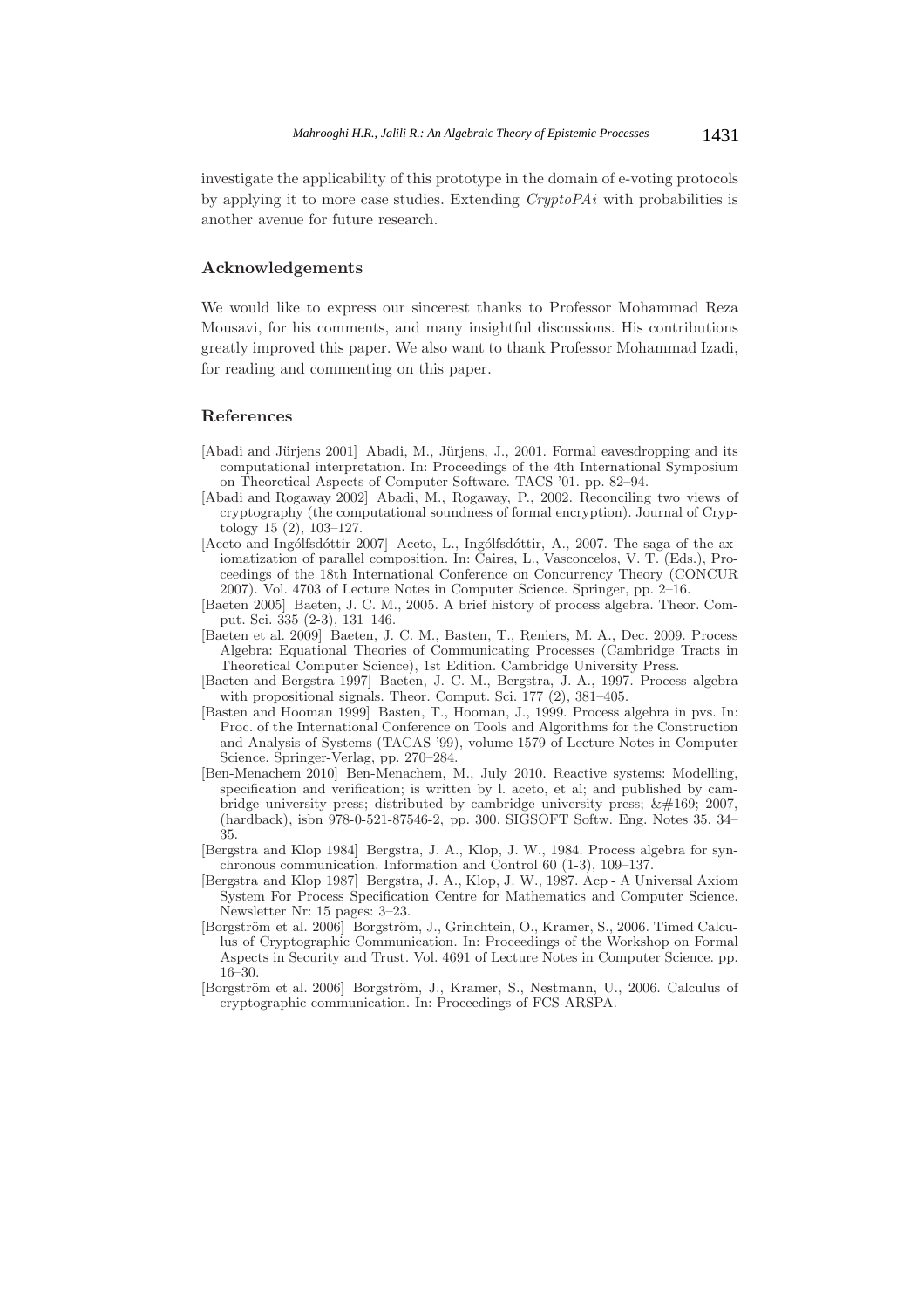investigate the applicability of this prototype in the domain of e-voting protocols by applying it to more case studies. Extending *CryptoPAi* with probabilities is another avenue for future research.

## Acknowledgements

We would like to express our sincerest thanks to Professor Mohammad Reza Mousavi, for his comments, and many insightful discussions. His contributions greatly improved this paper. We also want to thank Professor Mohammad Izadi, for reading and commenting on this paper.

## References

[Abadi and Jürjens 2001] Abadi, M., Jürjens, J., 2001. Formal eavesdropping and its computational interpretation. In: Proceedings of the 4th International Symposium on Theoretical Aspects of Computer Software. TACS '01. pp. 82–94.

[Abadi and Rogaway 2002] Abadi, M., Rogaway, P., 2002. Reconciling two views of cryptography (the computational soundness of formal encryption). Journal of Cryptology 15 (2), 103–127.

[Aceto and Ingólfsdóttir 2007] Aceto, L., Ingólfsdóttir, A., 2007. The saga of the axiomatization of parallel composition. In: Caires, L., Vasconcelos, V. T. (Eds.), Proceedings of the 18th International Conference on Concurrency Theory (CONCUR 2007). Vol. 4703 of Lecture Notes in Computer Science. Springer, pp. 2–16.

[Baeten 2005] Baeten, J. C. M., 2005. A brief history of process algebra. Theor. Comput. Sci. 335 (2-3), 131–146.

[Baeten et al. 2009] Baeten, J. C. M., Basten, T., Reniers, M. A., Dec. 2009. Process Algebra: Equational Theories of Communicating Processes (Cambridge Tracts in Theoretical Computer Science), 1st Edition. Cambridge University Press.

[Baeten and Bergstra 1997] Baeten, J. C. M., Bergstra, J. A., 1997. Process algebra with propositional signals. Theor. Comput. Sci. 177 (2), 381–405.

[Basten and Hooman 1999] Basten, T., Hooman, J., 1999. Process algebra in pvs. In: Proc. of the International Conference on Tools and Algorithms for the Construction and Analysis of Systems (TACAS '99), volume 1579 of Lecture Notes in Computer Science. Springer-Verlag, pp. 270–284.

[Ben-Menachem 2010] Ben-Menachem, M., July 2010. Reactive systems: Modelling, specification and verification; is written by l. aceto, et al; and published by cambridge university press; distributed by cambridge university press; &#169; 2007, (hardback), isbn 978-0-521-87546-2, pp. 300. SIGSOFT Softw. Eng. Notes 35, 34–35.

[Bergstra and Klop 1984] Bergstra, J. A., Klop, J. W., 1984. Process algebra for synchronous communication. Information and Control 60 (1-3), 109–137.

[Bergstra and Klop 1987] Bergstra, J. A., Klop, J. W., 1987. Acp - A Universal Axiom System For Process Specification Centre for Mathematics and Computer Science. Newsletter Nr: 15 pages: 3–23.

[Borgström et al. 2006] Borgström, J., Grinchtein, O., Kramer, S., 2006. Timed Calculus of Cryptographic Communication. In: Proceedings of the Workshop on Formal Aspects in Security and Trust. Vol. 4691 of Lecture Notes in Computer Science. pp. 16–30.

[Borgström et al. 2006] Borgström, J., Kramer, S., Nestmann, U., 2006. Calculus of cryptographic communication. In: Proceedings of FCS-ARSPA.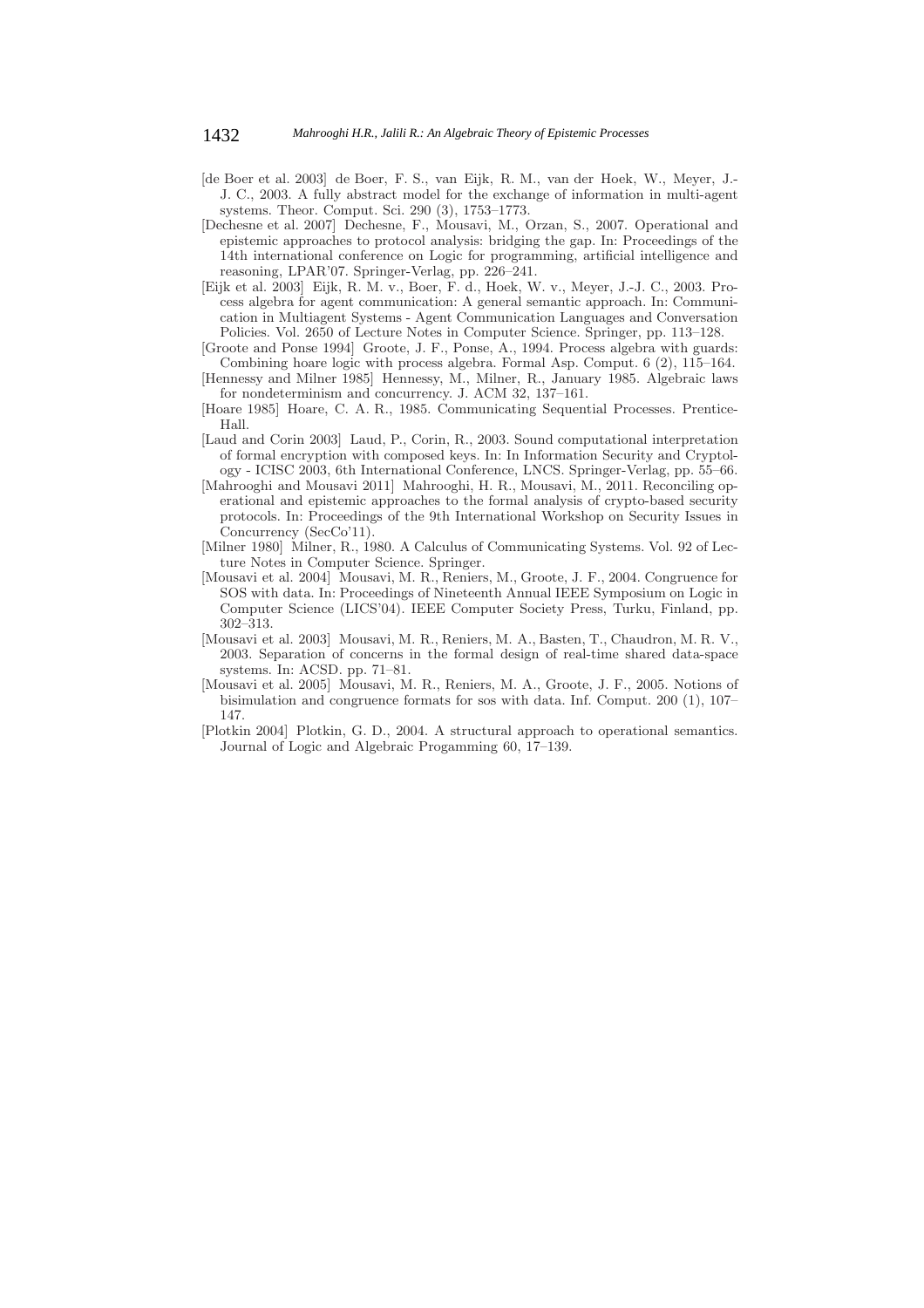[de Boer et al. 2003] de Boer, F. S., van Eijk, R. M., van der Hoek, W., Meyer, J.-J. C., 2003. A fully abstract model for the exchange of information in multi-agent systems. Theor. Comput. Sci. 290 (3), 1753–1773.

[Dechesne et al. 2007] Dechesne, F., Mousavi, M., Orzan, S., 2007. Operational and epistemic approaches to protocol analysis: bridging the gap. In: Proceedings of the 14th international conference on Logic for programming, artificial intelligence and reasoning, LPAR'07. Springer-Verlag, pp. 226–241.

[Eijk et al. 2003] Eijk, R. M. v., Boer, F. d., Hoek, W. v., Meyer, J.-J. C., 2003. Process algebra for agent communication: A general semantic approach. In: Communication in Multiagent Systems - Agent Communication Languages and Conversation Policies. Vol. 2650 of Lecture Notes in Computer Science. Springer, pp. 113–128.

[Groote and Ponse 1994] Groote, J. F., Ponse, A., 1994. Process algebra with guards: Combining hoare logic with process algebra. Formal Asp. Comput. 6 (2), 115–164.

[Hennessy and Milner 1985] Hennessy, M., Milner, R., January 1985. Algebraic laws for nondeterminism and concurrency. J. ACM 32, 137–161.

[Hoare 1985] Hoare, C. A. R., 1985. Communicating Sequential Processes. Prentice-Hall.

[Laud and Corin 2003] Laud, P., Corin, R., 2003. Sound computational interpretation of formal encryption with composed keys. In: In Information Security and Cryptology - ICISC 2003, 6th International Conference, LNCS. Springer-Verlag, pp. 55–66.

[Mahrooghi and Mousavi 2011] Mahrooghi, H. R., Mousavi, M., 2011. Reconciling operational and epistemic approaches to the formal analysis of crypto-based security protocols. In: Proceedings of the 9th International Workshop on Security Issues in Concurrency (SecCo'11).

[Milner 1980] Milner, R., 1980. A Calculus of Communicating Systems. Vol. 92 of Lecture Notes in Computer Science. Springer.

[Mousavi et al. 2004] Mousavi, M. R., Reniers, M., Groote, J. F., 2004. Congruence for SOS with data. In: Proceedings of Nineteenth Annual IEEE Symposium on Logic in Computer Science (LICS'04). IEEE Computer Society Press, Turku, Finland, pp. 302–313.

[Mousavi et al. 2003] Mousavi, M. R., Reniers, M. A., Basten, T., Chaudron, M. R. V., 2003. Separation of concerns in the formal design of real-time shared data-space systems. In: ACSD. pp. 71–81.

[Mousavi et al. 2005] Mousavi, M. R., Reniers, M. A., Groote, J. F., 2005. Notions of bisimulation and congruence formats for sos with data. Inf. Comput. 200 (1), 107–147.

[Plotkin 2004] Plotkin, G. D., 2004. A structural approach to operational semantics. Journal of Logic and Algebraic Progamming 60, 17–139.